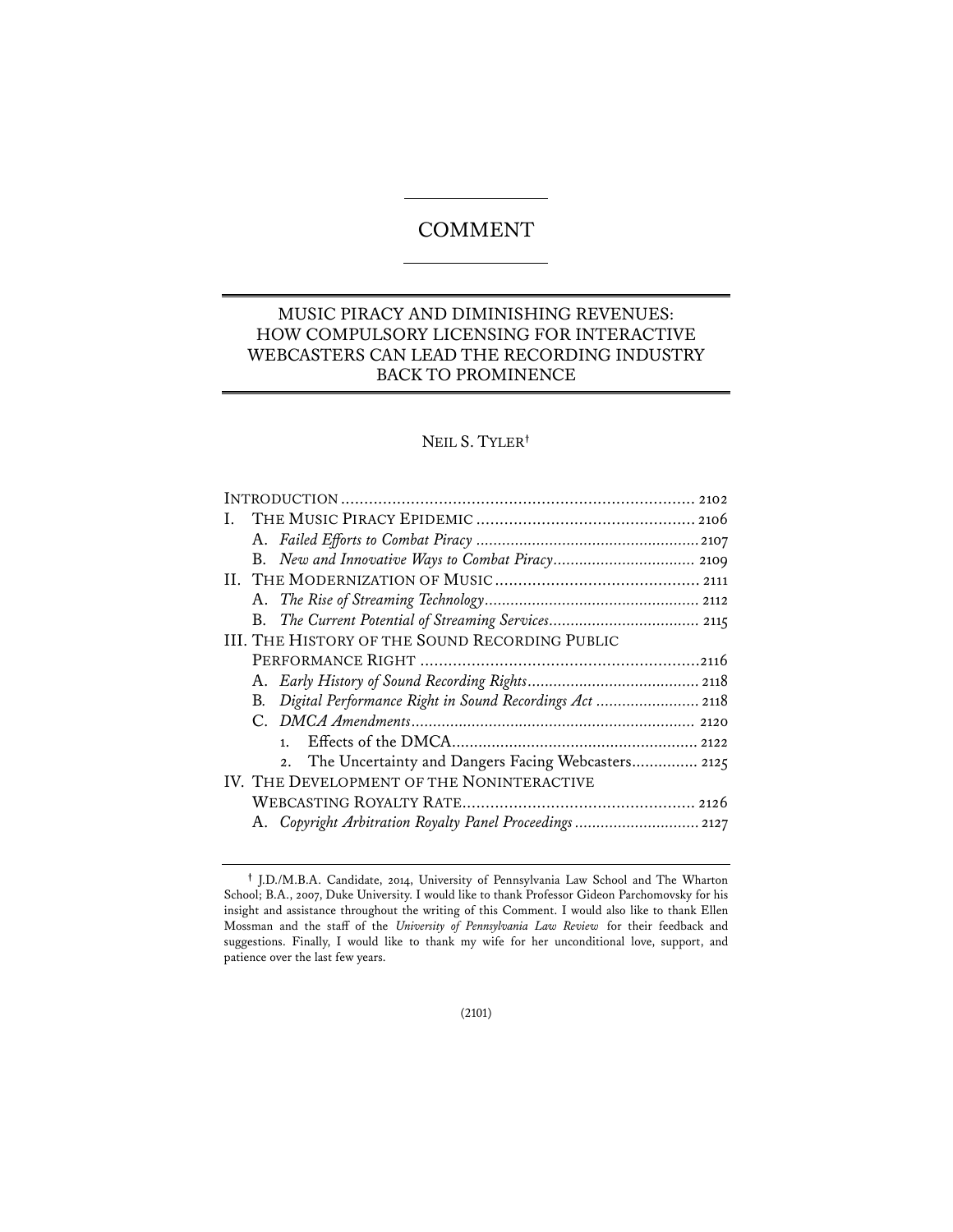# COMMENT

## MUSIC PIRACY AND DIMINISHING REVENUES: HOW COMPULSORY LICENSING FOR INTERACTIVE WEBCASTERS CAN LEAD THE RECORDING INDUSTRY BACK TO PROMINENCE

NEIL S. TYLER[†]

| | |
|---|---|
| INTRODUCTION | 2102 |
| I. THE MUSIC PIRACY EPIDEMIC | 2106 |
| A. *Failed Efforts to Combat Piracy* | 2107 |
| B. *New and Innovative Ways to Combat Piracy* | 2109 |
| II. THE MODERNIZATION OF MUSIC | 2111 |
| A. *The Rise of Streaming Technology* | 2112 |
| B. *The Current Potential of Streaming Services* | 2115 |
| III. THE HISTORY OF THE SOUND RECORDING PUBLIC PERFORMANCE RIGHT | 2116 |
| A. *Early History of Sound Recording Rights* | 2118 |
| B. *Digital Performance Right in Sound Recordings Act* | 2118 |
| C. *DMCA Amendments* | 2120 |
| 1. Effects of the DMCA | 2122 |
| 2. The Uncertainty and Dangers Facing Webcasters | 2125 |
| IV. THE DEVELOPMENT OF THE NONINTERACTIVE WEBCASTING ROYALTY RATE | 2126 |
| A. *Copyright Arbitration Royalty Panel Proceedings* | 2127 |

[†] J.D./M.B.A. Candidate, 2014, University of Pennsylvania Law School and The Wharton School; B.A., 2007, Duke University. I would like to thank Professor Gideon Parchomovsky for his insight and assistance throughout the writing of this Comment. I would also like to thank Ellen Mossman and the staff of the *University of Pennsylvania Law Review* for their feedback and suggestions. Finally, I would like to thank my wife for her unconditional love, support, and patience over the last few years.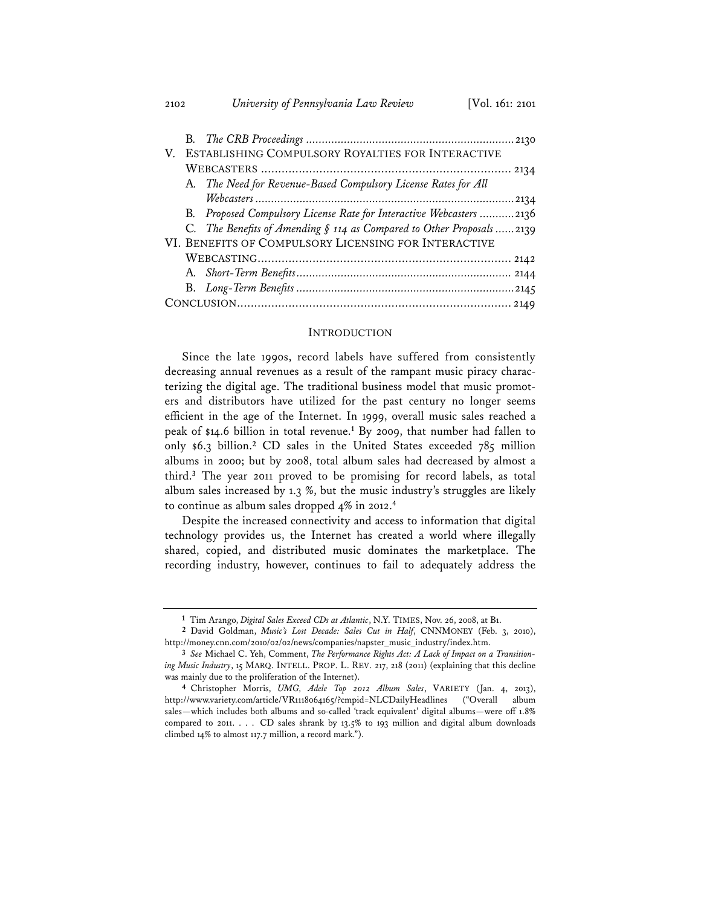B. *The CRB Proceedings* .................................................................. 2130

V. ESTABLISHING COMPULSORY ROYALTIES FOR INTERACTIVE WEBCASTERS ......................................................................... 2134

A. *The Need for Revenue-Based Compulsory License Rates for All Webcasters* ................................................................................. 2134

B. *Proposed Compulsory License Rate for Interactive Webcasters* ........... 2136

C. *The Benefits of Amending § 114 as Compared to Other Proposals* ...... 2139

VI. BENEFITS OF COMPULSORY LICENSING FOR INTERACTIVE WEBCASTING.......................................................................... 2142

A. *Short-Term Benefits* ................................................................... 2144

B. *Long-Term Benefits* .................................................................... 2145

CONCLUSION................................................................................ 2149

## INTRODUCTION

Since the late 1990s, record labels have suffered from consistently decreasing annual revenues as a result of the rampant music piracy characterizing the digital age. The traditional business model that music promoters and distributors have utilized for the past century no longer seems efficient in the age of the Internet. In 1999, overall music sales reached a peak of $14.6 billion in total revenue.[1] By 2009, that number had fallen to only $6.3 billion.[2] CD sales in the United States exceeded 785 million albums in 2000; but by 2008, total album sales had decreased by almost a third.[3] The year 2011 proved to be promising for record labels, as total album sales increased by 1.3 %, but the music industry's struggles are likely to continue as album sales dropped 4% in 2012.[4]

Despite the increased connectivity and access to information that digital technology provides us, the Internet has created a world where illegally shared, copied, and distributed music dominates the marketplace. The recording industry, however, continues to fail to adequately address the

---

[1] Tim Arango, *Digital Sales Exceed CDs at Atlantic*, N.Y. TIMES, Nov. 26, 2008, at B1.

[2] David Goldman, *Music's Lost Decade: Sales Cut in Half*, CNNMONEY (Feb. 3, 2010), http://money.cnn.com/2010/02/02/news/companies/napster_music_industry/index.htm.

[3] *See* Michael C. Yeh, Comment, *The Performance Rights Act: A Lack of Impact on a Transitioning Music Industry*, 15 MARQ. INTELL. PROP. L. REV. 217, 218 (2011) (explaining that this decline was mainly due to the proliferation of the Internet).

[4] Christopher Morris, *UMG, Adele Top 2012 Album Sales*, VARIETY (Jan. 4, 2013), http://www.variety.com/article/VR1118064165/?cmpid=NLCDailyHeadlines ("Overall album sales—which includes both albums and so-called 'track equivalent' digital albums—were off 1.8% compared to 2011. . . . CD sales shrank by 13.5% to 193 million and digital album downloads climbed 14% to almost 117.7 million, a record mark.").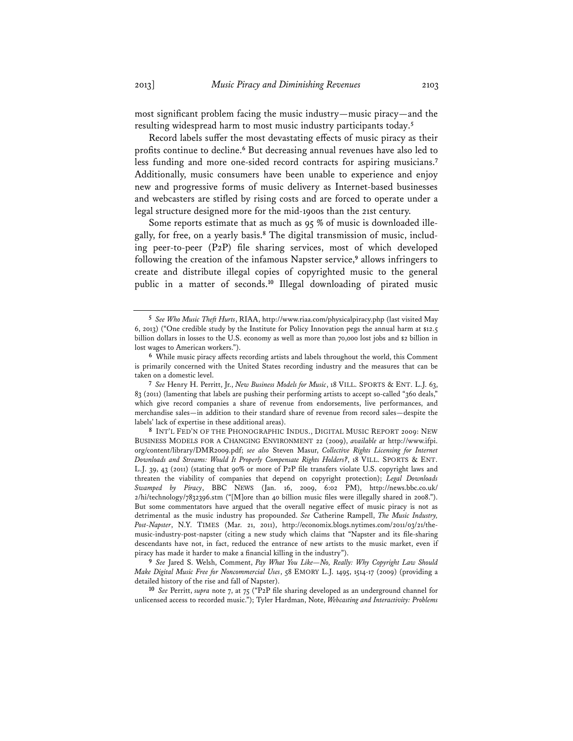most significant problem facing the music industry—music piracy—and the resulting widespread harm to most music industry participants today.[5]

Record labels suffer the most devastating effects of music piracy as their profits continue to decline.[6] But decreasing annual revenues have also led to less funding and more one-sided record contracts for aspiring musicians.[7] Additionally, music consumers have been unable to experience and enjoy new and progressive forms of music delivery as Internet-based businesses and webcasters are stifled by rising costs and are forced to operate under a legal structure designed more for the mid-1900s than the 21st century.

Some reports estimate that as much as 95 % of music is downloaded illegally, for free, on a yearly basis.[8] The digital transmission of music, including peer-to-peer (P2P) file sharing services, most of which developed following the creation of the infamous Napster service,[9] allows infringers to create and distribute illegal copies of copyrighted music to the general public in a matter of seconds.[10] Illegal downloading of pirated music

---

[5] *See Who Music Theft Hurts*, RIAA, http://www.riaa.com/physicalpiracy.php (last visited May 6, 2013) ("One credible study by the Institute for Policy Innovation pegs the annual harm at $12.5 billion dollars in losses to the U.S. economy as well as more than 70,000 lost jobs and $2 billion in lost wages to American workers.").

[6] While music piracy affects recording artists and labels throughout the world, this Comment is primarily concerned with the United States recording industry and the measures that can be taken on a domestic level.

[7] *See* Henry H. Perritt, Jr., *New Business Models for Music*, 18 VILL. SPORTS & ENT. L.J. 63, 83 (2011) (lamenting that labels are pushing their performing artists to accept so-called "360 deals," which give record companies a share of revenue from endorsements, live performances, and merchandise sales—in addition to their standard share of revenue from record sales—despite the labels' lack of expertise in these additional areas).

[8] INT'L FED'N OF THE PHONOGRAPHIC INDUS., DIGITAL MUSIC REPORT 2009: NEW BUSINESS MODELS FOR A CHANGING ENVIRONMENT 22 (2009), *available at* http://www.ifpi.org/content/library/DMR2009.pdf; *see also* Steven Masur, *Collective Rights Licensing for Internet Downloads and Streams: Would It Properly Compensate Rights Holders?*, 18 VILL. SPORTS & ENT. L.J. 39, 43 (2011) (stating that 90% or more of P2P file transfers violate U.S. copyright laws and threaten the viability of companies that depend on copyright protection); *Legal Downloads Swamped by Piracy*, BBC NEWS (Jan. 16, 2009, 6:02 PM), http://news.bbc.co.uk/2/hi/technology/7832396.stm ("[M]ore than 40 billion music files were illegally shared in 2008."). But some commentators have argued that the overall negative effect of music piracy is not as detrimental as the music industry has propounded. *See* Catherine Rampell, *The Music Industry, Post-Napster*, N.Y. TIMES (Mar. 21, 2011), http://economix.blogs.nytimes.com/2011/03/21/the-music-industry-post-napster (citing a new study which claims that "Napster and its file-sharing descendants have not, in fact, reduced the entrance of new artists to the music market, even if piracy has made it harder to make a financial killing in the industry").

[9] *See* Jared S. Welsh, Comment, *Pay What You Like—No, Really: Why Copyright Law Should Make Digital Music Free for Noncommercial Uses*, 58 EMORY L.J. 1495, 1514-17 (2009) (providing a detailed history of the rise and fall of Napster).

[10] *See* Perritt, *supra* note 7, at 75 ("P2P file sharing developed as an underground channel for unlicensed access to recorded music."); Tyler Hardman, Note, *Webcasting and Interactivity: Problems*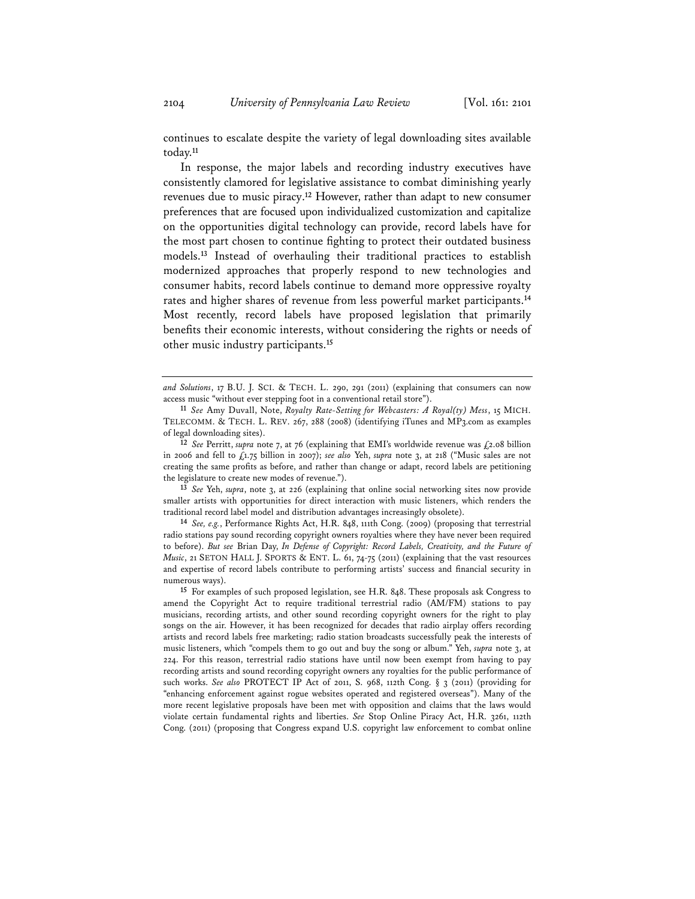continues to escalate despite the variety of legal downloading sites available today.[11]

In response, the major labels and recording industry executives have consistently clamored for legislative assistance to combat diminishing yearly revenues due to music piracy.[12] However, rather than adapt to new consumer preferences that are focused upon individualized customization and capitalize on the opportunities digital technology can provide, record labels have for the most part chosen to continue fighting to protect their outdated business models.[13] Instead of overhauling their traditional practices to establish modernized approaches that properly respond to new technologies and consumer habits, record labels continue to demand more oppressive royalty rates and higher shares of revenue from less powerful market participants.[14] Most recently, record labels have proposed legislation that primarily benefits their economic interests, without considering the rights or needs of other music industry participants.[15]

---

*and Solutions*, 17 B.U. J. SCI. & TECH. L. 290, 291 (2011) (explaining that consumers can now access music "without ever stepping foot in a conventional retail store").

[11] *See* Amy Duvall, Note, *Royalty Rate-Setting for Webcasters: A Royal(ty) Mess*, 15 MICH. TELECOMM. & TECH. L. REV. 267, 288 (2008) (identifying iTunes and MP3.com as examples of legal downloading sites).

[12] *See* Perritt, *supra* note 7, at 76 (explaining that EMI's worldwide revenue was £2.08 billion in 2006 and fell to £1.75 billion in 2007); *see also* Yeh, *supra* note 3, at 218 ("Music sales are not creating the same profits as before, and rather than change or adapt, record labels are petitioning the legislature to create new modes of revenue.").

[13] *See* Yeh, *supra*, note 3, at 226 (explaining that online social networking sites now provide smaller artists with opportunities for direct interaction with music listeners, which renders the traditional record label model and distribution advantages increasingly obsolete).

[14] *See, e.g.*, Performance Rights Act, H.R. 848, 111th Cong. (2009) (proposing that terrestrial radio stations pay sound recording copyright owners royalties where they have never been required to before). *But see* Brian Day, *In Defense of Copyright: Record Labels, Creativity, and the Future of Music*, 21 SETON HALL J. SPORTS & ENT. L. 61, 74-75 (2011) (explaining that the vast resources and expertise of record labels contribute to performing artists' success and financial security in numerous ways).

[15] For examples of such proposed legislation, see H.R. 848. These proposals ask Congress to amend the Copyright Act to require traditional terrestrial radio (AM/FM) stations to pay musicians, recording artists, and other sound recording copyright owners for the right to play songs on the air. However, it has been recognized for decades that radio airplay offers recording artists and record labels free marketing; radio station broadcasts successfully peak the interests of music listeners, which "compels them to go out and buy the song or album." Yeh, *supra* note 3, at 224. For this reason, terrestrial radio stations have until now been exempt from having to pay recording artists and sound recording copyright owners any royalties for the public performance of such works. *See also* PROTECT IP Act of 2011, S. 968, 112th Cong. § 3 (2011) (providing for "enhancing enforcement against rogue websites operated and registered overseas"). Many of the more recent legislative proposals have been met with opposition and claims that the laws would violate certain fundamental rights and liberties. *See* Stop Online Piracy Act, H.R. 3261, 112th Cong. (2011) (proposing that Congress expand U.S. copyright law enforcement to combat online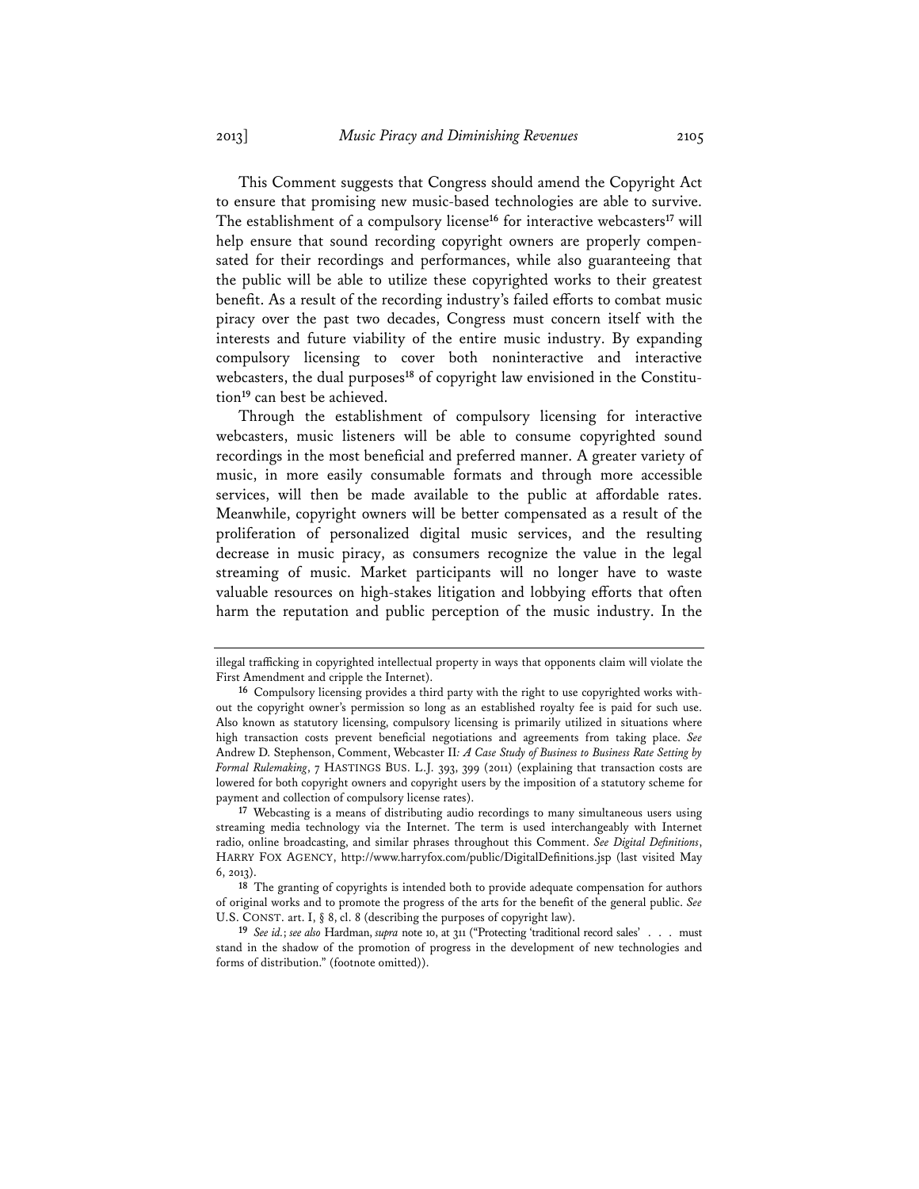This Comment suggests that Congress should amend the Copyright Act to ensure that promising new music-based technologies are able to survive. The establishment of a compulsory license[16] for interactive webcasters[17] will help ensure that sound recording copyright owners are properly compensated for their recordings and performances, while also guaranteeing that the public will be able to utilize these copyrighted works to their greatest benefit. As a result of the recording industry's failed efforts to combat music piracy over the past two decades, Congress must concern itself with the interests and future viability of the entire music industry. By expanding compulsory licensing to cover both noninteractive and interactive webcasters, the dual purposes[18] of copyright law envisioned in the Constitution[19] can best be achieved.

Through the establishment of compulsory licensing for interactive webcasters, music listeners will be able to consume copyrighted sound recordings in the most beneficial and preferred manner. A greater variety of music, in more easily consumable formats and through more accessible services, will then be made available to the public at affordable rates. Meanwhile, copyright owners will be better compensated as a result of the proliferation of personalized digital music services, and the resulting decrease in music piracy, as consumers recognize the value in the legal streaming of music. Market participants will no longer have to waste valuable resources on high-stakes litigation and lobbying efforts that often harm the reputation and public perception of the music industry. In the

---

illegal trafficking in copyrighted intellectual property in ways that opponents claim will violate the First Amendment and cripple the Internet).

16 Compulsory licensing provides a third party with the right to use copyrighted works without the copyright owner's permission so long as an established royalty fee is paid for such use. Also known as statutory licensing, compulsory licensing is primarily utilized in situations where high transaction costs prevent beneficial negotiations and agreements from taking place. *See* Andrew D. Stephenson, Comment, *Webcaster II: A Case Study of Business to Business Rate Setting by Formal Rulemaking*, 7 HASTINGS BUS. L.J. 393, 399 (2011) (explaining that transaction costs are lowered for both copyright owners and copyright users by the imposition of a statutory scheme for payment and collection of compulsory license rates).

17 Webcasting is a means of distributing audio recordings to many simultaneous users using streaming media technology via the Internet. The term is used interchangeably with Internet radio, online broadcasting, and similar phrases throughout this Comment. *See Digital Definitions*, HARRY FOX AGENCY, http://www.harryfox.com/public/DigitalDefinitions.jsp (last visited May 6, 2013).

18 The granting of copyrights is intended both to provide adequate compensation for authors of original works and to promote the progress of the arts for the benefit of the general public. *See* U.S. CONST. art. I, § 8, cl. 8 (describing the purposes of copyright law).

19 *See id.*; *see also* Hardman, *supra* note 10, at 311 ("Protecting 'traditional record sales' . . . must stand in the shadow of the promotion of progress in the development of new technologies and forms of distribution." (footnote omitted)).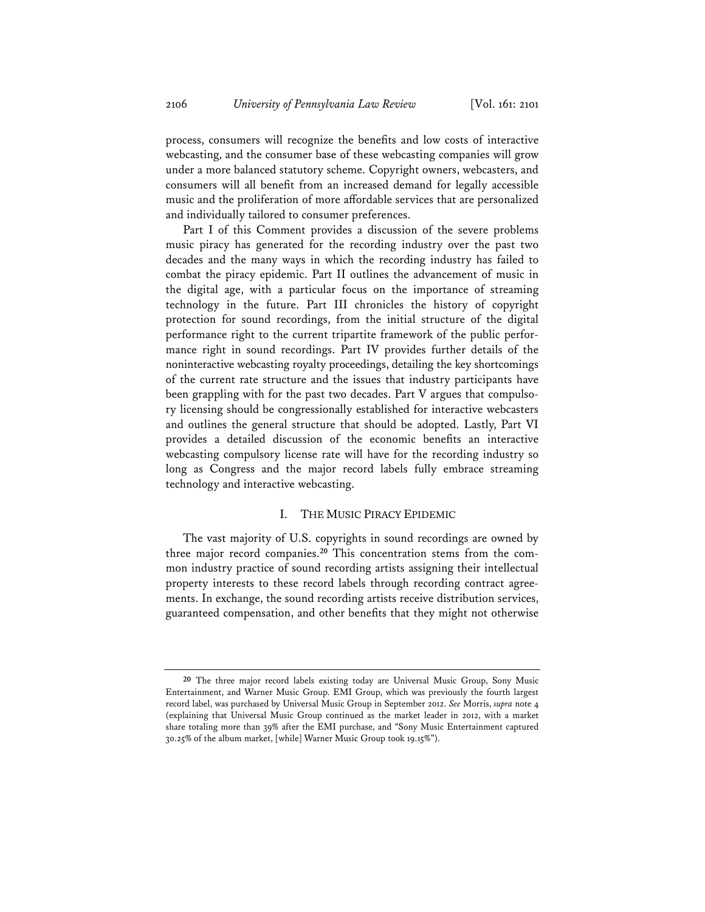process, consumers will recognize the benefits and low costs of interactive webcasting, and the consumer base of these webcasting companies will grow under a more balanced statutory scheme. Copyright owners, webcasters, and consumers will all benefit from an increased demand for legally accessible music and the proliferation of more affordable services that are personalized and individually tailored to consumer preferences.

Part I of this Comment provides a discussion of the severe problems music piracy has generated for the recording industry over the past two decades and the many ways in which the recording industry has failed to combat the piracy epidemic. Part II outlines the advancement of music in the digital age, with a particular focus on the importance of streaming technology in the future. Part III chronicles the history of copyright protection for sound recordings, from the initial structure of the digital performance right to the current tripartite framework of the public performance right in sound recordings. Part IV provides further details of the noninteractive webcasting royalty proceedings, detailing the key shortcomings of the current rate structure and the issues that industry participants have been grappling with for the past two decades. Part V argues that compulsory licensing should be congressionally established for interactive webcasters and outlines the general structure that should be adopted. Lastly, Part VI provides a detailed discussion of the economic benefits an interactive webcasting compulsory license rate will have for the recording industry so long as Congress and the major record labels fully embrace streaming technology and interactive webcasting.

## I. THE MUSIC PIRACY EPIDEMIC

The vast majority of U.S. copyrights in sound recordings are owned by three major record companies.[20] This concentration stems from the common industry practice of sound recording artists assigning their intellectual property interests to these record labels through recording contract agreements. In exchange, the sound recording artists receive distribution services, guaranteed compensation, and other benefits that they might not otherwise

---

[20] The three major record labels existing today are Universal Music Group, Sony Music Entertainment, and Warner Music Group. EMI Group, which was previously the fourth largest record label, was purchased by Universal Music Group in September 2012. *See* Morris, *supra* note 4 (explaining that Universal Music Group continued as the market leader in 2012, with a market share totaling more than 39% after the EMI purchase, and "Sony Music Entertainment captured 30.25% of the album market, [while] Warner Music Group took 19.15%").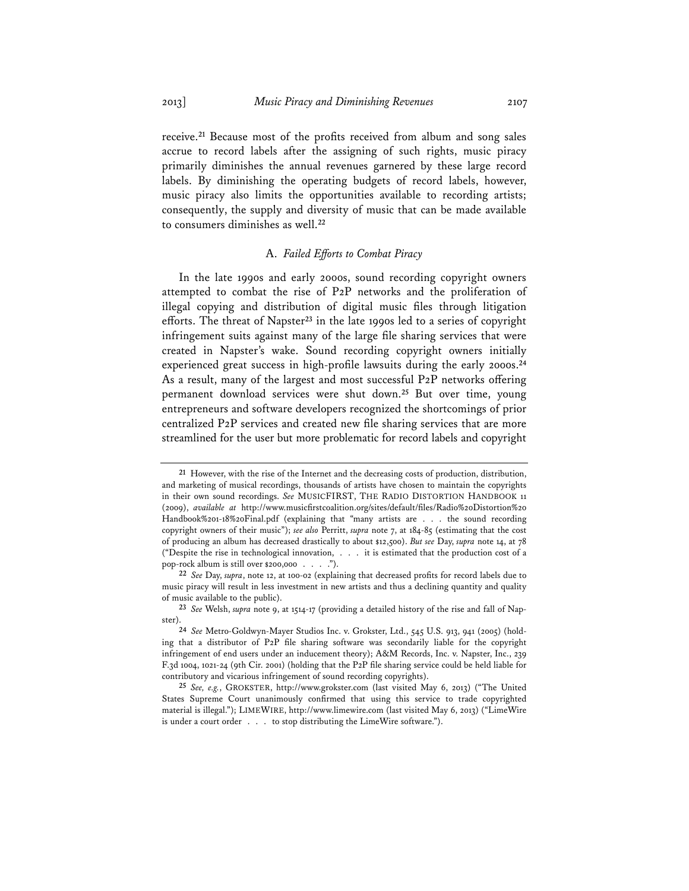receive.[21] Because most of the profits received from album and song sales accrue to record labels after the assigning of such rights, music piracy primarily diminishes the annual revenues garnered by these large record labels. By diminishing the operating budgets of record labels, however, music piracy also limits the opportunities available to recording artists; consequently, the supply and diversity of music that can be made available to consumers diminishes as well.[22]

### A. *Failed Efforts to Combat Piracy*

In the late 1990s and early 2000s, sound recording copyright owners attempted to combat the rise of P2P networks and the proliferation of illegal copying and distribution of digital music files through litigation efforts. The threat of Napster[23] in the late 1990s led to a series of copyright infringement suits against many of the large file sharing services that were created in Napster's wake. Sound recording copyright owners initially experienced great success in high-profile lawsuits during the early 2000s.[24] As a result, many of the largest and most successful P2P networks offering permanent download services were shut down.[25] But over time, young entrepreneurs and software developers recognized the shortcomings of prior centralized P2P services and created new file sharing services that are more streamlined for the user but more problematic for record labels and copyright

---

[21] However, with the rise of the Internet and the decreasing costs of production, distribution, and marketing of musical recordings, thousands of artists have chosen to maintain the copyrights in their own sound recordings. *See* MUSICFIRST, THE RADIO DISTORTION HANDBOOK 11 (2009), *available at* http://www.musicfirstcoalition.org/sites/default/files/Radio%20Distortion%20Handbook%201-18%20Final.pdf (explaining that "many artists are . . . the sound recording copyright owners of their music"); *see also* Perritt, *supra* note 7, at 184-85 (estimating that the cost of producing an album has decreased drastically to about $12,500). *But see* Day, *supra* note 14, at 78 ("Despite the rise in technological innovation, . . . it is estimated that the production cost of a pop-rock album is still over $200,000 . . . .").

[22] *See* Day, *supra*, note 12, at 100-02 (explaining that decreased profits for record labels due to music piracy will result in less investment in new artists and thus a declining quantity and quality of music available to the public).

[23] *See* Welsh, *supra* note 9, at 1514-17 (providing a detailed history of the rise and fall of Napster).

[24] *See* Metro-Goldwyn-Mayer Studios Inc. v. Grokster, Ltd., 545 U.S. 913, 941 (2005) (holding that a distributor of P2P file sharing software was secondarily liable for the copyright infringement of end users under an inducement theory); A&M Records, Inc. v. Napster, Inc., 239 F.3d 1004, 1021-24 (9th Cir. 2001) (holding that the P2P file sharing service could be held liable for contributory and vicarious infringement of sound recording copyrights).

[25] *See, e.g.*, GROKSTER, http://www.grokster.com (last visited May 6, 2013) ("The United States Supreme Court unanimously confirmed that using this service to trade copyrighted material is illegal."); LIMEWIRE, http://www.limewire.com (last visited May 6, 2013) ("LimeWire is under a court order . . . to stop distributing the LimeWire software.").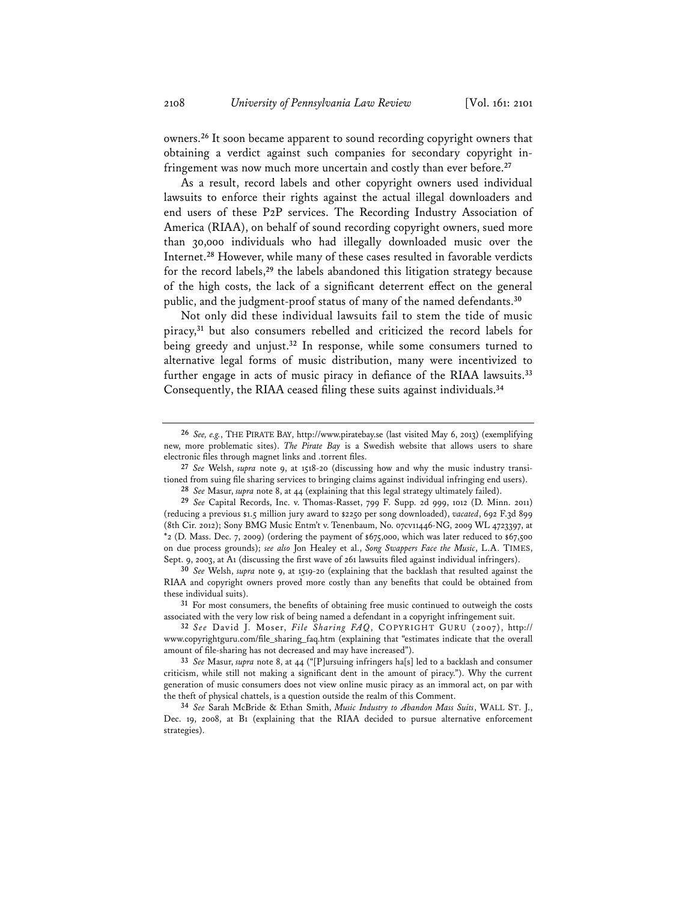owners.[26] It soon became apparent to sound recording copyright owners that obtaining a verdict against such companies for secondary copyright infringement was now much more uncertain and costly than ever before.[27]

As a result, record labels and other copyright owners used individual lawsuits to enforce their rights against the actual illegal downloaders and end users of these P2P services. The Recording Industry Association of America (RIAA), on behalf of sound recording copyright owners, sued more than 30,000 individuals who had illegally downloaded music over the Internet.[28] However, while many of these cases resulted in favorable verdicts for the record labels,[29] the labels abandoned this litigation strategy because of the high costs, the lack of a significant deterrent effect on the general public, and the judgment-proof status of many of the named defendants.[30]

Not only did these individual lawsuits fail to stem the tide of music piracy,[31] but also consumers rebelled and criticized the record labels for being greedy and unjust.[32] In response, while some consumers turned to alternative legal forms of music distribution, many were incentivized to further engage in acts of music piracy in defiance of the RIAA lawsuits.[33] Consequently, the RIAA ceased filing these suits against individuals.[34]

---

[26] *See, e.g.*, THE PIRATE BAY, http://www.piratebay.se (last visited May 6, 2013) (exemplifying new, more problematic sites). *The Pirate Bay* is a Swedish website that allows users to share electronic files through magnet links and .torrent files.

[27] *See* Welsh, *supra* note 9, at 1518-20 (discussing how and why the music industry transitioned from suing file sharing services to bringing claims against individual infringing end users).

[28] *See* Masur, *supra* note 8, at 44 (explaining that this legal strategy ultimately failed).

[29] *See* Capital Records, Inc. v. Thomas-Rasset, 799 F. Supp. 2d 999, 1012 (D. Minn. 2011) (reducing a previous $1.5 million jury award to $2250 per song downloaded), *vacated*, 692 F.3d 899 (8th Cir. 2012); Sony BMG Music Entm't v. Tenenbaum, No. 07cv11446-NG, 2009 WL 4723397, at *2 (D. Mass. Dec. 7, 2009) (ordering the payment of $675,000, which was later reduced to $67,500 on due process grounds); *see also* Jon Healey et al., *Song Swappers Face the Music*, L.A. TIMES, Sept. 9, 2003, at A1 (discussing the first wave of 261 lawsuits filed against individual infringers).

[30] *See* Welsh, *supra* note 9, at 1519-20 (explaining that the backlash that resulted against the RIAA and copyright owners proved more costly than any benefits that could be obtained from these individual suits).

[31] For most consumers, the benefits of obtaining free music continued to outweigh the costs associated with the very low risk of being named a defendant in a copyright infringement suit.

[32] *See* David J. Moser, *File Sharing FAQ*, COPYRIGHT GURU (2007), http://www.copyrightguru.com/file_sharing_faq.htm (explaining that "estimates indicate that the overall amount of file-sharing has not decreased and may have increased").

[33] *See* Masur, *supra* note 8, at 44 ("[P]ursuing infringers ha[s] led to a backlash and consumer criticism, while still not making a significant dent in the amount of piracy."). Why the current generation of music consumers does not view online music piracy as an immoral act, on par with the theft of physical chattels, is a question outside the realm of this Comment.

[34] *See* Sarah McBride & Ethan Smith, *Music Industry to Abandon Mass Suits*, WALL ST. J., Dec. 19, 2008, at B1 (explaining that the RIAA decided to pursue alternative enforcement strategies).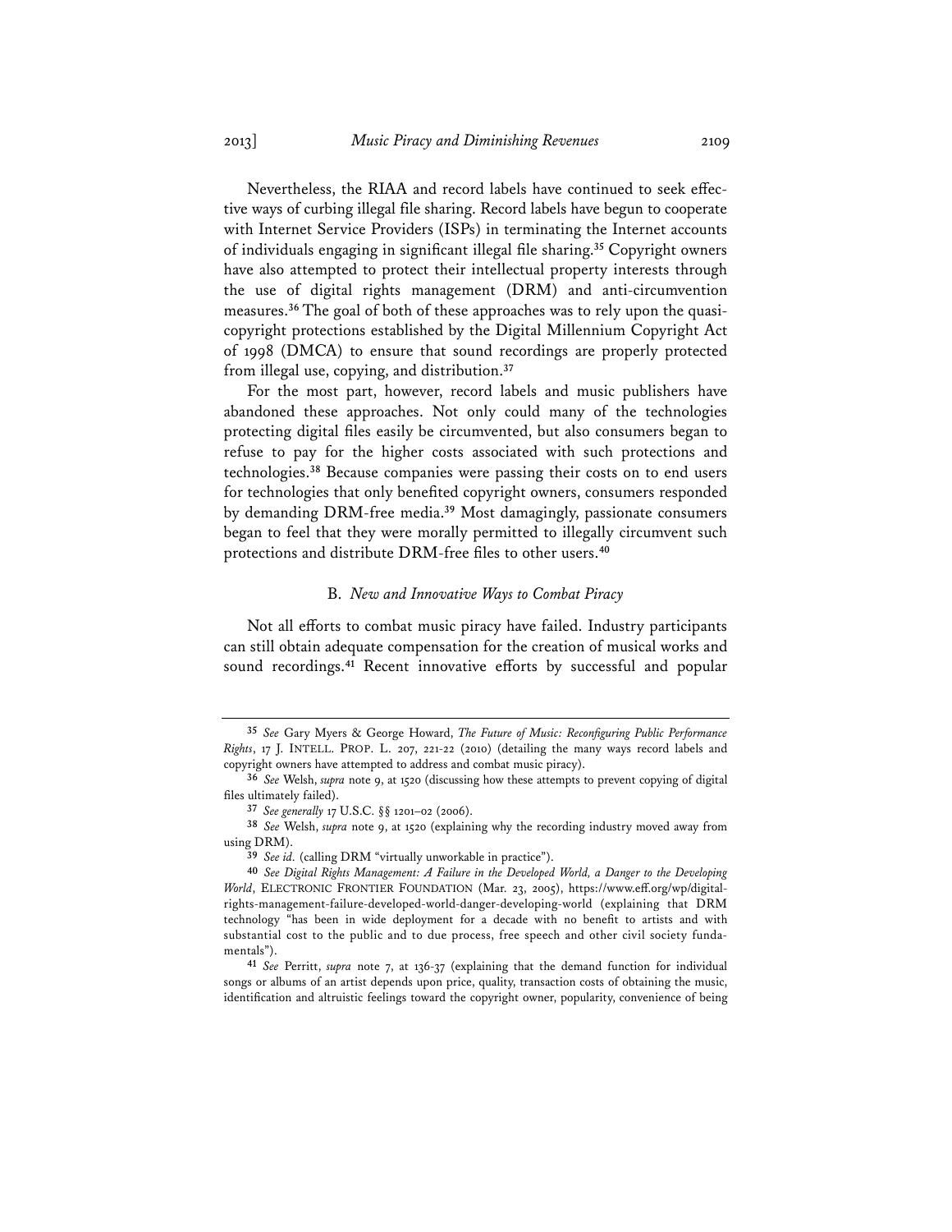Nevertheless, the RIAA and record labels have continued to seek effective ways of curbing illegal file sharing. Record labels have begun to cooperate with Internet Service Providers (ISPs) in terminating the Internet accounts of individuals engaging in significant illegal file sharing.[35] Copyright owners have also attempted to protect their intellectual property interests through the use of digital rights management (DRM) and anti-circumvention measures.[36] The goal of both of these approaches was to rely upon the quasi-copyright protections established by the Digital Millennium Copyright Act of 1998 (DMCA) to ensure that sound recordings are properly protected from illegal use, copying, and distribution.[37]

For the most part, however, record labels and music publishers have abandoned these approaches. Not only could many of the technologies protecting digital files easily be circumvented, but also consumers began to refuse to pay for the higher costs associated with such protections and technologies.[38] Because companies were passing their costs on to end users for technologies that only benefited copyright owners, consumers responded by demanding DRM-free media.[39] Most damagingly, passionate consumers began to feel that they were morally permitted to illegally circumvent such protections and distribute DRM-free files to other users.[40]

### B. *New and Innovative Ways to Combat Piracy*

Not all efforts to combat music piracy have failed. Industry participants can still obtain adequate compensation for the creation of musical works and sound recordings.[41] Recent innovative efforts by successful and popular

---

[35] *See* Gary Myers & George Howard, *The Future of Music: Reconfiguring Public Performance Rights*, 17 J. INTELL. PROP. L. 207, 221-22 (2010) (detailing the many ways record labels and copyright owners have attempted to address and combat music piracy).

[36] *See* Welsh, *supra* note 9, at 1520 (discussing how these attempts to prevent copying of digital files ultimately failed).

[37] *See generally* 17 U.S.C. §§ 1201–02 (2006).

[38] *See* Welsh, *supra* note 9, at 1520 (explaining why the recording industry moved away from using DRM).

[39] *See id.* (calling DRM "virtually unworkable in practice").

[40] *See Digital Rights Management: A Failure in the Developed World, a Danger to the Developing World*, ELECTRONIC FRONTIER FOUNDATION (Mar. 23, 2005), https://www.eff.org/wp/digital-rights-management-failure-developed-world-danger-developing-world (explaining that DRM technology "has been in wide deployment for a decade with no benefit to artists and with substantial cost to the public and to due process, free speech and other civil society fundamentals").

[41] *See* Perritt, *supra* note 7, at 136-37 (explaining that the demand function for individual songs or albums of an artist depends upon price, quality, transaction costs of obtaining the music, identification and altruistic feelings toward the copyright owner, popularity, convenience of being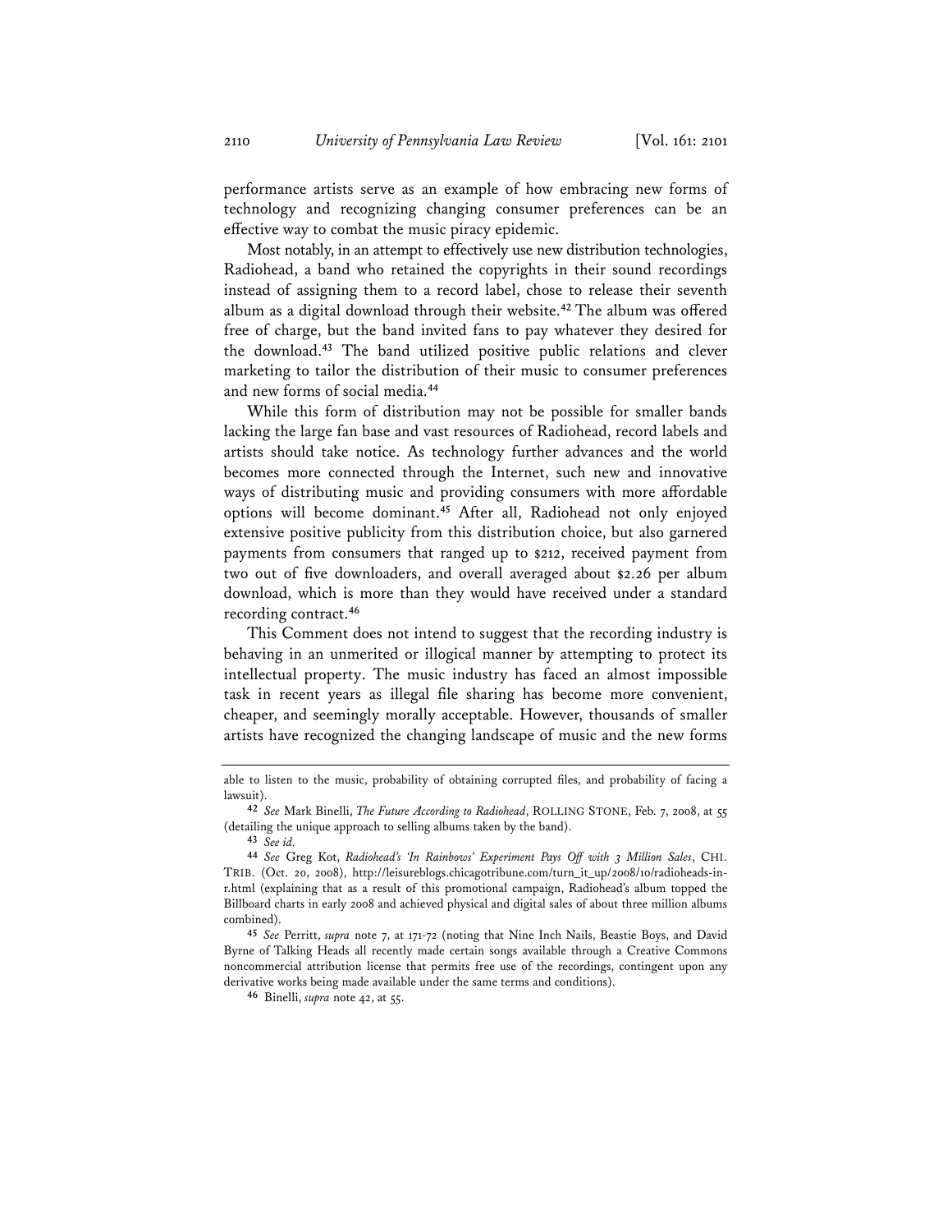performance artists serve as an example of how embracing new forms of technology and recognizing changing consumer preferences can be an effective way to combat the music piracy epidemic.

Most notably, in an attempt to effectively use new distribution technologies, Radiohead, a band who retained the copyrights in their sound recordings instead of assigning them to a record label, chose to release their seventh album as a digital download through their website.[42] The album was offered free of charge, but the band invited fans to pay whatever they desired for the download.[43] The band utilized positive public relations and clever marketing to tailor the distribution of their music to consumer preferences and new forms of social media.[44]

While this form of distribution may not be possible for smaller bands lacking the large fan base and vast resources of Radiohead, record labels and artists should take notice. As technology further advances and the world becomes more connected through the Internet, such new and innovative ways of distributing music and providing consumers with more affordable options will become dominant.[45] After all, Radiohead not only enjoyed extensive positive publicity from this distribution choice, but also garnered payments from consumers that ranged up to $212, received payment from two out of five downloaders, and overall averaged about $2.26 per album download, which is more than they would have received under a standard recording contract.[46]

This Comment does not intend to suggest that the recording industry is behaving in an unmerited or illogical manner by attempting to protect its intellectual property. The music industry has faced an almost impossible task in recent years as illegal file sharing has become more convenient, cheaper, and seemingly morally acceptable. However, thousands of smaller artists have recognized the changing landscape of music and the new forms

---

able to listen to the music, probability of obtaining corrupted files, and probability of facing a lawsuit).

[42] *See* Mark Binelli, *The Future According to Radiohead*, ROLLING STONE, Feb. 7, 2008, at 55 (detailing the unique approach to selling albums taken by the band).

[43] *See id.*

[44] *See* Greg Kot, *Radiohead's 'In Rainbows' Experiment Pays Off with 3 Million Sales*, CHI. TRIB. (Oct. 20, 2008), http://leisureblogs.chicagotribune.com/turn_it_up/2008/10/radioheads-in-r.html (explaining that as a result of this promotional campaign, Radiohead's album topped the Billboard charts in early 2008 and achieved physical and digital sales of about three million albums combined).

[45] *See* Perritt, *supra* note 7, at 171-72 (noting that Nine Inch Nails, Beastie Boys, and David Byrne of Talking Heads all recently made certain songs available through a Creative Commons noncommercial attribution license that permits free use of the recordings, contingent upon any derivative works being made available under the same terms and conditions).

[46] Binelli, *supra* note 42, at 55.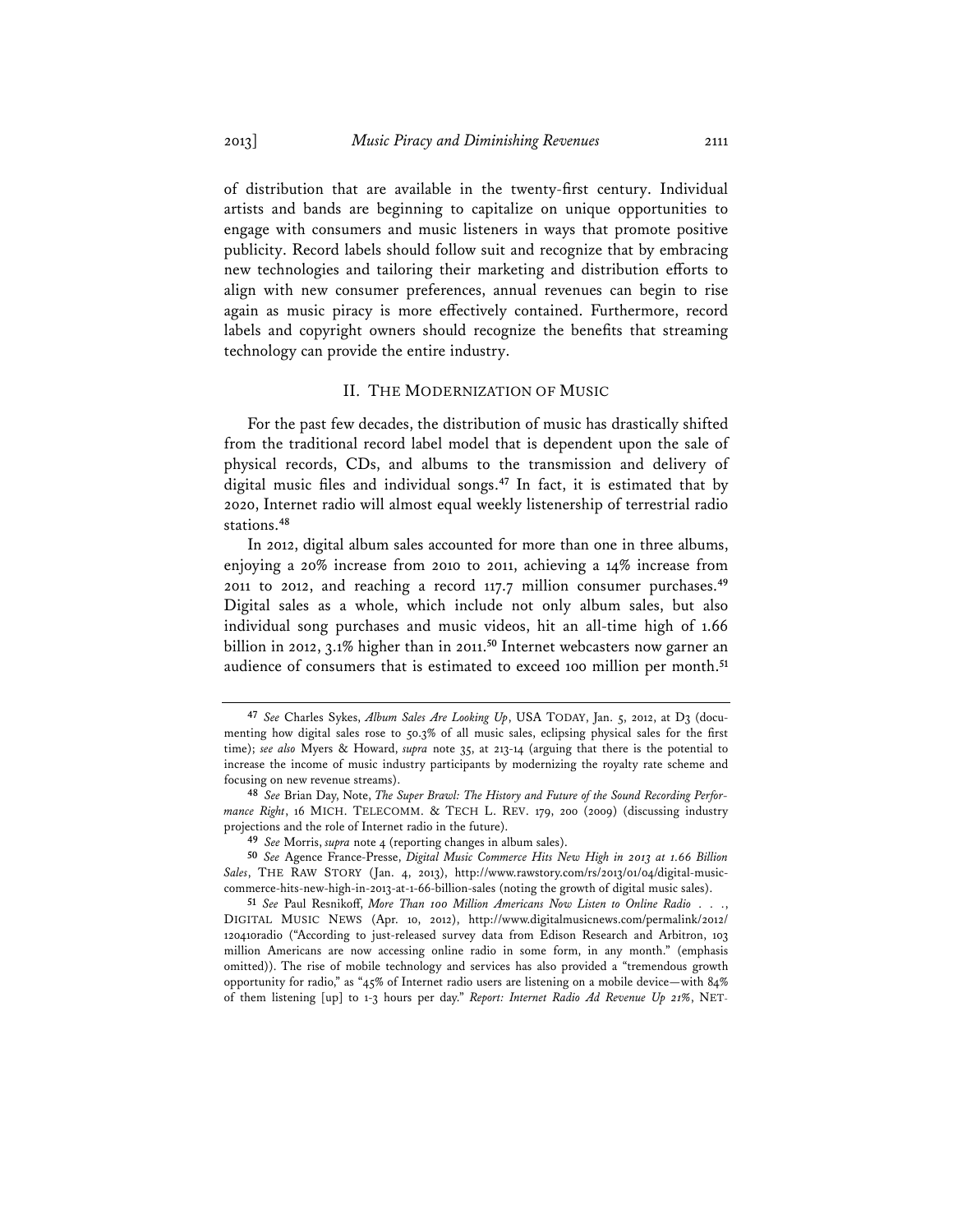of distribution that are available in the twenty-first century. Individual artists and bands are beginning to capitalize on unique opportunities to engage with consumers and music listeners in ways that promote positive publicity. Record labels should follow suit and recognize that by embracing new technologies and tailoring their marketing and distribution efforts to align with new consumer preferences, annual revenues can begin to rise again as music piracy is more effectively contained. Furthermore, record labels and copyright owners should recognize the benefits that streaming technology can provide the entire industry.

## II. THE MODERNIZATION OF MUSIC

For the past few decades, the distribution of music has drastically shifted from the traditional record label model that is dependent upon the sale of physical records, CDs, and albums to the transmission and delivery of digital music files and individual songs.[47] In fact, it is estimated that by 2020, Internet radio will almost equal weekly listenership of terrestrial radio stations.[48]

In 2012, digital album sales accounted for more than one in three albums, enjoying a 20% increase from 2010 to 2011, achieving a 14% increase from 2011 to 2012, and reaching a record 117.7 million consumer purchases.[49] Digital sales as a whole, which include not only album sales, but also individual song purchases and music videos, hit an all-time high of 1.66 billion in 2012, 3.1% higher than in 2011.[50] Internet webcasters now garner an audience of consumers that is estimated to exceed 100 million per month.[51]

---

[47] *See* Charles Sykes, *Album Sales Are Looking Up*, USA TODAY, Jan. 5, 2012, at D3 (documenting how digital sales rose to 50.3% of all music sales, eclipsing physical sales for the first time); *see also* Myers & Howard, *supra* note 35, at 213-14 (arguing that there is the potential to increase the income of music industry participants by modernizing the royalty rate scheme and focusing on new revenue streams).

[48] *See* Brian Day, Note, *The Super Brawl: The History and Future of the Sound Recording Performance Right*, 16 MICH. TELECOMM. & TECH L. REV. 179, 200 (2009) (discussing industry projections and the role of Internet radio in the future).

[49] *See* Morris, *supra* note 4 (reporting changes in album sales).

[50] *See* Agence France-Presse, *Digital Music Commerce Hits New High in 2013 at 1.66 Billion Sales*, THE RAW STORY (Jan. 4, 2013), http://www.rawstory.com/rs/2013/01/04/digital-music-commerce-hits-new-high-in-2013-at-1-66-billion-sales (noting the growth of digital music sales).

[51] *See* Paul Resnikoff, *More Than 100 Million Americans Now Listen to Online Radio . . .*, DIGITAL MUSIC NEWS (Apr. 10, 2012), http://www.digitalmusicnews.com/permalink/2012/120410radio ("According to just-released survey data from Edison Research and Arbitron, 103 million Americans are now accessing online radio in some form, in any month." (emphasis omitted)). The rise of mobile technology and services has also provided a "tremendous growth opportunity for radio," as "45% of Internet radio users are listening on a mobile device—with 84% of them listening [up] to 1-3 hours per day." *Report: Internet Radio Ad Revenue Up 21%*, NET-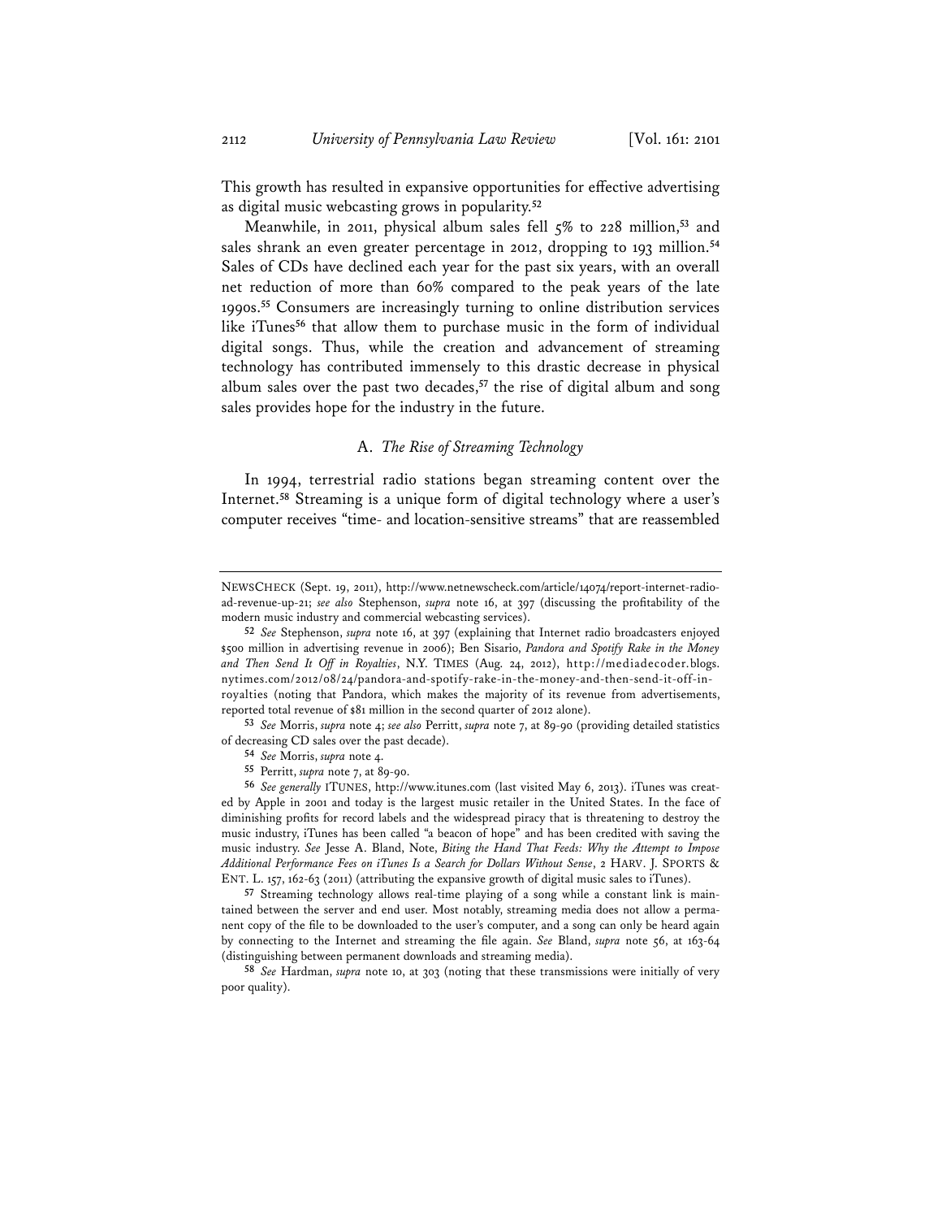This growth has resulted in expansive opportunities for effective advertising as digital music webcasting grows in popularity.[52]

Meanwhile, in 2011, physical album sales fell 5% to 228 million,[53] and sales shrank an even greater percentage in 2012, dropping to 193 million.[54] Sales of CDs have declined each year for the past six years, with an overall net reduction of more than 60% compared to the peak years of the late 1990s.[55] Consumers are increasingly turning to online distribution services like iTunes[56] that allow them to purchase music in the form of individual digital songs. Thus, while the creation and advancement of streaming technology has contributed immensely to this drastic decrease in physical album sales over the past two decades,[57] the rise of digital album and song sales provides hope for the industry in the future.

### A. *The Rise of Streaming Technology*

In 1994, terrestrial radio stations began streaming content over the Internet.[58] Streaming is a unique form of digital technology where a user's computer receives "time- and location-sensitive streams" that are reassembled

---

NEWSCHECK (Sept. 19, 2011), http://www.netnewscheck.com/article/14074/report-internet-radio-ad-revenue-up-21; *see also* Stephenson, *supra* note 16, at 397 (discussing the profitability of the modern music industry and commercial webcasting services).

[52] *See* Stephenson, *supra* note 16, at 397 (explaining that Internet radio broadcasters enjoyed $500 million in advertising revenue in 2006); Ben Sisario, *Pandora and Spotify Rake in the Money and Then Send It Off in Royalties*, N.Y. TIMES (Aug. 24, 2012), http://mediadecoder.blogs.nytimes.com/2012/08/24/pandora-and-spotify-rake-in-the-money-and-then-send-it-off-in-royalties (noting that Pandora, which makes the majority of its revenue from advertisements, reported total revenue of $81 million in the second quarter of 2012 alone).

[53] *See* Morris, *supra* note 4; *see also* Perritt, *supra* note 7, at 89-90 (providing detailed statistics of decreasing CD sales over the past decade).

[54] *See* Morris, *supra* note 4.

[55] Perritt, *supra* note 7, at 89-90.

[56] *See generally* ITUNES, http://www.itunes.com (last visited May 6, 2013). iTunes was created by Apple in 2001 and today is the largest music retailer in the United States. In the face of diminishing profits for record labels and the widespread piracy that is threatening to destroy the music industry, iTunes has been called "a beacon of hope" and has been credited with saving the music industry. *See* Jesse A. Bland, Note, *Biting the Hand That Feeds: Why the Attempt to Impose Additional Performance Fees on iTunes Is a Search for Dollars Without Sense*, 2 HARV. J. SPORTS & ENT. L. 157, 162-63 (2011) (attributing the expansive growth of digital music sales to iTunes).

[57] Streaming technology allows real-time playing of a song while a constant link is maintained between the server and end user. Most notably, streaming media does not allow a permanent copy of the file to be downloaded to the user's computer, and a song can only be heard again by connecting to the Internet and streaming the file again. *See* Bland, *supra* note 56, at 163-64 (distinguishing between permanent downloads and streaming media).

[58] *See* Hardman, *supra* note 10, at 303 (noting that these transmissions were initially of very poor quality).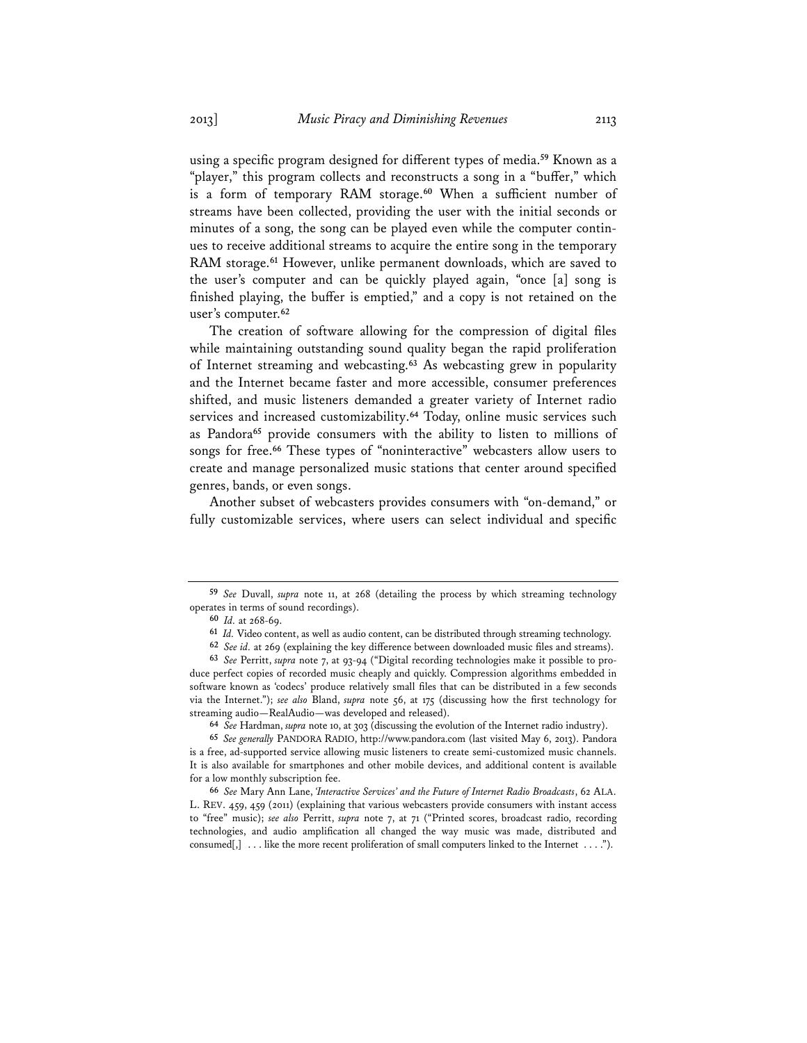using a specific program designed for different types of media.[59] Known as a "player," this program collects and reconstructs a song in a "buffer," which is a form of temporary RAM storage.[60] When a sufficient number of streams have been collected, providing the user with the initial seconds or minutes of a song, the song can be played even while the computer continues to receive additional streams to acquire the entire song in the temporary RAM storage.[61] However, unlike permanent downloads, which are saved to the user's computer and can be quickly played again, "once [a] song is finished playing, the buffer is emptied," and a copy is not retained on the user's computer.[62]

The creation of software allowing for the compression of digital files while maintaining outstanding sound quality began the rapid proliferation of Internet streaming and webcasting.[63] As webcasting grew in popularity and the Internet became faster and more accessible, consumer preferences shifted, and music listeners demanded a greater variety of Internet radio services and increased customizability.[64] Today, online music services such as Pandora[65] provide consumers with the ability to listen to millions of songs for free.[66] These types of "noninteractive" webcasters allow users to create and manage personalized music stations that center around specified genres, bands, or even songs.

Another subset of webcasters provides consumers with "on-demand," or fully customizable services, where users can select individual and specific

---

**59** *See* Duvall, *supra* note 11, at 268 (detailing the process by which streaming technology operates in terms of sound recordings).

**60** *Id.* at 268-69.

**61** *Id.* Video content, as well as audio content, can be distributed through streaming technology.

**62** *See id.* at 269 (explaining the key difference between downloaded music files and streams).

**63** *See* Perritt, *supra* note 7, at 93-94 ("Digital recording technologies make it possible to produce perfect copies of recorded music cheaply and quickly. Compression algorithms embedded in software known as 'codecs' produce relatively small files that can be distributed in a few seconds via the Internet."); *see also* Bland, *supra* note 56, at 175 (discussing how the first technology for streaming audio—RealAudio—was developed and released).

**64** *See* Hardman, *supra* note 10, at 303 (discussing the evolution of the Internet radio industry).

**65** *See generally* PANDORA RADIO, http://www.pandora.com (last visited May 6, 2013). Pandora is a free, ad-supported service allowing music listeners to create semi-customized music channels. It is also available for smartphones and other mobile devices, and additional content is available for a low monthly subscription fee.

**66** *See* Mary Ann Lane, *'Interactive Services' and the Future of Internet Radio Broadcasts*, 62 ALA. L. REV. 459, 459 (2011) (explaining that various webcasters provide consumers with instant access to "free" music); *see also* Perritt, *supra* note 7, at 71 ("Printed scores, broadcast radio, recording technologies, and audio amplification all changed the way music was made, distributed and consumed[,] . . . like the more recent proliferation of small computers linked to the Internet . . . .").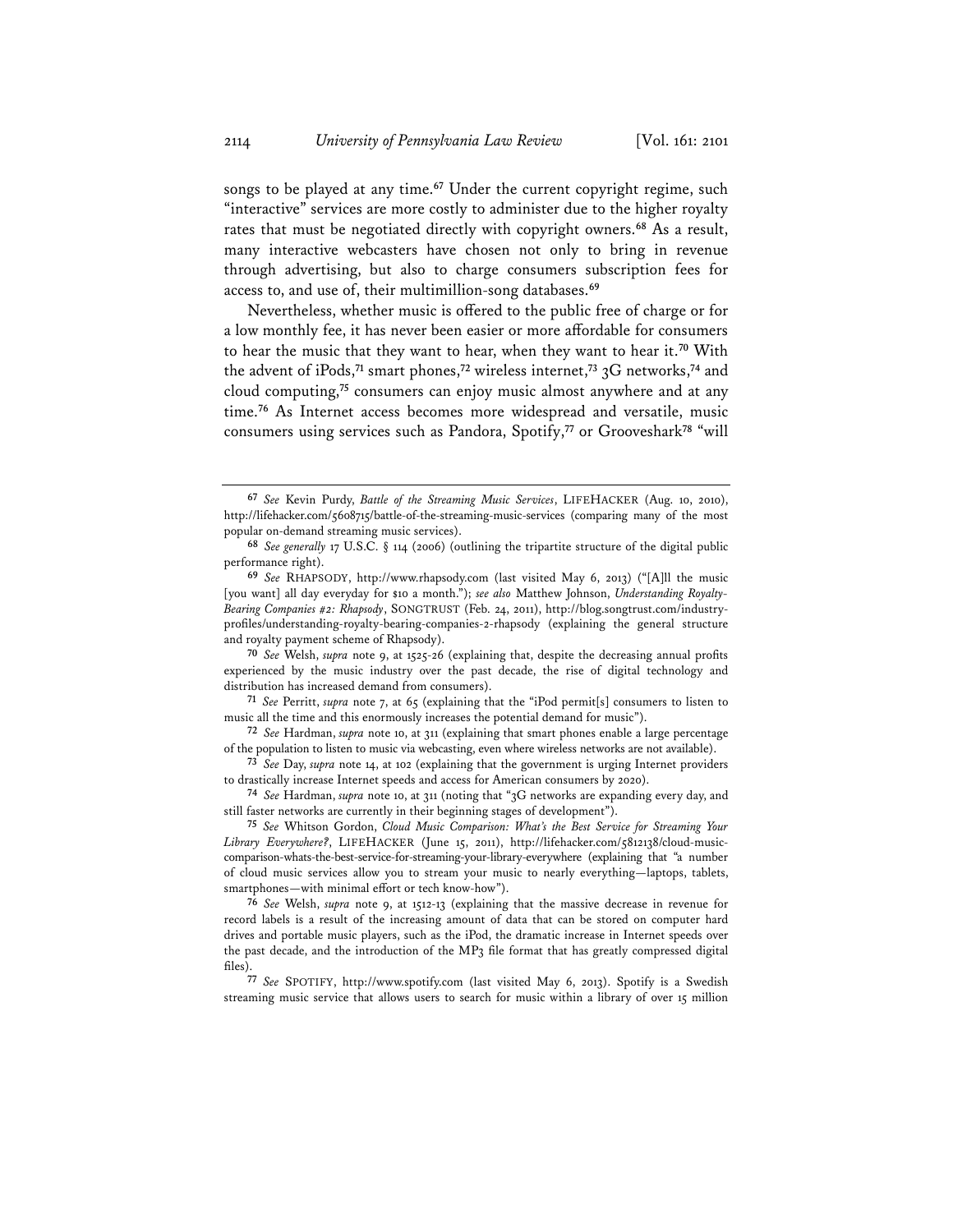songs to be played at any time.[67] Under the current copyright regime, such "interactive" services are more costly to administer due to the higher royalty rates that must be negotiated directly with copyright owners.[68] As a result, many interactive webcasters have chosen not only to bring in revenue through advertising, but also to charge consumers subscription fees for access to, and use of, their multimillion-song databases.[69]

Nevertheless, whether music is offered to the public free of charge or for a low monthly fee, it has never been easier or more affordable for consumers to hear the music that they want to hear, when they want to hear it.[70] With the advent of iPods,[71] smart phones,[72] wireless internet,[73] 3G networks,[74] and cloud computing,[75] consumers can enjoy music almost anywhere and at any time.[76] As Internet access becomes more widespread and versatile, music consumers using services such as Pandora, Spotify,[77] or Grooveshark[78] "will

---

[67] *See* Kevin Purdy, *Battle of the Streaming Music Services*, LIFEHACKER (Aug. 10, 2010), http://lifehacker.com/5608715/battle-of-the-streaming-music-services (comparing many of the most popular on-demand streaming music services).

[68] *See generally* 17 U.S.C. § 114 (2006) (outlining the tripartite structure of the digital public performance right).

[69] *See* RHAPSODY, http://www.rhapsody.com (last visited May 6, 2013) ("[A]ll the music [you want] all day everyday for $10 a month."); *see also* Matthew Johnson, *Understanding Royalty-Bearing Companies #2: Rhapsody*, SONGTRUST (Feb. 24, 2011), http://blog.songtrust.com/industry-profiles/understanding-royalty-bearing-companies-2-rhapsody (explaining the general structure and royalty payment scheme of Rhapsody).

[70] *See* Welsh, *supra* note 9, at 1525-26 (explaining that, despite the decreasing annual profits experienced by the music industry over the past decade, the rise of digital technology and distribution has increased demand from consumers).

[71] *See* Perritt, *supra* note 7, at 65 (explaining that the "iPod permit[s] consumers to listen to music all the time and this enormously increases the potential demand for music").

[72] *See* Hardman, *supra* note 10, at 311 (explaining that smart phones enable a large percentage of the population to listen to music via webcasting, even where wireless networks are not available).

[73] *See* Day, *supra* note 14, at 102 (explaining that the government is urging Internet providers to drastically increase Internet speeds and access for American consumers by 2020).

[74] *See* Hardman, *supra* note 10, at 311 (noting that "3G networks are expanding every day, and still faster networks are currently in their beginning stages of development").

[75] *See* Whitson Gordon, *Cloud Music Comparison: What's the Best Service for Streaming Your Library Everywhere?*, LIFEHACKER (June 15, 2011), http://lifehacker.com/5812138/cloud-music-comparison-whats-the-best-service-for-streaming-your-library-everywhere (explaining that "a number of cloud music services allow you to stream your music to nearly everything—laptops, tablets, smartphones—with minimal effort or tech know-how").

[76] *See* Welsh, *supra* note 9, at 1512-13 (explaining that the massive decrease in revenue for record labels is a result of the increasing amount of data that can be stored on computer hard drives and portable music players, such as the iPod, the dramatic increase in Internet speeds over the past decade, and the introduction of the MP3 file format that has greatly compressed digital files).

[77] *See* SPOTIFY, http://www.spotify.com (last visited May 6, 2013). Spotify is a Swedish streaming music service that allows users to search for music within a library of over 15 million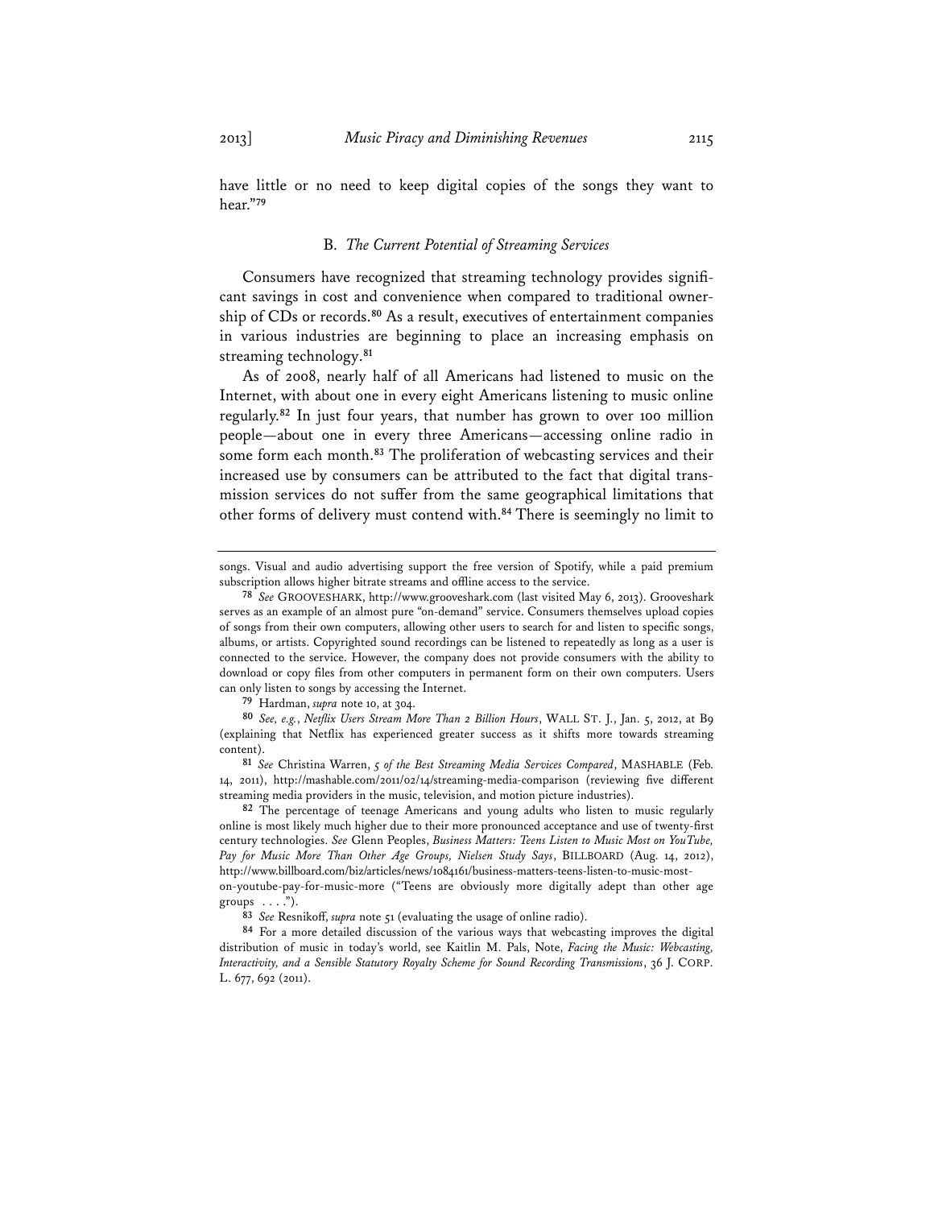have little or no need to keep digital copies of the songs they want to hear."[79]

### B. *The Current Potential of Streaming Services*

Consumers have recognized that streaming technology provides significant savings in cost and convenience when compared to traditional ownership of CDs or records.[80] As a result, executives of entertainment companies in various industries are beginning to place an increasing emphasis on streaming technology.[81]

As of 2008, nearly half of all Americans had listened to music on the Internet, with about one in every eight Americans listening to music online regularly.[82] In just four years, that number has grown to over 100 million people—about one in every three Americans—accessing online radio in some form each month.[83] The proliferation of webcasting services and their increased use by consumers can be attributed to the fact that digital transmission services do not suffer from the same geographical limitations that other forms of delivery must contend with.[84] There is seemingly no limit to

---

songs. Visual and audio advertising support the free version of Spotify, while a paid premium subscription allows higher bitrate streams and offline access to the service.

[78] *See* GROOVESHARK, http://www.grooveshark.com (last visited May 6, 2013). Grooveshark serves as an example of an almost pure "on-demand" service. Consumers themselves upload copies of songs from their own computers, allowing other users to search for and listen to specific songs, albums, or artists. Copyrighted sound recordings can be listened to repeatedly as long as a user is connected to the service. However, the company does not provide consumers with the ability to download or copy files from other computers in permanent form on their own computers. Users can only listen to songs by accessing the Internet.

[79] Hardman, *supra* note 10, at 304.

[80] *See, e.g.*, *Netflix Users Stream More Than 2 Billion Hours*, WALL ST. J., Jan. 5, 2012, at B9 (explaining that Netflix has experienced greater success as it shifts more towards streaming content).

[81] *See* Christina Warren, *5 of the Best Streaming Media Services Compared*, MASHABLE (Feb. 14, 2011), http://mashable.com/2011/02/14/streaming-media-comparison (reviewing five different streaming media providers in the music, television, and motion picture industries).

[82] The percentage of teenage Americans and young adults who listen to music regularly online is most likely much higher due to their more pronounced acceptance and use of twenty-first century technologies. *See* Glenn Peoples, *Business Matters: Teens Listen to Music Most on YouTube, Pay for Music More Than Other Age Groups, Nielsen Study Says*, BILLBOARD (Aug. 14, 2012), http://www.billboard.com/biz/articles/news/1084161/business-matters-teens-listen-to-music-most-on-youtube-pay-for-music-more ("Teens are obviously more digitally adept than other age groups . . . .").

[83] *See* Resnikoff, *supra* note 51 (evaluating the usage of online radio).

[84] For a more detailed discussion of the various ways that webcasting improves the digital distribution of music in today's world, see Kaitlin M. Pals, Note, *Facing the Music: Webcasting, Interactivity, and a Sensible Statutory Royalty Scheme for Sound Recording Transmissions*, 36 J. CORP. L. 677, 692 (2011).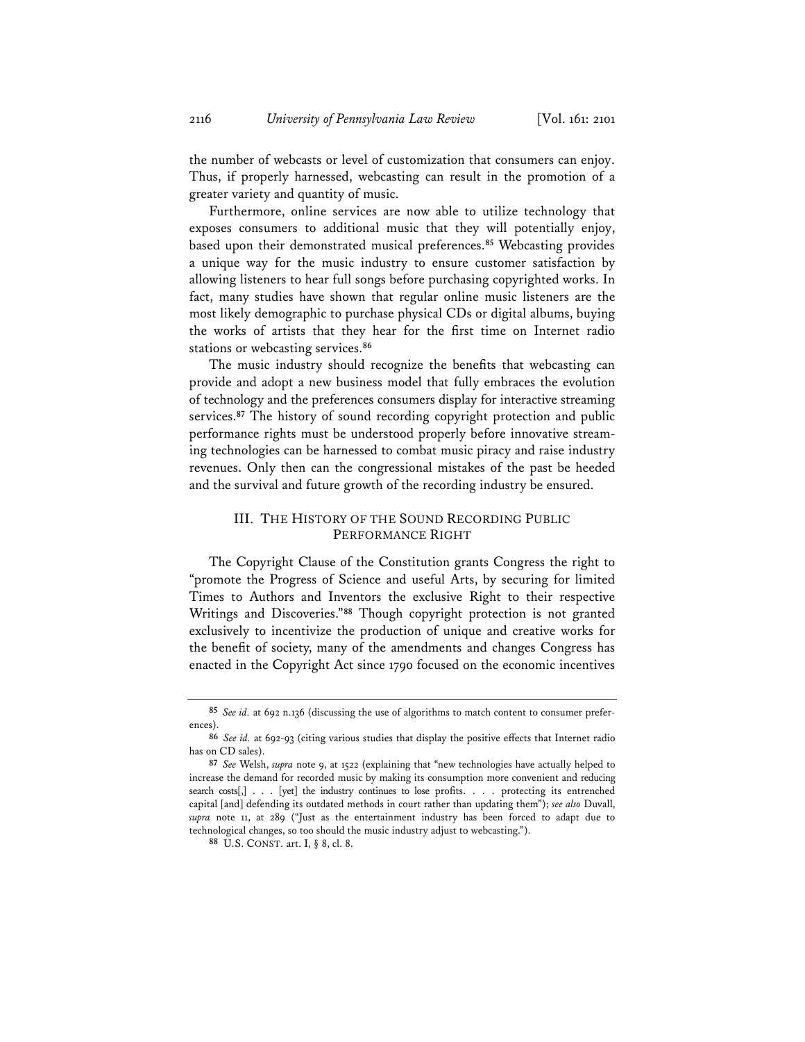the number of webcasts or level of customization that consumers can enjoy. Thus, if properly harnessed, webcasting can result in the promotion of a greater variety and quantity of music.

Furthermore, online services are now able to utilize technology that exposes consumers to additional music that they will potentially enjoy, based upon their demonstrated musical preferences.[85] Webcasting provides a unique way for the music industry to ensure customer satisfaction by allowing listeners to hear full songs before purchasing copyrighted works. In fact, many studies have shown that regular online music listeners are the most likely demographic to purchase physical CDs or digital albums, buying the works of artists that they hear for the first time on Internet radio stations or webcasting services.[86]

The music industry should recognize the benefits that webcasting can provide and adopt a new business model that fully embraces the evolution of technology and the preferences consumers display for interactive streaming services.[87] The history of sound recording copyright protection and public performance rights must be understood properly before innovative streaming technologies can be harnessed to combat music piracy and raise industry revenues. Only then can the congressional mistakes of the past be heeded and the survival and future growth of the recording industry be ensured.

## III. THE HISTORY OF THE SOUND RECORDING PUBLIC PERFORMANCE RIGHT

The Copyright Clause of the Constitution grants Congress the right to "promote the Progress of Science and useful Arts, by securing for limited Times to Authors and Inventors the exclusive Right to their respective Writings and Discoveries."[88] Though copyright protection is not granted exclusively to incentivize the production of unique and creative works for the benefit of society, many of the amendments and changes Congress has enacted in the Copyright Act since 1790 focused on the economic incentives

---

[85] *See id.* at 692 n.136 (discussing the use of algorithms to match content to consumer preferences).

[86] *See id.* at 692-93 (citing various studies that display the positive effects that Internet radio has on CD sales).

[87] *See* Welsh, *supra* note 9, at 1522 (explaining that "new technologies have actually helped to increase the demand for recorded music by making its consumption more convenient and reducing search costs[,] . . . [yet] the industry continues to lose profits. . . . protecting its entrenched capital [and] defending its outdated methods in court rather than updating them"); *see also* Duvall, *supra* note 11, at 289 ("Just as the entertainment industry has been forced to adapt due to technological changes, so too should the music industry adjust to webcasting.").

[88] U.S. CONST. art. I, § 8, cl. 8.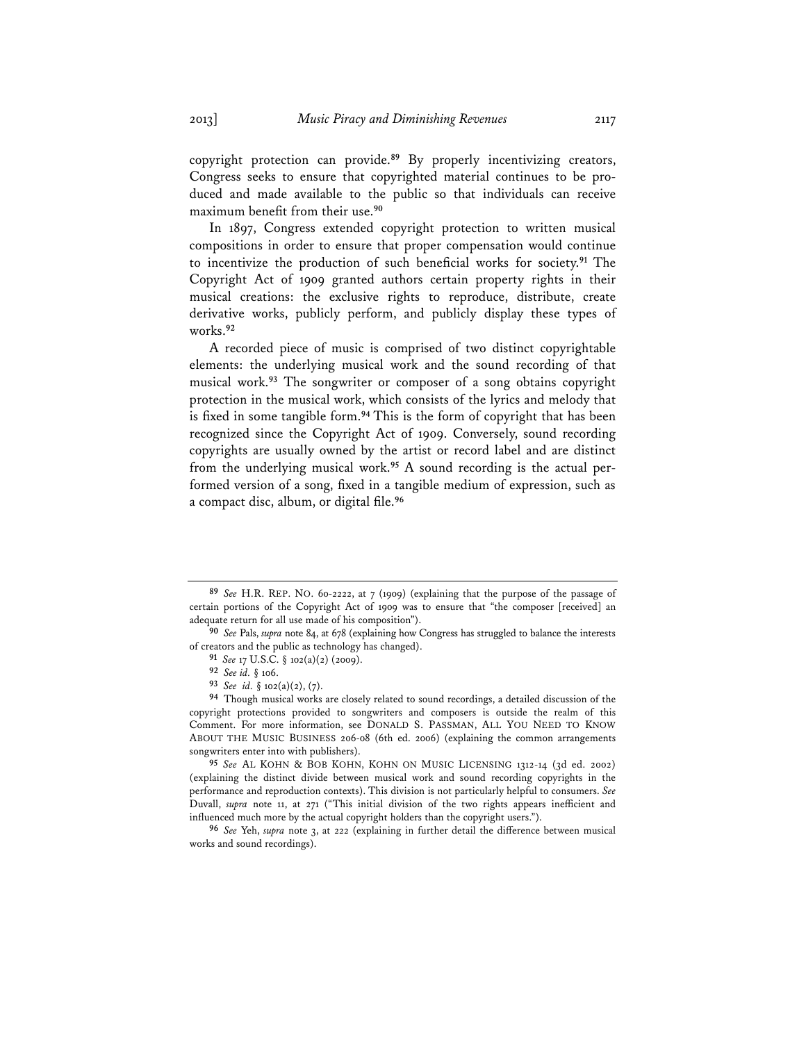copyright protection can provide.[89] By properly incentivizing creators, Congress seeks to ensure that copyrighted material continues to be produced and made available to the public so that individuals can receive maximum benefit from their use.[90]

In 1897, Congress extended copyright protection to written musical compositions in order to ensure that proper compensation would continue to incentivize the production of such beneficial works for society.[91] The Copyright Act of 1909 granted authors certain property rights in their musical creations: the exclusive rights to reproduce, distribute, create derivative works, publicly perform, and publicly display these types of works.[92]

A recorded piece of music is comprised of two distinct copyrightable elements: the underlying musical work and the sound recording of that musical work.[93] The songwriter or composer of a song obtains copyright protection in the musical work, which consists of the lyrics and melody that is fixed in some tangible form.[94] This is the form of copyright that has been recognized since the Copyright Act of 1909. Conversely, sound recording copyrights are usually owned by the artist or record label and are distinct from the underlying musical work.[95] A sound recording is the actual performed version of a song, fixed in a tangible medium of expression, such as a compact disc, album, or digital file.[96]

---

[89] *See* H.R. REP. NO. 60-2222, at 7 (1909) (explaining that the purpose of the passage of certain portions of the Copyright Act of 1909 was to ensure that "the composer [received] an adequate return for all use made of his composition").

[90] *See* Pals, *supra* note 84, at 678 (explaining how Congress has struggled to balance the interests of creators and the public as technology has changed).

[91] *See* 17 U.S.C. § 102(a)(2) (2009).

[92] *See id.* § 106.

[93] *See id.* § 102(a)(2), (7).

[94] Though musical works are closely related to sound recordings, a detailed discussion of the copyright protections provided to songwriters and composers is outside the realm of this Comment. For more information, see DONALD S. PASSMAN, ALL YOU NEED TO KNOW ABOUT THE MUSIC BUSINESS 206-08 (6th ed. 2006) (explaining the common arrangements songwriters enter into with publishers).

[95] *See* AL KOHN & BOB KOHN, KOHN ON MUSIC LICENSING 1312-14 (3d ed. 2002) (explaining the distinct divide between musical work and sound recording copyrights in the performance and reproduction contexts). This division is not particularly helpful to consumers. *See* Duvall, *supra* note 11, at 271 ("This initial division of the two rights appears inefficient and influenced much more by the actual copyright holders than the copyright users.").

[96] *See* Yeh, *supra* note 3, at 222 (explaining in further detail the difference between musical works and sound recordings).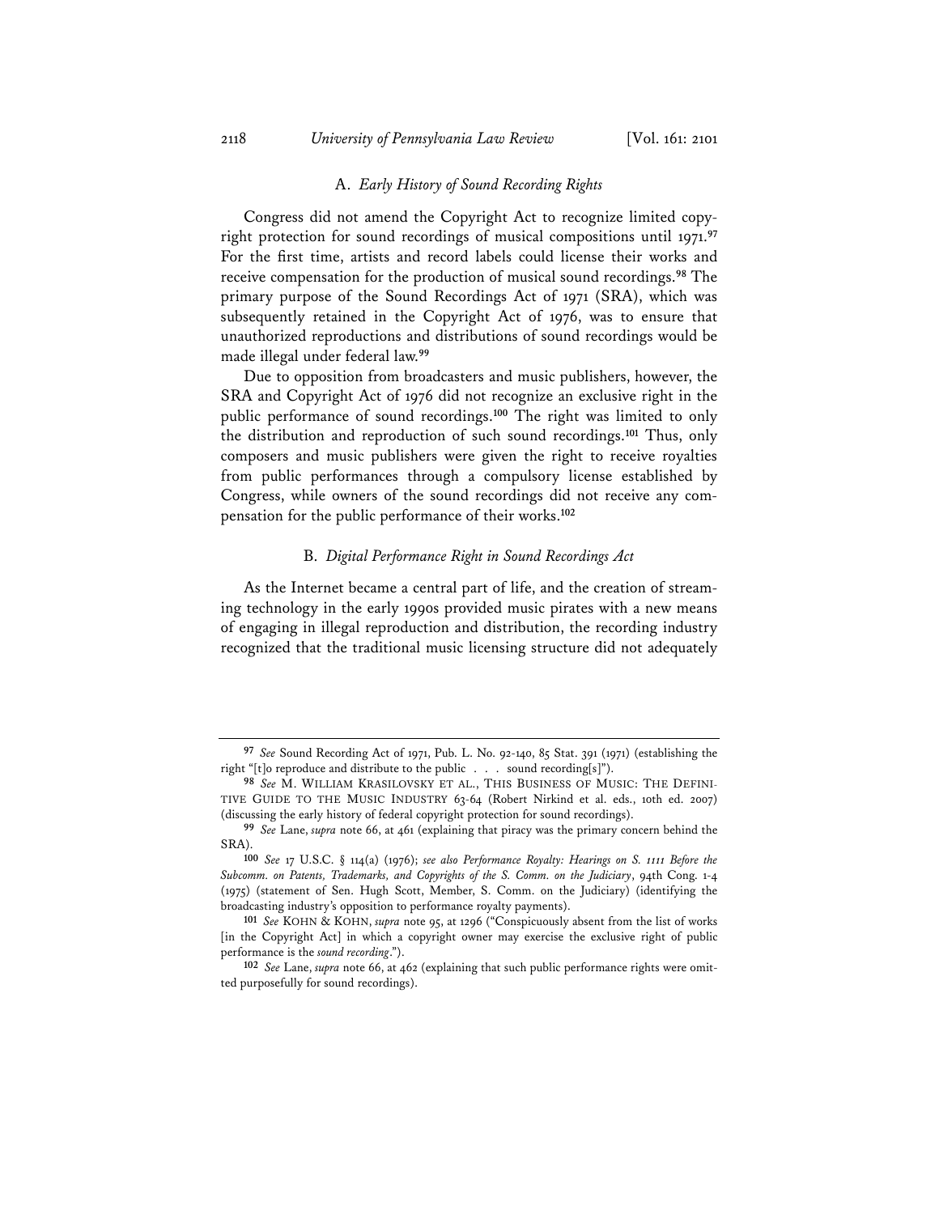### A. *Early History of Sound Recording Rights*

Congress did not amend the Copyright Act to recognize limited copyright protection for sound recordings of musical compositions until 1971.[97] For the first time, artists and record labels could license their works and receive compensation for the production of musical sound recordings.[98] The primary purpose of the Sound Recordings Act of 1971 (SRA), which was subsequently retained in the Copyright Act of 1976, was to ensure that unauthorized reproductions and distributions of sound recordings would be made illegal under federal law.[99]

Due to opposition from broadcasters and music publishers, however, the SRA and Copyright Act of 1976 did not recognize an exclusive right in the public performance of sound recordings.[100] The right was limited to only the distribution and reproduction of such sound recordings.[101] Thus, only composers and music publishers were given the right to receive royalties from public performances through a compulsory license established by Congress, while owners of the sound recordings did not receive any compensation for the public performance of their works.[102]

### B. *Digital Performance Right in Sound Recordings Act*

As the Internet became a central part of life, and the creation of streaming technology in the early 1990s provided music pirates with a new means of engaging in illegal reproduction and distribution, the recording industry recognized that the traditional music licensing structure did not adequately

---

[97] *See* Sound Recording Act of 1971, Pub. L. No. 92-140, 85 Stat. 391 (1971) (establishing the right "[t]o reproduce and distribute to the public . . . sound recording[s]").

[98] *See* M. WILLIAM KRASILOVSKY ET AL., THIS BUSINESS OF MUSIC: THE DEFINITIVE GUIDE TO THE MUSIC INDUSTRY 63-64 (Robert Nirkind et al. eds., 10th ed. 2007) (discussing the early history of federal copyright protection for sound recordings).

[99] *See* Lane, *supra* note 66, at 461 (explaining that piracy was the primary concern behind the SRA).

[100] *See* 17 U.S.C. § 114(a) (1976); *see also Performance Royalty: Hearings on S. 1111 Before the Subcomm. on Patents, Trademarks, and Copyrights of the S. Comm. on the Judiciary*, 94th Cong. 1-4 (1975) (statement of Sen. Hugh Scott, Member, S. Comm. on the Judiciary) (identifying the broadcasting industry's opposition to performance royalty payments).

[101] *See* KOHN & KOHN, *supra* note 95, at 1296 ("Conspicuously absent from the list of works [in the Copyright Act] in which a copyright owner may exercise the exclusive right of public performance is the *sound recording*.").

[102] *See* Lane, *supra* note 66, at 462 (explaining that such public performance rights were omitted purposefully for sound recordings).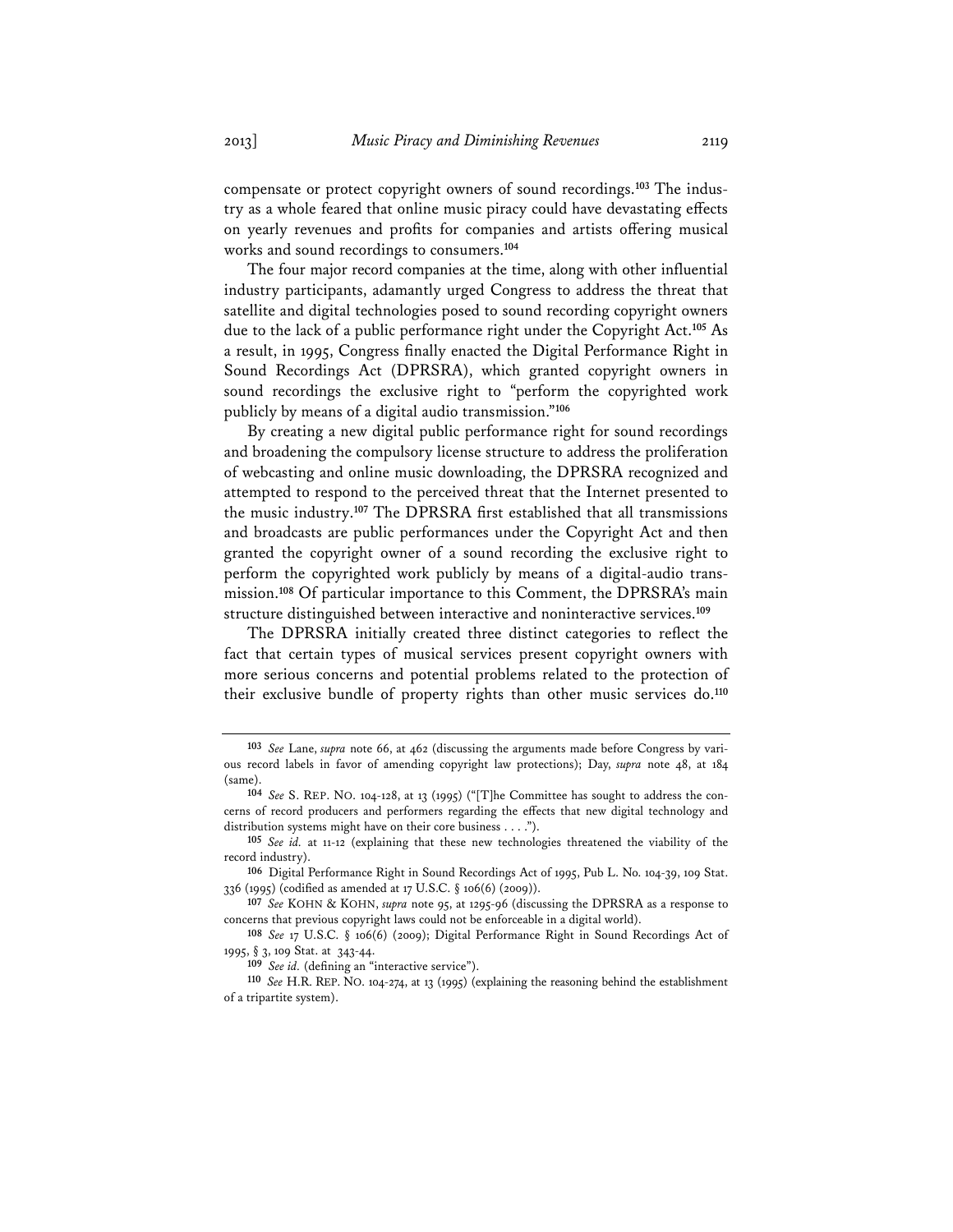compensate or protect copyright owners of sound recordings.[103] The industry as a whole feared that online music piracy could have devastating effects on yearly revenues and profits for companies and artists offering musical works and sound recordings to consumers.[104]

The four major record companies at the time, along with other influential industry participants, adamantly urged Congress to address the threat that satellite and digital technologies posed to sound recording copyright owners due to the lack of a public performance right under the Copyright Act.[105] As a result, in 1995, Congress finally enacted the Digital Performance Right in Sound Recordings Act (DPRSRA), which granted copyright owners in sound recordings the exclusive right to "perform the copyrighted work publicly by means of a digital audio transmission."[106]

By creating a new digital public performance right for sound recordings and broadening the compulsory license structure to address the proliferation of webcasting and online music downloading, the DPRSRA recognized and attempted to respond to the perceived threat that the Internet presented to the music industry.[107] The DPRSRA first established that all transmissions and broadcasts are public performances under the Copyright Act and then granted the copyright owner of a sound recording the exclusive right to perform the copyrighted work publicly by means of a digital-audio transmission.[108] Of particular importance to this Comment, the DPRSRA's main structure distinguished between interactive and noninteractive services.[109]

The DPRSRA initially created three distinct categories to reflect the fact that certain types of musical services present copyright owners with more serious concerns and potential problems related to the protection of their exclusive bundle of property rights than other music services do.[110]

---

[103] *See* Lane, *supra* note 66, at 462 (discussing the arguments made before Congress by various record labels in favor of amending copyright law protections); Day, *supra* note 48, at 184 (same).

[104] *See* S. REP. NO. 104-128, at 13 (1995) ("[T]he Committee has sought to address the concerns of record producers and performers regarding the effects that new digital technology and distribution systems might have on their core business . . . .").

[105] *See id.* at 11-12 (explaining that these new technologies threatened the viability of the record industry).

[106] Digital Performance Right in Sound Recordings Act of 1995, Pub L. No. 104-39, 109 Stat. 336 (1995) (codified as amended at 17 U.S.C. § 106(6) (2009)).

[107] *See* KOHN & KOHN, *supra* note 95, at 1295-96 (discussing the DPRSRA as a response to concerns that previous copyright laws could not be enforceable in a digital world).

[108] *See* 17 U.S.C. § 106(6) (2009); Digital Performance Right in Sound Recordings Act of 1995, § 3, 109 Stat. at 343-44.

[109] *See id.* (defining an "interactive service").

[110] *See* H.R. REP. NO. 104-274, at 13 (1995) (explaining the reasoning behind the establishment of a tripartite system).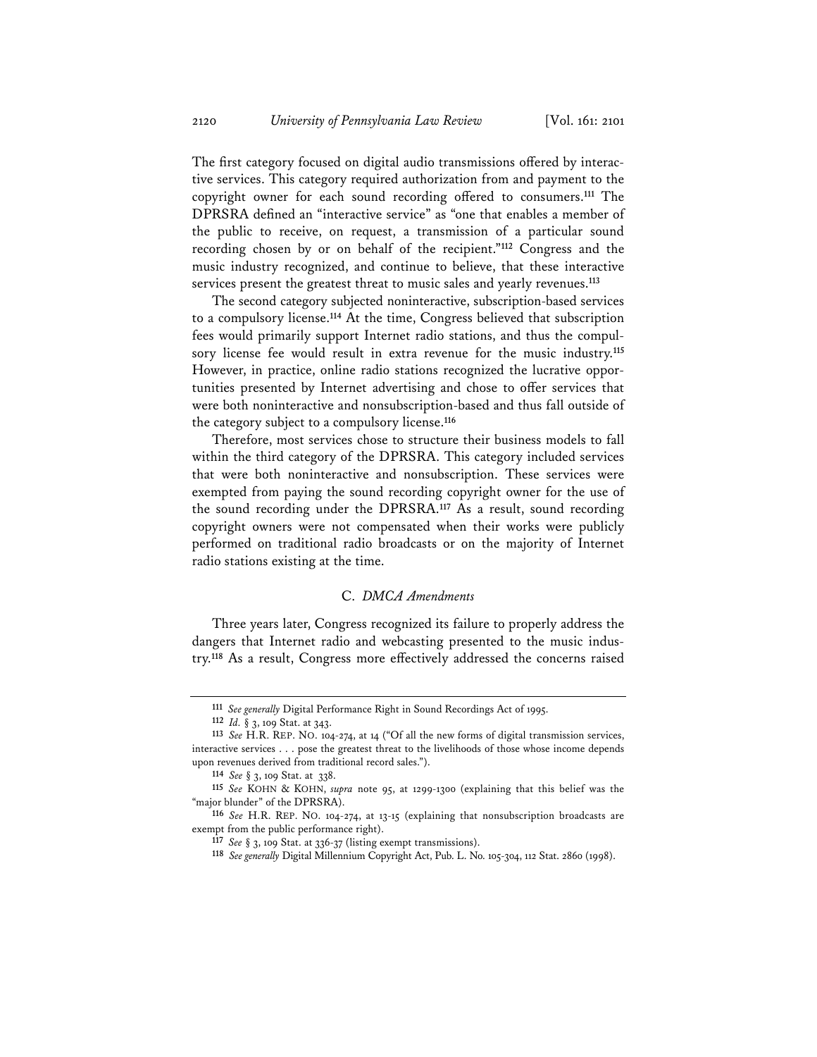The first category focused on digital audio transmissions offered by interactive services. This category required authorization from and payment to the copyright owner for each sound recording offered to consumers.[111] The DPRSRA defined an "interactive service" as "one that enables a member of the public to receive, on request, a transmission of a particular sound recording chosen by or on behalf of the recipient."[112] Congress and the music industry recognized, and continue to believe, that these interactive services present the greatest threat to music sales and yearly revenues.[113]

The second category subjected noninteractive, subscription-based services to a compulsory license.[114] At the time, Congress believed that subscription fees would primarily support Internet radio stations, and thus the compulsory license fee would result in extra revenue for the music industry.[115] However, in practice, online radio stations recognized the lucrative opportunities presented by Internet advertising and chose to offer services that were both noninteractive and nonsubscription-based and thus fall outside of the category subject to a compulsory license.[116]

Therefore, most services chose to structure their business models to fall within the third category of the DPRSRA. This category included services that were both noninteractive and nonsubscription. These services were exempted from paying the sound recording copyright owner for the use of the sound recording under the DPRSRA.[117] As a result, sound recording copyright owners were not compensated when their works were publicly performed on traditional radio broadcasts or on the majority of Internet radio stations existing at the time.

### C. *DMCA Amendments*

Three years later, Congress recognized its failure to properly address the dangers that Internet radio and webcasting presented to the music industry.[118] As a result, Congress more effectively addressed the concerns raised

---

[111] *See generally* Digital Performance Right in Sound Recordings Act of 1995.

[112] *Id.* § 3, 109 Stat. at 343.

[113] *See* H.R. REP. NO. 104-274, at 14 ("Of all the new forms of digital transmission services, interactive services . . . pose the greatest threat to the livelihoods of those whose income depends upon revenues derived from traditional record sales.").

[114] *See* § 3, 109 Stat. at 338.

[115] *See* KOHN & KOHN, *supra* note 95, at 1299-1300 (explaining that this belief was the "major blunder" of the DPRSRA).

[116] *See* H.R. REP. NO. 104-274, at 13-15 (explaining that nonsubscription broadcasts are exempt from the public performance right).

[117] *See* § 3, 109 Stat. at 336-37 (listing exempt transmissions).

[118] *See generally* Digital Millennium Copyright Act, Pub. L. No. 105-304, 112 Stat. 2860 (1998).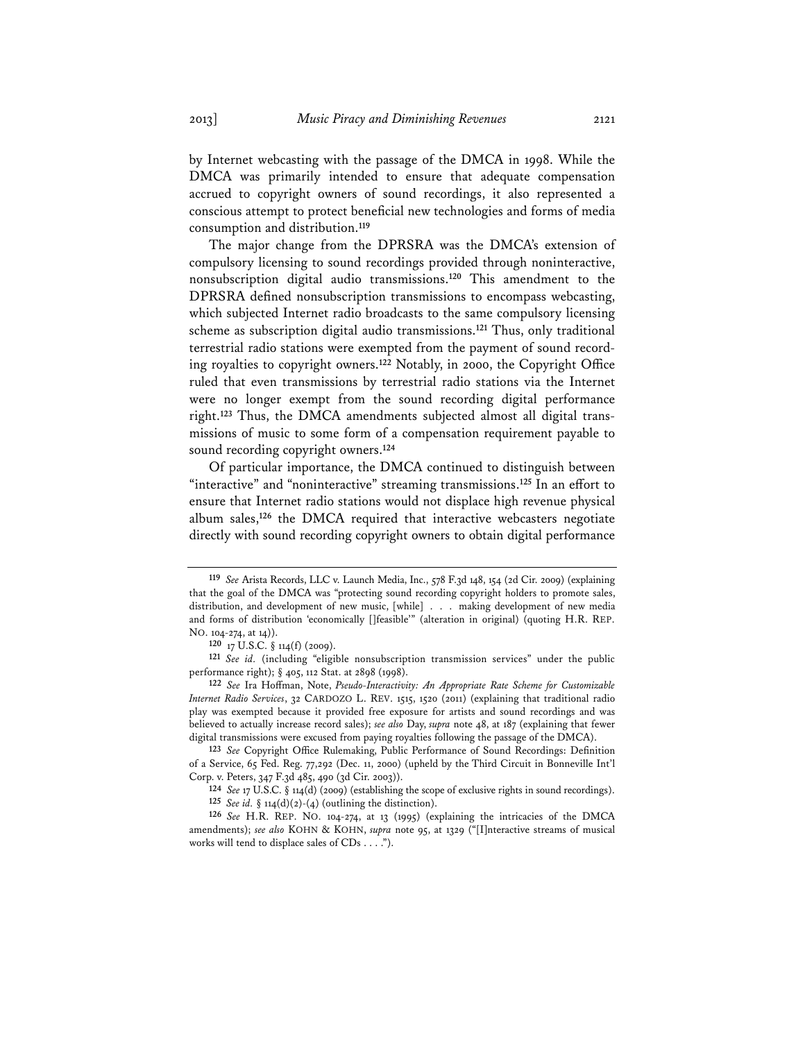by Internet webcasting with the passage of the DMCA in 1998. While the DMCA was primarily intended to ensure that adequate compensation accrued to copyright owners of sound recordings, it also represented a conscious attempt to protect beneficial new technologies and forms of media consumption and distribution.[119]

The major change from the DPRSRA was the DMCA's extension of compulsory licensing to sound recordings provided through noninteractive, nonsubscription digital audio transmissions.[120] This amendment to the DPRSRA defined nonsubscription transmissions to encompass webcasting, which subjected Internet radio broadcasts to the same compulsory licensing scheme as subscription digital audio transmissions.[121] Thus, only traditional terrestrial radio stations were exempted from the payment of sound recording royalties to copyright owners.[122] Notably, in 2000, the Copyright Office ruled that even transmissions by terrestrial radio stations via the Internet were no longer exempt from the sound recording digital performance right.[123] Thus, the DMCA amendments subjected almost all digital transmissions of music to some form of a compensation requirement payable to sound recording copyright owners.[124]

Of particular importance, the DMCA continued to distinguish between "interactive" and "noninteractive" streaming transmissions.[125] In an effort to ensure that Internet radio stations would not displace high revenue physical album sales,[126] the DMCA required that interactive webcasters negotiate directly with sound recording copyright owners to obtain digital performance

---

[119] *See* Arista Records, LLC v. Launch Media, Inc., 578 F.3d 148, 154 (2d Cir. 2009) (explaining that the goal of the DMCA was "protecting sound recording copyright holders to promote sales, distribution, and development of new music, [while] . . . making development of new media and forms of distribution 'economically []feasible'" (alteration in original) (quoting H.R. REP. NO. 104-274, at 14)).

[120] 17 U.S.C. § 114(f) (2009).

[121] *See id.* (including "eligible nonsubscription transmission services" under the public performance right); § 405, 112 Stat. at 2898 (1998).

[122] *See* Ira Hoffman, Note, *Pseudo-Interactivity: An Appropriate Rate Scheme for Customizable Internet Radio Services*, 32 CARDOZO L. REV. 1515, 1520 (2011) (explaining that traditional radio play was exempted because it provided free exposure for artists and sound recordings and was believed to actually increase record sales); *see also* Day, *supra* note 48, at 187 (explaining that fewer digital transmissions were excused from paying royalties following the passage of the DMCA).

[123] *See* Copyright Office Rulemaking, Public Performance of Sound Recordings: Definition of a Service, 65 Fed. Reg. 77,292 (Dec. 11, 2000) (upheld by the Third Circuit in Bonneville Int'l Corp. v. Peters, 347 F.3d 485, 490 (3d Cir. 2003)).

[124] *See* 17 U.S.C. § 114(d) (2009) (establishing the scope of exclusive rights in sound recordings).

[125] *See id.* § 114(d)(2)-(4) (outlining the distinction).

[126] *See* H.R. REP. NO. 104-274, at 13 (1995) (explaining the intricacies of the DMCA amendments); *see also* KOHN & KOHN, *supra* note 95, at 1329 ("[I]nteractive streams of musical works will tend to displace sales of CDs . . . .").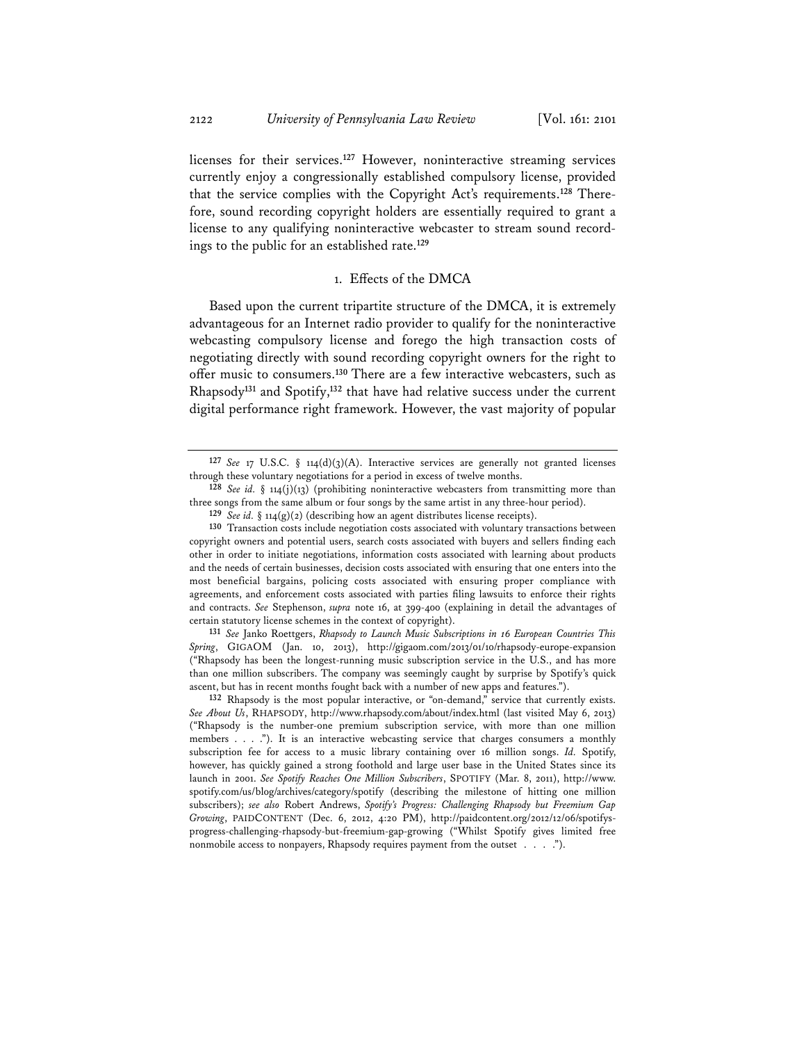licenses for their services.[127] However, noninteractive streaming services currently enjoy a congressionally established compulsory license, provided that the service complies with the Copyright Act's requirements.[128] Therefore, sound recording copyright holders are essentially required to grant a license to any qualifying noninteractive webcaster to stream sound recordings to the public for an established rate.[129]

### 1. Effects of the DMCA

Based upon the current tripartite structure of the DMCA, it is extremely advantageous for an Internet radio provider to qualify for the noninteractive webcasting compulsory license and forego the high transaction costs of negotiating directly with sound recording copyright owners for the right to offer music to consumers.[130] There are a few interactive webcasters, such as Rhapsody[131] and Spotify,[132] that have had relative success under the current digital performance right framework. However, the vast majority of popular

---

[127] *See* 17 U.S.C. § 114(d)(3)(A). Interactive services are generally not granted licenses through these voluntary negotiations for a period in excess of twelve months.

[128] *See id.* § 114(j)(13) (prohibiting noninteractive webcasters from transmitting more than three songs from the same album or four songs by the same artist in any three-hour period).

[129] *See id.* § 114(g)(2) (describing how an agent distributes license receipts).

[130] Transaction costs include negotiation costs associated with voluntary transactions between copyright owners and potential users, search costs associated with buyers and sellers finding each other in order to initiate negotiations, information costs associated with learning about products and the needs of certain businesses, decision costs associated with ensuring that one enters into the most beneficial bargains, policing costs associated with ensuring proper compliance with agreements, and enforcement costs associated with parties filing lawsuits to enforce their rights and contracts. *See* Stephenson, *supra* note 16, at 399-400 (explaining in detail the advantages of certain statutory license schemes in the context of copyright).

[131] *See* Janko Roettgers, *Rhapsody to Launch Music Subscriptions in 16 European Countries This Spring*, GIGAOM (Jan. 10, 2013), http://gigaom.com/2013/01/10/rhapsody-europe-expansion ("Rhapsody has been the longest-running music subscription service in the U.S., and has more than one million subscribers. The company was seemingly caught by surprise by Spotify's quick ascent, but has in recent months fought back with a number of new apps and features.").

[132] Rhapsody is the most popular interactive, or "on-demand," service that currently exists. *See About Us*, RHAPSODY, http://www.rhapsody.com/about/index.html (last visited May 6, 2013) ("Rhapsody is the number-one premium subscription service, with more than one million members . . . ."). It is an interactive webcasting service that charges consumers a monthly subscription fee for access to a music library containing over 16 million songs. *Id.* Spotify, however, has quickly gained a strong foothold and large user base in the United States since its launch in 2001. *See Spotify Reaches One Million Subscribers*, SPOTIFY (Mar. 8, 2011), http://www.spotify.com/us/blog/archives/category/spotify (describing the milestone of hitting one million subscribers); *see also* Robert Andrews, *Spotify's Progress: Challenging Rhapsody but Freemium Gap Growing*, PAIDCONTENT (Dec. 6, 2012, 4:20 PM), http://paidcontent.org/2012/12/06/spotifys-progress-challenging-rhapsody-but-freemium-gap-growing ("Whilst Spotify gives limited free nonmobile access to nonpayers, Rhapsody requires payment from the outset . . . .").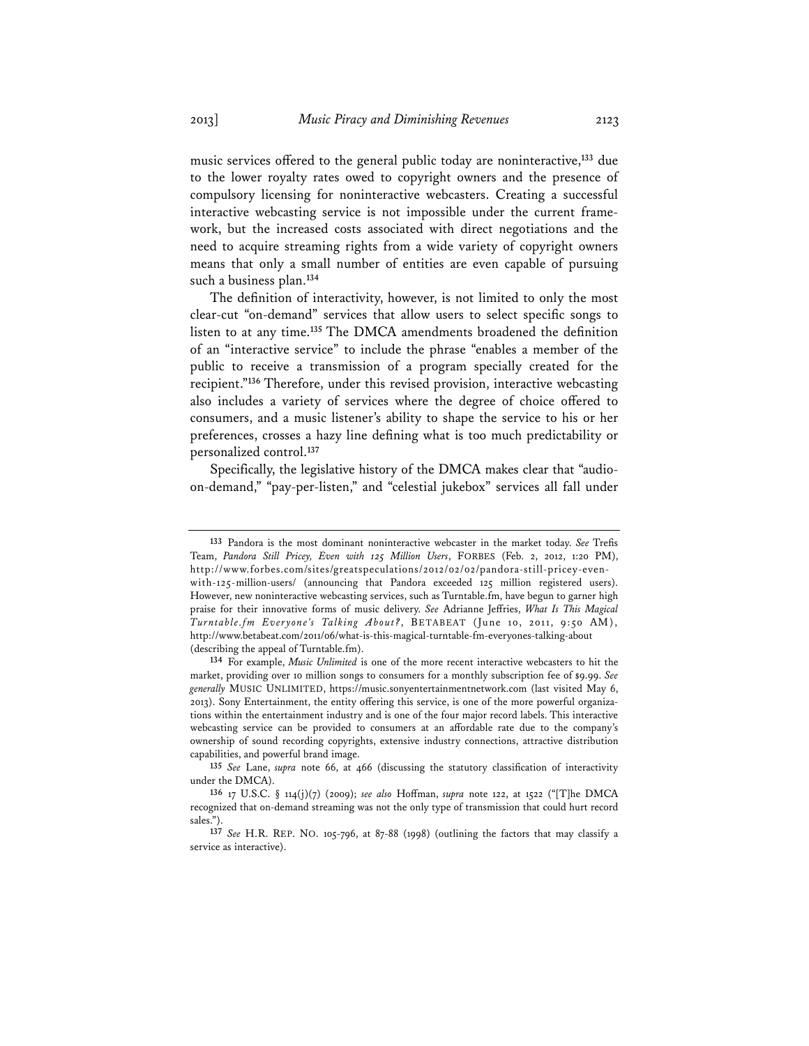music services offered to the general public today are noninteractive,[133] due to the lower royalty rates owed to copyright owners and the presence of compulsory licensing for noninteractive webcasters. Creating a successful interactive webcasting service is not impossible under the current framework, but the increased costs associated with direct negotiations and the need to acquire streaming rights from a wide variety of copyright owners means that only a small number of entities are even capable of pursuing such a business plan.[134]

The definition of interactivity, however, is not limited to only the most clear-cut "on-demand" services that allow users to select specific songs to listen to at any time.[135] The DMCA amendments broadened the definition of an "interactive service" to include the phrase "enables a member of the public to receive a transmission of a program specially created for the recipient."[136] Therefore, under this revised provision, interactive webcasting also includes a variety of services where the degree of choice offered to consumers, and a music listener's ability to shape the service to his or her preferences, crosses a hazy line defining what is too much predictability or personalized control.[137]

Specifically, the legislative history of the DMCA makes clear that "audio-on-demand," "pay-per-listen," and "celestial jukebox" services all fall under

---

[133] Pandora is the most dominant noninteractive webcaster in the market today. *See* Trefis Team, *Pandora Still Pricey, Even with 125 Million Users*, FORBES (Feb. 2, 2012, 1:20 PM), http://www.forbes.com/sites/greatspeculations/2012/02/02/pandora-still-pricey-even-with-125-million-users/ (announcing that Pandora exceeded 125 million registered users). However, new noninteractive webcasting services, such as Turntable.fm, have begun to garner high praise for their innovative forms of music delivery. *See* Adrianne Jeffries, *What Is This Magical Turntable.fm Everyone's Talking About?*, BETABEAT (June 10, 2011, 9:50 AM), http://www.betabeat.com/2011/06/what-is-this-magical-turntable-fm-everyones-talking-about (describing the appeal of Turntable.fm).

[134] For example, *Music Unlimited* is one of the more recent interactive webcasters to hit the market, providing over 10 million songs to consumers for a monthly subscription fee of $9.99. *See generally* MUSIC UNLIMITED, https://music.sonyentertainmentnetwork.com (last visited May 6, 2013). Sony Entertainment, the entity offering this service, is one of the more powerful organizations within the entertainment industry and is one of the four major record labels. This interactive webcasting service can be provided to consumers at an affordable rate due to the company's ownership of sound recording copyrights, extensive industry connections, attractive distribution capabilities, and powerful brand image.

[135] *See* Lane, *supra* note 66, at 466 (discussing the statutory classification of interactivity under the DMCA).

[136] 17 U.S.C. § 114(j)(7) (2009); *see also* Hoffman, *supra* note 122, at 1522 ("[T]he DMCA recognized that on-demand streaming was not the only type of transmission that could hurt record sales.").

[137] *See* H.R. REP. NO. 105-796, at 87-88 (1998) (outlining the factors that may classify a service as interactive).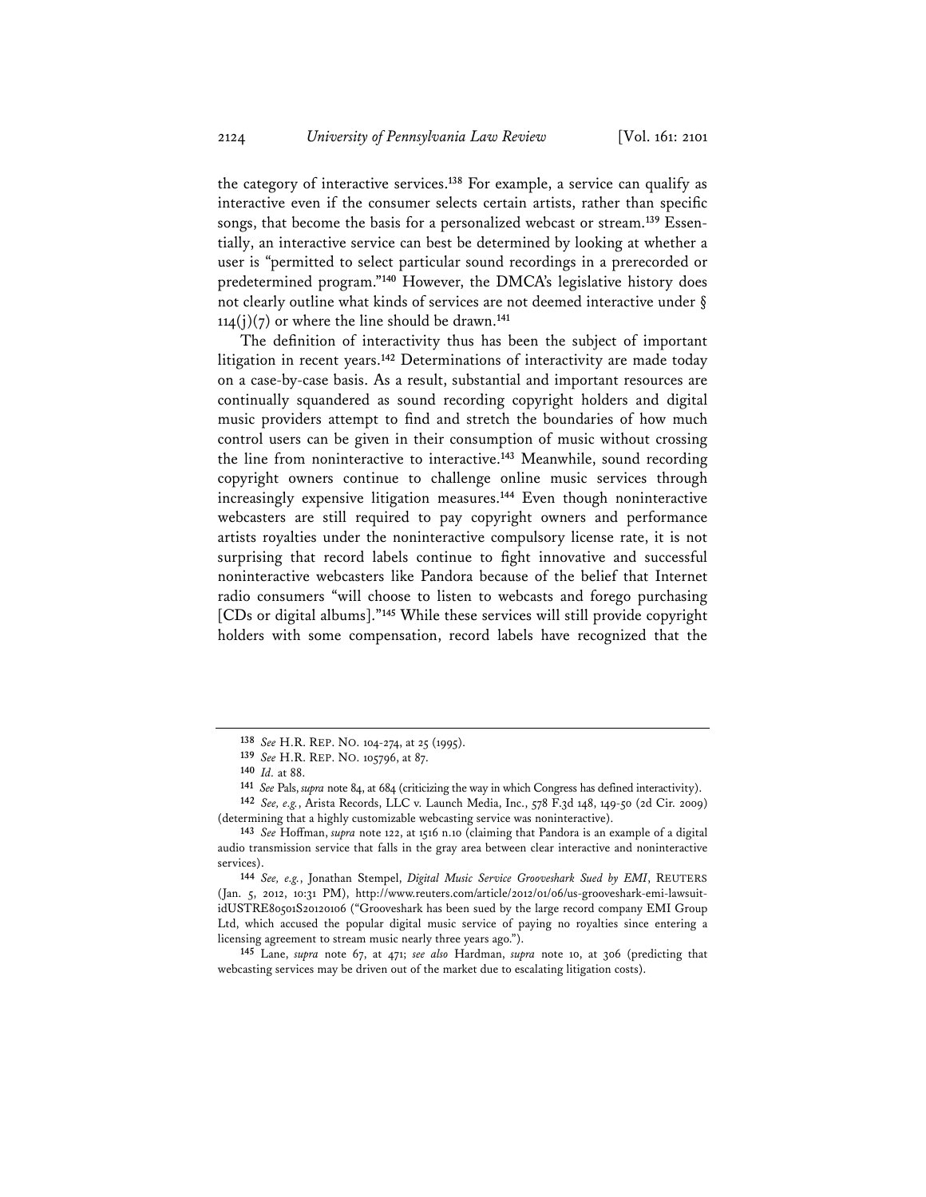the category of interactive services.[138] For example, a service can qualify as interactive even if the consumer selects certain artists, rather than specific songs, that become the basis for a personalized webcast or stream.[139] Essentially, an interactive service can best be determined by looking at whether a user is "permitted to select particular sound recordings in a prerecorded or predetermined program."[140] However, the DMCA's legislative history does not clearly outline what kinds of services are not deemed interactive under § 114(j)(7) or where the line should be drawn.[141]

The definition of interactivity thus has been the subject of important litigation in recent years.[142] Determinations of interactivity are made today on a case-by-case basis. As a result, substantial and important resources are continually squandered as sound recording copyright holders and digital music providers attempt to find and stretch the boundaries of how much control users can be given in their consumption of music without crossing the line from noninteractive to interactive.[143] Meanwhile, sound recording copyright owners continue to challenge online music services through increasingly expensive litigation measures.[144] Even though noninteractive webcasters are still required to pay copyright owners and performance artists royalties under the noninteractive compulsory license rate, it is not surprising that record labels continue to fight innovative and successful noninteractive webcasters like Pandora because of the belief that Internet radio consumers "will choose to listen to webcasts and forego purchasing [CDs or digital albums]."[145] While these services will still provide copyright holders with some compensation, record labels have recognized that the

---

[138] *See* H.R. REP. NO. 104-274, at 25 (1995).

[139] *See* H.R. REP. NO. 105796, at 87.

[140] *Id.* at 88.

[141] *See* Pals, *supra* note 84, at 684 (criticizing the way in which Congress has defined interactivity).

[142] *See, e.g.*, Arista Records, LLC v. Launch Media, Inc., 578 F.3d 148, 149-50 (2d Cir. 2009) (determining that a highly customizable webcasting service was noninteractive).

[143] *See* Hoffman, *supra* note 122, at 1516 n.10 (claiming that Pandora is an example of a digital audio transmission service that falls in the gray area between clear interactive and noninteractive services).

[144] *See, e.g.*, Jonathan Stempel, *Digital Music Service Grooveshark Sued by EMI*, REUTERS (Jan. 5, 2012, 10:31 PM), http://www.reuters.com/article/2012/01/06/us-grooveshark-emi-lawsuit-idUSTRE80501S20120106 ("Grooveshark has been sued by the large record company EMI Group Ltd, which accused the popular digital music service of paying no royalties since entering a licensing agreement to stream music nearly three years ago.").

[145] Lane, *supra* note 67, at 471; *see also* Hardman, *supra* note 10, at 306 (predicting that webcasting services may be driven out of the market due to escalating litigation costs).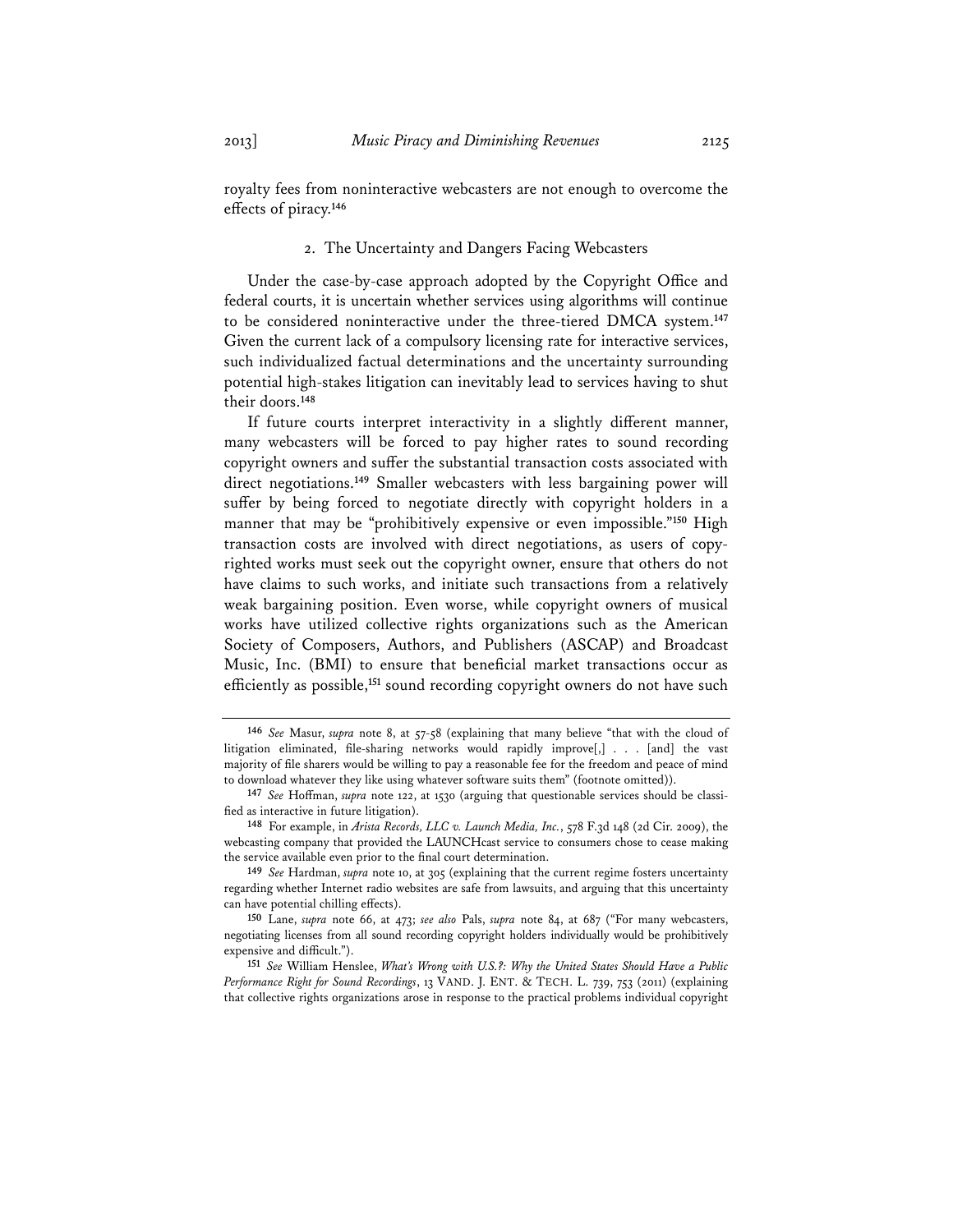royalty fees from noninteractive webcasters are not enough to overcome the effects of piracy.[146]

### 2. The Uncertainty and Dangers Facing Webcasters

Under the case-by-case approach adopted by the Copyright Office and federal courts, it is uncertain whether services using algorithms will continue to be considered noninteractive under the three-tiered DMCA system.[147] Given the current lack of a compulsory licensing rate for interactive services, such individualized factual determinations and the uncertainty surrounding potential high-stakes litigation can inevitably lead to services having to shut their doors.[148]

If future courts interpret interactivity in a slightly different manner, many webcasters will be forced to pay higher rates to sound recording copyright owners and suffer the substantial transaction costs associated with direct negotiations.[149] Smaller webcasters with less bargaining power will suffer by being forced to negotiate directly with copyright holders in a manner that may be "prohibitively expensive or even impossible."[150] High transaction costs are involved with direct negotiations, as users of copyrighted works must seek out the copyright owner, ensure that others do not have claims to such works, and initiate such transactions from a relatively weak bargaining position. Even worse, while copyright owners of musical works have utilized collective rights organizations such as the American Society of Composers, Authors, and Publishers (ASCAP) and Broadcast Music, Inc. (BMI) to ensure that beneficial market transactions occur as efficiently as possible,[151] sound recording copyright owners do not have such

---

[146] *See* Masur, *supra* note 8, at 57-58 (explaining that many believe "that with the cloud of litigation eliminated, file-sharing networks would rapidly improve[,] . . . [and] the vast majority of file sharers would be willing to pay a reasonable fee for the freedom and peace of mind to download whatever they like using whatever software suits them" (footnote omitted)).

[147] *See* Hoffman, *supra* note 122, at 1530 (arguing that questionable services should be classified as interactive in future litigation).

[148] For example, in *Arista Records, LLC v. Launch Media, Inc.*, 578 F.3d 148 (2d Cir. 2009), the webcasting company that provided the LAUNCHcast service to consumers chose to cease making the service available even prior to the final court determination.

[149] *See* Hardman, *supra* note 10, at 305 (explaining that the current regime fosters uncertainty regarding whether Internet radio websites are safe from lawsuits, and arguing that this uncertainty can have potential chilling effects).

[150] Lane, *supra* note 66, at 473; *see also* Pals, *supra* note 84, at 687 ("For many webcasters, negotiating licenses from all sound recording copyright holders individually would be prohibitively expensive and difficult.").

[151] *See* William Henslee, *What's Wrong with U.S.?: Why the United States Should Have a Public Performance Right for Sound Recordings*, 13 VAND. J. ENT. & TECH. L. 739, 753 (2011) (explaining that collective rights organizations arose in response to the practical problems individual copyright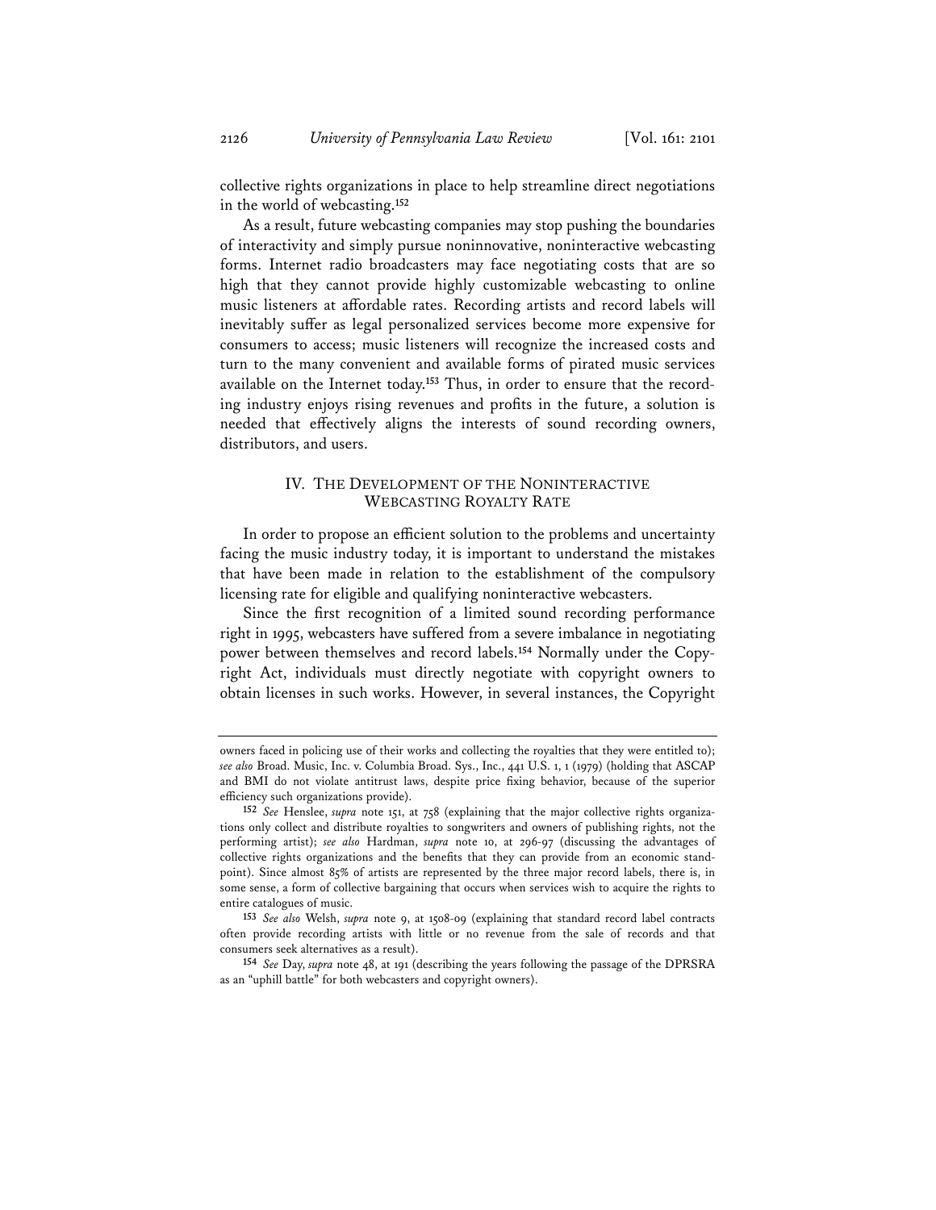collective rights organizations in place to help streamline direct negotiations in the world of webcasting.[152]

As a result, future webcasting companies may stop pushing the boundaries of interactivity and simply pursue noninnovative, noninteractive webcasting forms. Internet radio broadcasters may face negotiating costs that are so high that they cannot provide highly customizable webcasting to online music listeners at affordable rates. Recording artists and record labels will inevitably suffer as legal personalized services become more expensive for consumers to access; music listeners will recognize the increased costs and turn to the many convenient and available forms of pirated music services available on the Internet today.[153] Thus, in order to ensure that the recording industry enjoys rising revenues and profits in the future, a solution is needed that effectively aligns the interests of sound recording owners, distributors, and users.

## IV. THE DEVELOPMENT OF THE NONINTERACTIVE WEBCASTING ROYALTY RATE

In order to propose an efficient solution to the problems and uncertainty facing the music industry today, it is important to understand the mistakes that have been made in relation to the establishment of the compulsory licensing rate for eligible and qualifying noninteractive webcasters.

Since the first recognition of a limited sound recording performance right in 1995, webcasters have suffered from a severe imbalance in negotiating power between themselves and record labels.[154] Normally under the Copyright Act, individuals must directly negotiate with copyright owners to obtain licenses in such works. However, in several instances, the Copyright

---

owners faced in policing use of their works and collecting the royalties that they were entitled to); *see also* Broad. Music, Inc. v. Columbia Broad. Sys., Inc., 441 U.S. 1, 1 (1979) (holding that ASCAP and BMI do not violate antitrust laws, despite price fixing behavior, because of the superior efficiency such organizations provide).

[152] *See* Henslee, *supra* note 151, at 758 (explaining that the major collective rights organizations only collect and distribute royalties to songwriters and owners of publishing rights, not the performing artist); *see also* Hardman, *supra* note 10, at 296-97 (discussing the advantages of collective rights organizations and the benefits that they can provide from an economic standpoint). Since almost 85% of artists are represented by the three major record labels, there is, in some sense, a form of collective bargaining that occurs when services wish to acquire the rights to entire catalogues of music.

[153] *See also* Welsh, *supra* note 9, at 1508-09 (explaining that standard record label contracts often provide recording artists with little or no revenue from the sale of records and that consumers seek alternatives as a result).

[154] *See* Day, *supra* note 48, at 191 (describing the years following the passage of the DPRSRA as an "uphill battle" for both webcasters and copyright owners).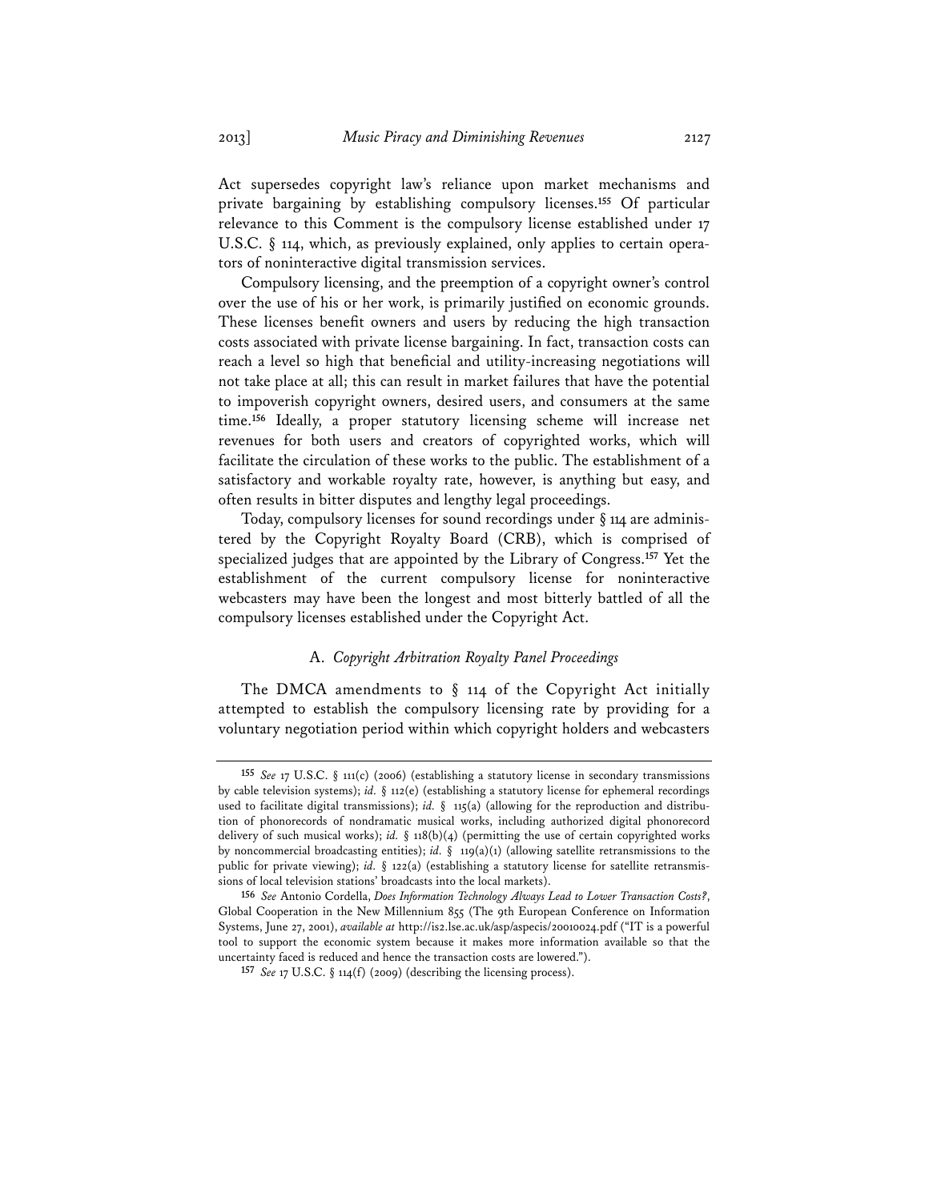Act supersedes copyright law's reliance upon market mechanisms and private bargaining by establishing compulsory licenses.[155] Of particular relevance to this Comment is the compulsory license established under 17 U.S.C. § 114, which, as previously explained, only applies to certain operators of noninteractive digital transmission services.

Compulsory licensing, and the preemption of a copyright owner's control over the use of his or her work, is primarily justified on economic grounds. These licenses benefit owners and users by reducing the high transaction costs associated with private license bargaining. In fact, transaction costs can reach a level so high that beneficial and utility-increasing negotiations will not take place at all; this can result in market failures that have the potential to impoverish copyright owners, desired users, and consumers at the same time.[156] Ideally, a proper statutory licensing scheme will increase net revenues for both users and creators of copyrighted works, which will facilitate the circulation of these works to the public. The establishment of a satisfactory and workable royalty rate, however, is anything but easy, and often results in bitter disputes and lengthy legal proceedings.

Today, compulsory licenses for sound recordings under § 114 are administered by the Copyright Royalty Board (CRB), which is comprised of specialized judges that are appointed by the Library of Congress.[157] Yet the establishment of the current compulsory license for noninteractive webcasters may have been the longest and most bitterly battled of all the compulsory licenses established under the Copyright Act.

### A. *Copyright Arbitration Royalty Panel Proceedings*

The DMCA amendments to § 114 of the Copyright Act initially attempted to establish the compulsory licensing rate by providing for a voluntary negotiation period within which copyright holders and webcasters

---

[155] *See* 17 U.S.C. § 111(c) (2006) (establishing a statutory license in secondary transmissions by cable television systems); *id.* § 112(e) (establishing a statutory license for ephemeral recordings used to facilitate digital transmissions); *id.* § 115(a) (allowing for the reproduction and distribution of phonorecords of nondramatic musical works, including authorized digital phonorecord delivery of such musical works); *id.* § 118(b)(4) (permitting the use of certain copyrighted works by noncommercial broadcasting entities); *id.* § 119(a)(1) (allowing satellite retransmissions to the public for private viewing); *id.* § 122(a) (establishing a statutory license for satellite retransmissions of local television stations' broadcasts into the local markets).

[156] *See* Antonio Cordella, *Does Information Technology Always Lead to Lower Transaction Costs?*, Global Cooperation in the New Millennium 855 (The 9th European Conference on Information Systems, June 27, 2001), *available at* http://is2.lse.ac.uk/asp/aspecis/20010024.pdf ("IT is a powerful tool to support the economic system because it makes more information available so that the uncertainty faced is reduced and hence the transaction costs are lowered.").

[157] *See* 17 U.S.C. § 114(f) (2009) (describing the licensing process).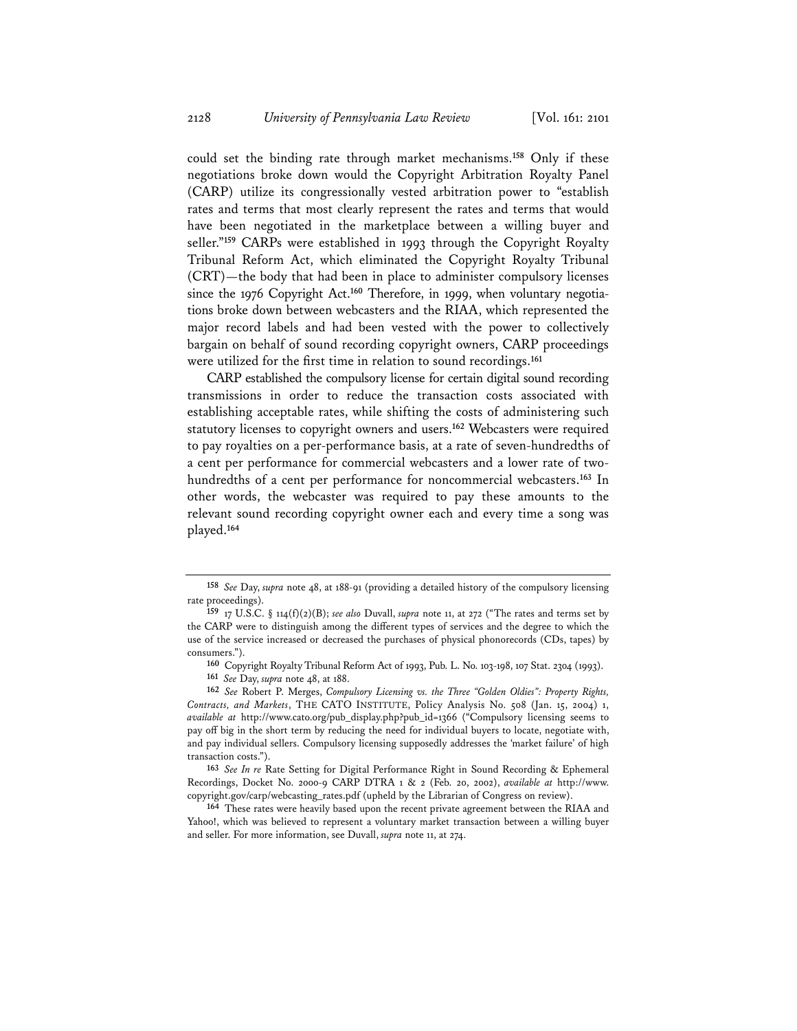could set the binding rate through market mechanisms.[158] Only if these negotiations broke down would the Copyright Arbitration Royalty Panel (CARP) utilize its congressionally vested arbitration power to "establish rates and terms that most clearly represent the rates and terms that would have been negotiated in the marketplace between a willing buyer and seller."[159] CARPs were established in 1993 through the Copyright Royalty Tribunal Reform Act, which eliminated the Copyright Royalty Tribunal (CRT)—the body that had been in place to administer compulsory licenses since the 1976 Copyright Act.[160] Therefore, in 1999, when voluntary negotiations broke down between webcasters and the RIAA, which represented the major record labels and had been vested with the power to collectively bargain on behalf of sound recording copyright owners, CARP proceedings were utilized for the first time in relation to sound recordings.[161]

CARP established the compulsory license for certain digital sound recording transmissions in order to reduce the transaction costs associated with establishing acceptable rates, while shifting the costs of administering such statutory licenses to copyright owners and users.[162] Webcasters were required to pay royalties on a per-performance basis, at a rate of seven-hundredths of a cent per performance for commercial webcasters and a lower rate of two-hundredths of a cent per performance for noncommercial webcasters.[163] In other words, the webcaster was required to pay these amounts to the relevant sound recording copyright owner each and every time a song was played.[164]

---

[158] *See* Day, *supra* note 48, at 188-91 (providing a detailed history of the compulsory licensing rate proceedings).

[159] 17 U.S.C. § 114(f)(2)(B); *see also* Duvall, *supra* note 11, at 272 ("The rates and terms set by the CARP were to distinguish among the different types of services and the degree to which the use of the service increased or decreased the purchases of physical phonorecords (CDs, tapes) by consumers.").

[160] Copyright Royalty Tribunal Reform Act of 1993, Pub. L. No. 103-198, 107 Stat. 2304 (1993).

[161] *See* Day, *supra* note 48, at 188.

[162] *See* Robert P. Merges, *Compulsory Licensing vs. the Three "Golden Oldies": Property Rights, Contracts, and Markets*, THE CATO INSTITUTE, Policy Analysis No. 508 (Jan. 15, 2004) 1, *available at* http://www.cato.org/pub_display.php?pub_id=1366 ("Compulsory licensing seems to pay off big in the short term by reducing the need for individual buyers to locate, negotiate with, and pay individual sellers. Compulsory licensing supposedly addresses the 'market failure' of high transaction costs.").

[163] *See In re* Rate Setting for Digital Performance Right in Sound Recording & Ephemeral Recordings, Docket No. 2000-9 CARP DTRA 1 & 2 (Feb. 20, 2002), *available at* http://www.copyright.gov/carp/webcasting_rates.pdf (upheld by the Librarian of Congress on review).

[164] These rates were heavily based upon the recent private agreement between the RIAA and Yahoo!, which was believed to represent a voluntary market transaction between a willing buyer and seller. For more information, see Duvall, *supra* note 11, at 274.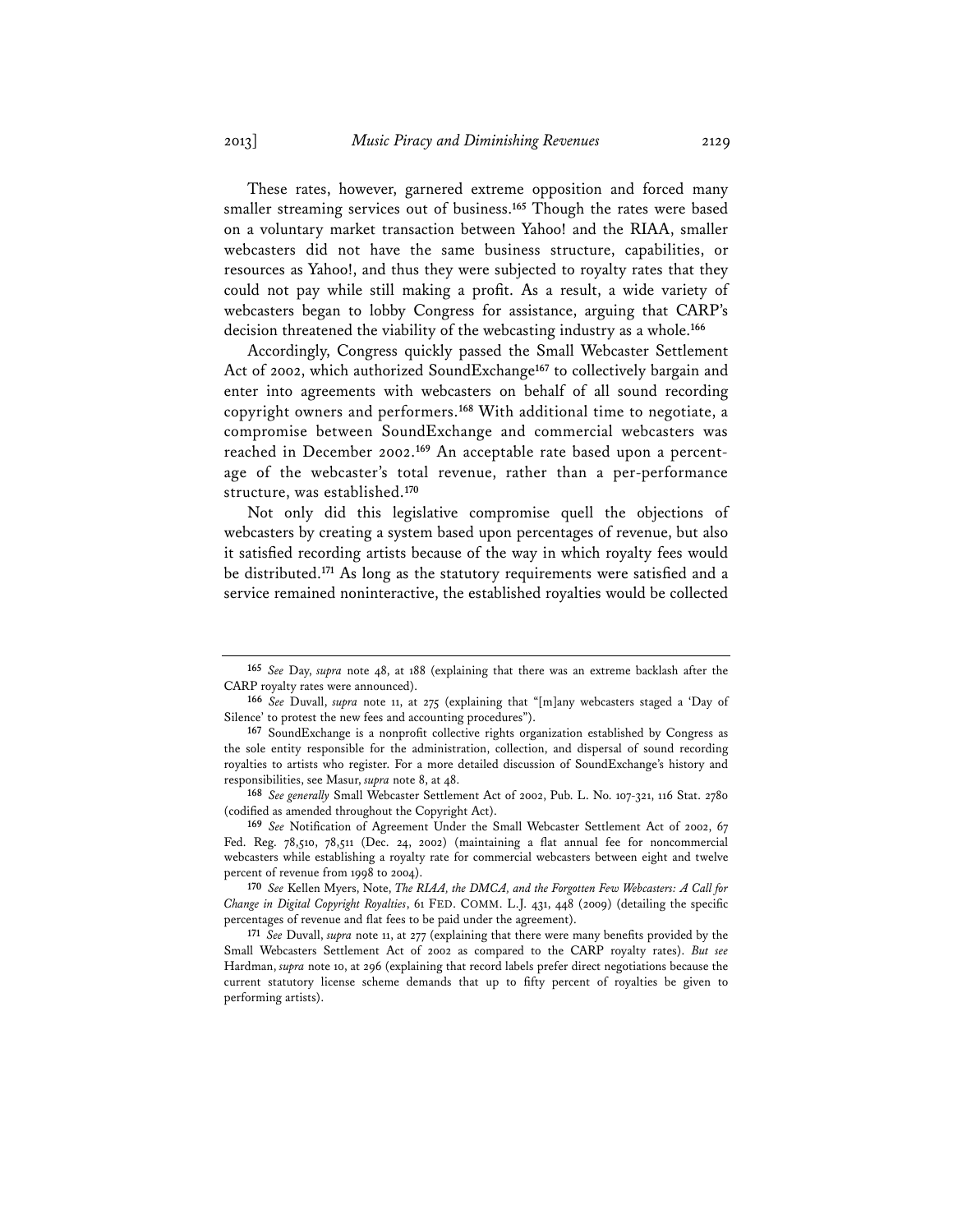These rates, however, garnered extreme opposition and forced many smaller streaming services out of business.[165] Though the rates were based on a voluntary market transaction between Yahoo! and the RIAA, smaller webcasters did not have the same business structure, capabilities, or resources as Yahoo!, and thus they were subjected to royalty rates that they could not pay while still making a profit. As a result, a wide variety of webcasters began to lobby Congress for assistance, arguing that CARP's decision threatened the viability of the webcasting industry as a whole.[166]

Accordingly, Congress quickly passed the Small Webcaster Settlement Act of 2002, which authorized SoundExchange[167] to collectively bargain and enter into agreements with webcasters on behalf of all sound recording copyright owners and performers.[168] With additional time to negotiate, a compromise between SoundExchange and commercial webcasters was reached in December 2002.[169] An acceptable rate based upon a percentage of the webcaster's total revenue, rather than a per-performance structure, was established.[170]

Not only did this legislative compromise quell the objections of webcasters by creating a system based upon percentages of revenue, but also it satisfied recording artists because of the way in which royalty fees would be distributed.[171] As long as the statutory requirements were satisfied and a service remained noninteractive, the established royalties would be collected

---

[165] *See* Day, *supra* note 48, at 188 (explaining that there was an extreme backlash after the CARP royalty rates were announced).

[166] *See* Duvall, *supra* note 11, at 275 (explaining that "[m]any webcasters staged a 'Day of Silence' to protest the new fees and accounting procedures").

[167] SoundExchange is a nonprofit collective rights organization established by Congress as the sole entity responsible for the administration, collection, and dispersal of sound recording royalties to artists who register. For a more detailed discussion of SoundExchange's history and responsibilities, see Masur, *supra* note 8, at 48.

[168] *See generally* Small Webcaster Settlement Act of 2002, Pub. L. No. 107-321, 116 Stat. 2780 (codified as amended throughout the Copyright Act).

[169] *See* Notification of Agreement Under the Small Webcaster Settlement Act of 2002, 67 Fed. Reg. 78,510, 78,511 (Dec. 24, 2002) (maintaining a flat annual fee for noncommercial webcasters while establishing a royalty rate for commercial webcasters between eight and twelve percent of revenue from 1998 to 2004).

[170] *See* Kellen Myers, Note, *The RIAA, the DMCA, and the Forgotten Few Webcasters: A Call for Change in Digital Copyright Royalties*, 61 FED. COMM. L.J. 431, 448 (2009) (detailing the specific percentages of revenue and flat fees to be paid under the agreement).

[171] *See* Duvall, *supra* note 11, at 277 (explaining that there were many benefits provided by the Small Webcasters Settlement Act of 2002 as compared to the CARP royalty rates). *But see* Hardman, *supra* note 10, at 296 (explaining that record labels prefer direct negotiations because the current statutory license scheme demands that up to fifty percent of royalties be given to performing artists).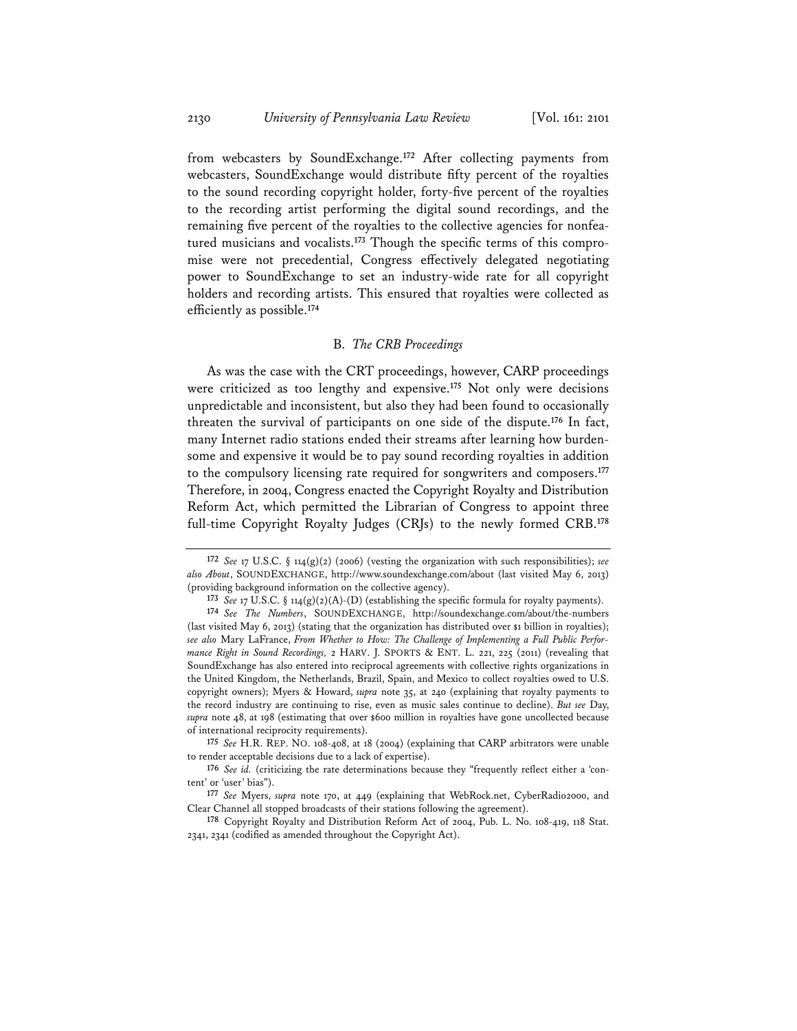from webcasters by SoundExchange.[172] After collecting payments from webcasters, SoundExchange would distribute fifty percent of the royalties to the sound recording copyright holder, forty-five percent of the royalties to the recording artist performing the digital sound recordings, and the remaining five percent of the royalties to the collective agencies for nonfeatured musicians and vocalists.[173] Though the specific terms of this compromise were not precedential, Congress effectively delegated negotiating power to SoundExchange to set an industry-wide rate for all copyright holders and recording artists. This ensured that royalties were collected as efficiently as possible.[174]

### B. *The CRB Proceedings*

As was the case with the CRT proceedings, however, CARP proceedings were criticized as too lengthy and expensive.[175] Not only were decisions unpredictable and inconsistent, but also they had been found to occasionally threaten the survival of participants on one side of the dispute.[176] In fact, many Internet radio stations ended their streams after learning how burdensome and expensive it would be to pay sound recording royalties in addition to the compulsory licensing rate required for songwriters and composers.[177] Therefore, in 2004, Congress enacted the Copyright Royalty and Distribution Reform Act, which permitted the Librarian of Congress to appoint three full-time Copyright Royalty Judges (CRJs) to the newly formed CRB.[178]

---

[172] *See* 17 U.S.C. § 114(g)(2) (2006) (vesting the organization with such responsibilities); *see also About*, SOUNDEXCHANGE, http://www.soundexchange.com/about (last visited May 6, 2013) (providing background information on the collective agency).

[173] *See* 17 U.S.C. § 114(g)(2)(A)-(D) (establishing the specific formula for royalty payments).

[174] *See The Numbers*, SOUNDEXCHANGE, http://soundexchange.com/about/the-numbers (last visited May 6, 2013) (stating that the organization has distributed over $1 billion in royalties); *see also* Mary LaFrance, *From Whether to How: The Challenge of Implementing a Full Public Performance Right in Sound Recordings,* 2 HARV. J. SPORTS & ENT. L. 221, 225 (2011) (revealing that SoundExchange has also entered into reciprocal agreements with collective rights organizations in the United Kingdom, the Netherlands, Brazil, Spain, and Mexico to collect royalties owed to U.S. copyright owners); Myers & Howard, *supra* note 35, at 240 (explaining that royalty payments to the record industry are continuing to rise, even as music sales continue to decline). *But see* Day, *supra* note 48, at 198 (estimating that over $600 million in royalties have gone uncollected because of international reciprocity requirements).

[175] *See* H.R. REP. NO. 108-408, at 18 (2004) (explaining that CARP arbitrators were unable to render acceptable decisions due to a lack of expertise).

[176] *See id.* (criticizing the rate determinations because they "frequently reflect either a 'content' or 'user' bias").

[177] *See* Myers, *supra* note 170, at 449 (explaining that WebRock.net, CyberRadio2000, and Clear Channel all stopped broadcasts of their stations following the agreement).

[178] Copyright Royalty and Distribution Reform Act of 2004, Pub. L. No. 108-419, 118 Stat. 2341, 2341 (codified as amended throughout the Copyright Act).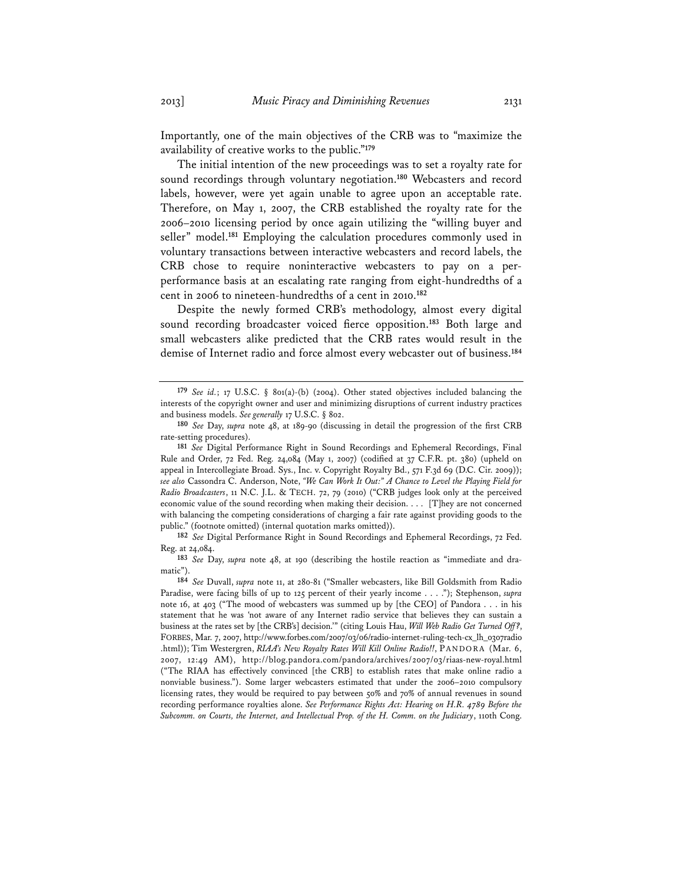Importantly, one of the main objectives of the CRB was to "maximize the availability of creative works to the public."[179]

The initial intention of the new proceedings was to set a royalty rate for sound recordings through voluntary negotiation.[180] Webcasters and record labels, however, were yet again unable to agree upon an acceptable rate. Therefore, on May 1, 2007, the CRB established the royalty rate for the 2006–2010 licensing period by once again utilizing the "willing buyer and seller" model.[181] Employing the calculation procedures commonly used in voluntary transactions between interactive webcasters and record labels, the CRB chose to require noninteractive webcasters to pay on a per-performance basis at an escalating rate ranging from eight-hundredths of a cent in 2006 to nineteen-hundredths of a cent in 2010.[182]

Despite the newly formed CRB's methodology, almost every digital sound recording broadcaster voiced fierce opposition.[183] Both large and small webcasters alike predicted that the CRB rates would result in the demise of Internet radio and force almost every webcaster out of business.[184]

---

[179] *See id.*; 17 U.S.C. § 801(a)-(b) (2004). Other stated objectives included balancing the interests of the copyright owner and user and minimizing disruptions of current industry practices and business models. *See generally* 17 U.S.C. § 802.

[180] *See* Day, *supra* note 48, at 189-90 (discussing in detail the progression of the first CRB rate-setting procedures).

[181] *See* Digital Performance Right in Sound Recordings and Ephemeral Recordings, Final Rule and Order, 72 Fed. Reg. 24,084 (May 1, 2007) (codified at 37 C.F.R. pt. 380) (upheld on appeal in Intercollegiate Broad. Sys., Inc. v. Copyright Royalty Bd., 571 F.3d 69 (D.C. Cir. 2009)); *see also* Cassondra C. Anderson, Note, *"We Can Work It Out:" A Chance to Level the Playing Field for Radio Broadcasters*, 11 N.C. J.L. & TECH. 72, 79 (2010) ("CRB judges look only at the perceived economic value of the sound recording when making their decision. . . . [T]hey are not concerned with balancing the competing considerations of charging a fair rate against providing goods to the public." (footnote omitted) (internal quotation marks omitted)).

[182] *See* Digital Performance Right in Sound Recordings and Ephemeral Recordings, 72 Fed. Reg. at 24,084.

[183] *See* Day, *supra* note 48, at 190 (describing the hostile reaction as "immediate and dramatic").

[184] *See* Duvall, *supra* note 11, at 280-81 ("Smaller webcasters, like Bill Goldsmith from Radio Paradise, were facing bills of up to 125 percent of their yearly income . . . ."); Stephenson, *supra* note 16, at 403 ("The mood of webcasters was summed up by [the CEO] of Pandora . . . in his statement that he was 'not aware of any Internet radio service that believes they can sustain a business at the rates set by [the CRB's] decision.'" (citing Louis Hau, *Will Web Radio Get Turned Off?*, FORBES, Mar. 7, 2007, http://www.forbes.com/2007/03/06/radio-internet-ruling-tech-cx_lh_0307radio.html)); Tim Westergren, *RIAA's New Royalty Rates Will Kill Online Radio!!*, PANDORA (Mar. 6, 2007, 12:49 AM), http://blog.pandora.com/pandora/archives/2007/03/riaas-new-royal.html ("The RIAA has effectively convinced [the CRB] to establish rates that make online radio a nonviable business."). Some larger webcasters estimated that under the 2006–2010 compulsory licensing rates, they would be required to pay between 50% and 70% of annual revenues in sound recording performance royalties alone. *See Performance Rights Act: Hearing on H.R. 4789 Before the Subcomm. on Courts, the Internet, and Intellectual Prop. of the H. Comm. on the Judiciary*, 110th Cong.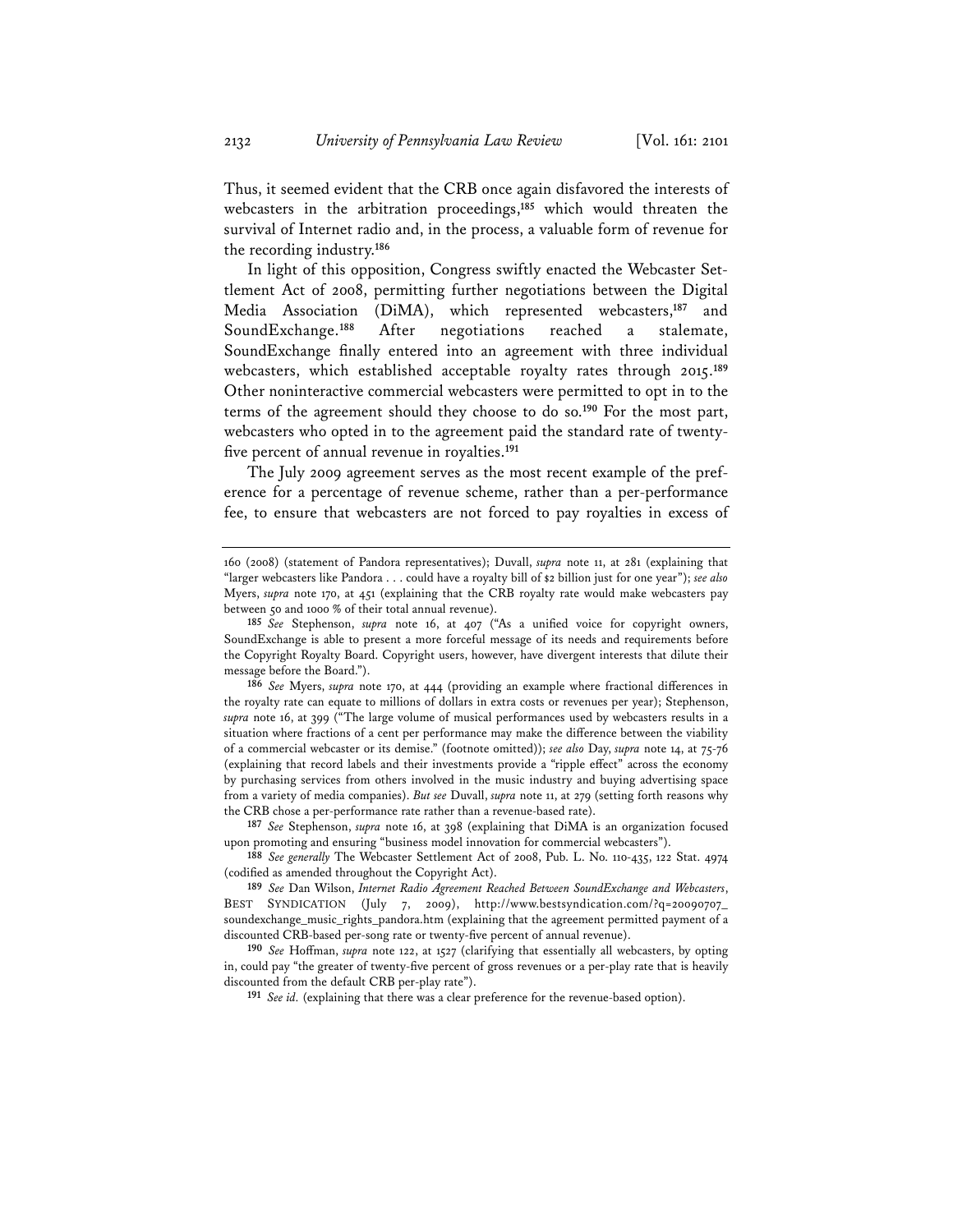Thus, it seemed evident that the CRB once again disfavored the interests of webcasters in the arbitration proceedings,[185] which would threaten the survival of Internet radio and, in the process, a valuable form of revenue for the recording industry.[186]

In light of this opposition, Congress swiftly enacted the Webcaster Settlement Act of 2008, permitting further negotiations between the Digital Media Association (DiMA), which represented webcasters,[187] and SoundExchange.[188] After negotiations reached a stalemate, SoundExchange finally entered into an agreement with three individual webcasters, which established acceptable royalty rates through 2015.[189] Other noninteractive commercial webcasters were permitted to opt in to the terms of the agreement should they choose to do so.[190] For the most part, webcasters who opted in to the agreement paid the standard rate of twenty-five percent of annual revenue in royalties.[191]

The July 2009 agreement serves as the most recent example of the preference for a percentage of revenue scheme, rather than a per-performance fee, to ensure that webcasters are not forced to pay royalties in excess of

---

160 (2008) (statement of Pandora representatives); Duvall, *supra* note 11, at 281 (explaining that "larger webcasters like Pandora . . . could have a royalty bill of $2 billion just for one year"); *see also* Myers, *supra* note 170, at 451 (explaining that the CRB royalty rate would make webcasters pay between 50 and 1000 % of their total annual revenue).

**185** *See* Stephenson, *supra* note 16, at 407 ("As a unified voice for copyright owners, SoundExchange is able to present a more forceful message of its needs and requirements before the Copyright Royalty Board. Copyright users, however, have divergent interests that dilute their message before the Board.").

**186** *See* Myers, *supra* note 170, at 444 (providing an example where fractional differences in the royalty rate can equate to millions of dollars in extra costs or revenues per year); Stephenson, *supra* note 16, at 399 ("The large volume of musical performances used by webcasters results in a situation where fractions of a cent per performance may make the difference between the viability of a commercial webcaster or its demise." (footnote omitted)); *see also* Day, *supra* note 14, at 75-76 (explaining that record labels and their investments provide a "ripple effect" across the economy by purchasing services from others involved in the music industry and buying advertising space from a variety of media companies). *But see* Duvall, *supra* note 11, at 279 (setting forth reasons why the CRB chose a per-performance rate rather than a revenue-based rate).

**187** *See* Stephenson, *supra* note 16, at 398 (explaining that DiMA is an organization focused upon promoting and ensuring "business model innovation for commercial webcasters").

**188** *See generally* The Webcaster Settlement Act of 2008, Pub. L. No. 110-435, 122 Stat. 4974 (codified as amended throughout the Copyright Act).

**189** *See* Dan Wilson, *Internet Radio Agreement Reached Between SoundExchange and Webcasters*, BEST SYNDICATION (July 7, 2009), http://www.bestsyndication.com/?q=20090707_soundexchange_music_rights_pandora.htm (explaining that the agreement permitted payment of a discounted CRB-based per-song rate or twenty-five percent of annual revenue).

**190** *See* Hoffman, *supra* note 122, at 1527 (clarifying that essentially all webcasters, by opting in, could pay "the greater of twenty-five percent of gross revenues or a per-play rate that is heavily discounted from the default CRB per-play rate").

**191** *See id.* (explaining that there was a clear preference for the revenue-based option).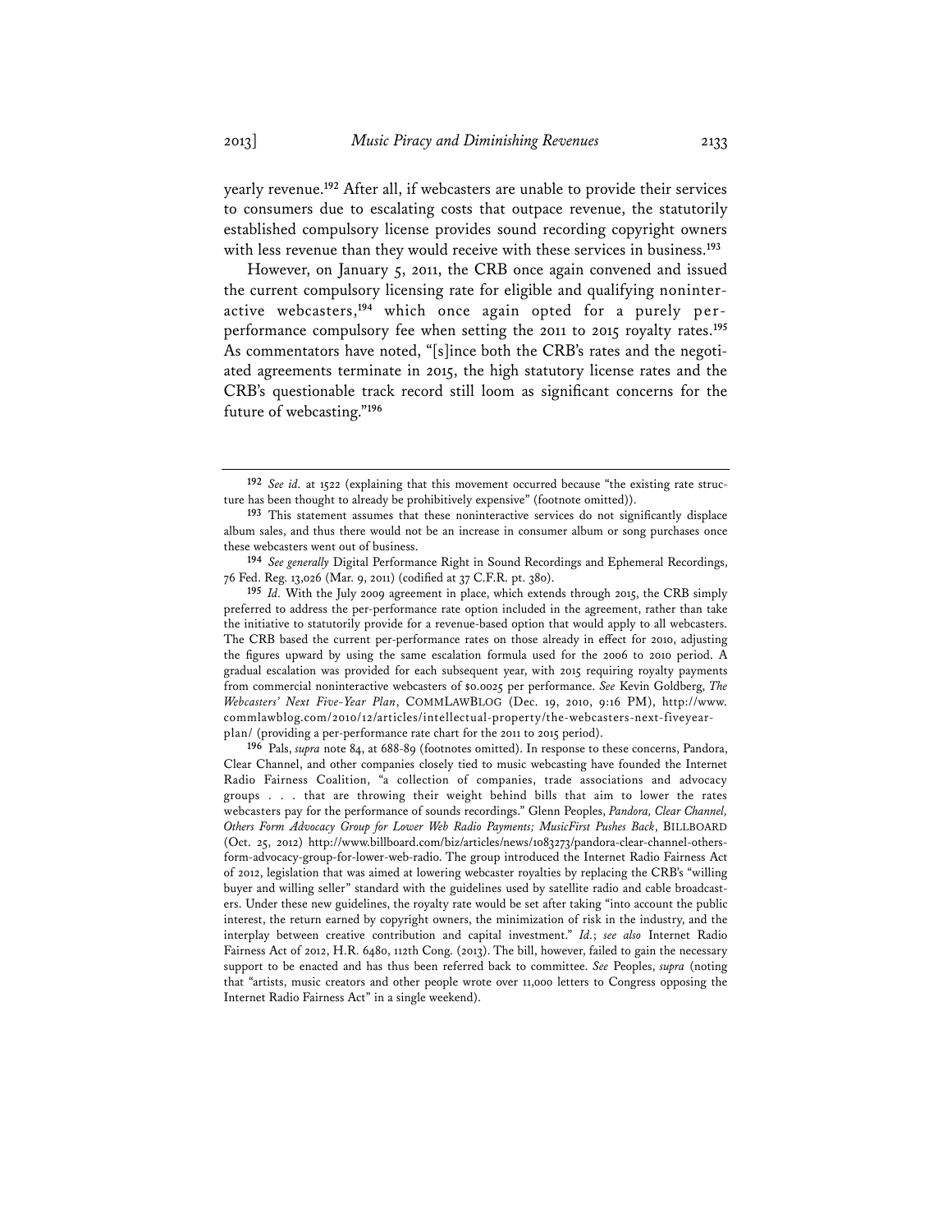yearly revenue.[192] After all, if webcasters are unable to provide their services to consumers due to escalating costs that outpace revenue, the statutorily established compulsory license provides sound recording copyright owners with less revenue than they would receive with these services in business.[193]

However, on January 5, 2011, the CRB once again convened and issued the current compulsory licensing rate for eligible and qualifying noninteractive webcasters,[194] which once again opted for a purely per-performance compulsory fee when setting the 2011 to 2015 royalty rates.[195] As commentators have noted, "[s]ince both the CRB's rates and the negotiated agreements terminate in 2015, the high statutory license rates and the CRB's questionable track record still loom as significant concerns for the future of webcasting."[196]

---

[192] *See id.* at 1522 (explaining that this movement occurred because "the existing rate structure has been thought to already be prohibitively expensive" (footnote omitted)).

[193] This statement assumes that these noninteractive services do not significantly displace album sales, and thus there would not be an increase in consumer album or song purchases once these webcasters went out of business.

[194] *See generally* Digital Performance Right in Sound Recordings and Ephemeral Recordings, 76 Fed. Reg. 13,026 (Mar. 9, 2011) (codified at 37 C.F.R. pt. 380).

[195] *Id.* With the July 2009 agreement in place, which extends through 2015, the CRB simply preferred to address the per-performance rate option included in the agreement, rather than take the initiative to statutorily provide for a revenue-based option that would apply to all webcasters. The CRB based the current per-performance rates on those already in effect for 2010, adjusting the figures upward by using the same escalation formula used for the 2006 to 2010 period. A gradual escalation was provided for each subsequent year, with 2015 requiring royalty payments from commercial noninteractive webcasters of $0.0025 per performance. *See* Kevin Goldberg, *The Webcasters' Next Five-Year Plan*, COMMLAWBLOG (Dec. 19, 2010, 9:16 PM), http://www.commlawblog.com/2010/12/articles/intellectual-property/the-webcasters-next-fiveyear-plan/ (providing a per-performance rate chart for the 2011 to 2015 period).

[196] Pals, *supra* note 84, at 688-89 (footnotes omitted). In response to these concerns, Pandora, Clear Channel, and other companies closely tied to music webcasting have founded the Internet Radio Fairness Coalition, "a collection of companies, trade associations and advocacy groups . . . that are throwing their weight behind bills that aim to lower the rates webcasters pay for the performance of sounds recordings." Glenn Peoples, *Pandora, Clear Channel, Others Form Advocacy Group for Lower Web Radio Payments; MusicFirst Pushes Back*, BILLBOARD (Oct. 25, 2012) http://www.billboard.com/biz/articles/news/1083273/pandora-clear-channel-others-form-advocacy-group-for-lower-web-radio. The group introduced the Internet Radio Fairness Act of 2012, legislation that was aimed at lowering webcaster royalties by replacing the CRB's "willing buyer and willing seller" standard with the guidelines used by satellite radio and cable broadcasters. Under these new guidelines, the royalty rate would be set after taking "into account the public interest, the return earned by copyright owners, the minimization of risk in the industry, and the interplay between creative contribution and capital investment." *Id.*; *see also* Internet Radio Fairness Act of 2012, H.R. 6480, 112th Cong. (2013). The bill, however, failed to gain the necessary support to be enacted and has thus been referred back to committee. *See* Peoples, *supra* (noting that "artists, music creators and other people wrote over 11,000 letters to Congress opposing the Internet Radio Fairness Act" in a single weekend).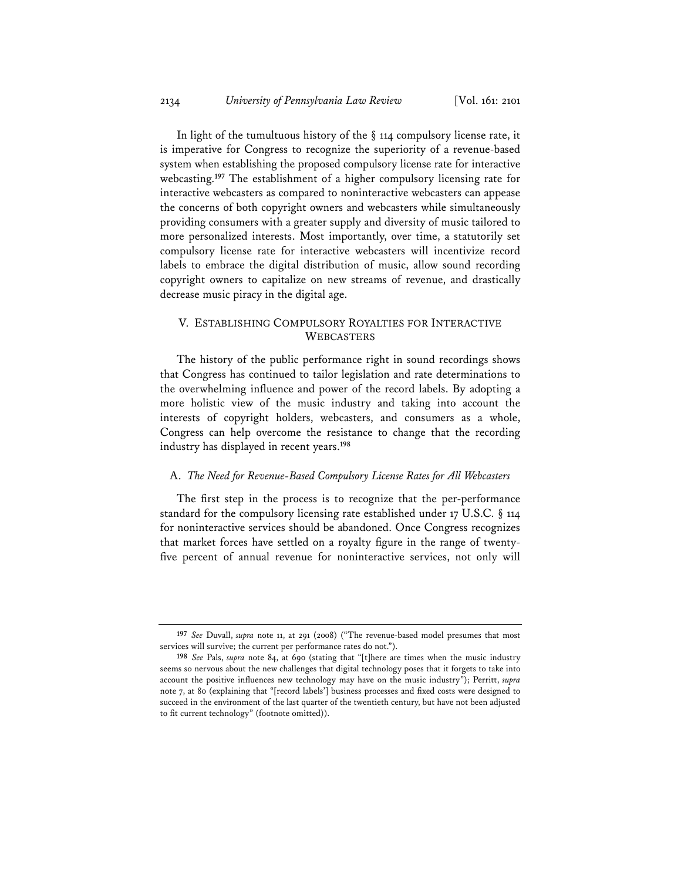In light of the tumultuous history of the § 114 compulsory license rate, it is imperative for Congress to recognize the superiority of a revenue-based system when establishing the proposed compulsory license rate for interactive webcasting.[197] The establishment of a higher compulsory licensing rate for interactive webcasters as compared to noninteractive webcasters can appease the concerns of both copyright owners and webcasters while simultaneously providing consumers with a greater supply and diversity of music tailored to more personalized interests. Most importantly, over time, a statutorily set compulsory license rate for interactive webcasters will incentivize record labels to embrace the digital distribution of music, allow sound recording copyright owners to capitalize on new streams of revenue, and drastically decrease music piracy in the digital age.

## V. ESTABLISHING COMPULSORY ROYALTIES FOR INTERACTIVE WEBCASTERS

The history of the public performance right in sound recordings shows that Congress has continued to tailor legislation and rate determinations to the overwhelming influence and power of the record labels. By adopting a more holistic view of the music industry and taking into account the interests of copyright holders, webcasters, and consumers as a whole, Congress can help overcome the resistance to change that the recording industry has displayed in recent years.[198]

### A. *The Need for Revenue-Based Compulsory License Rates for All Webcasters*

The first step in the process is to recognize that the per-performance standard for the compulsory licensing rate established under 17 U.S.C. § 114 for noninteractive services should be abandoned. Once Congress recognizes that market forces have settled on a royalty figure in the range of twenty-five percent of annual revenue for noninteractive services, not only will

---

[197] *See* Duvall, *supra* note 11, at 291 (2008) ("The revenue-based model presumes that most services will survive; the current per performance rates do not.").

[198] *See* Pals, *supra* note 84, at 690 (stating that "[t]here are times when the music industry seems so nervous about the new challenges that digital technology poses that it forgets to take into account the positive influences new technology may have on the music industry"); Perritt, *supra* note 7, at 80 (explaining that "[record labels'] business processes and fixed costs were designed to succeed in the environment of the last quarter of the twentieth century, but have not been adjusted to fit current technology" (footnote omitted)).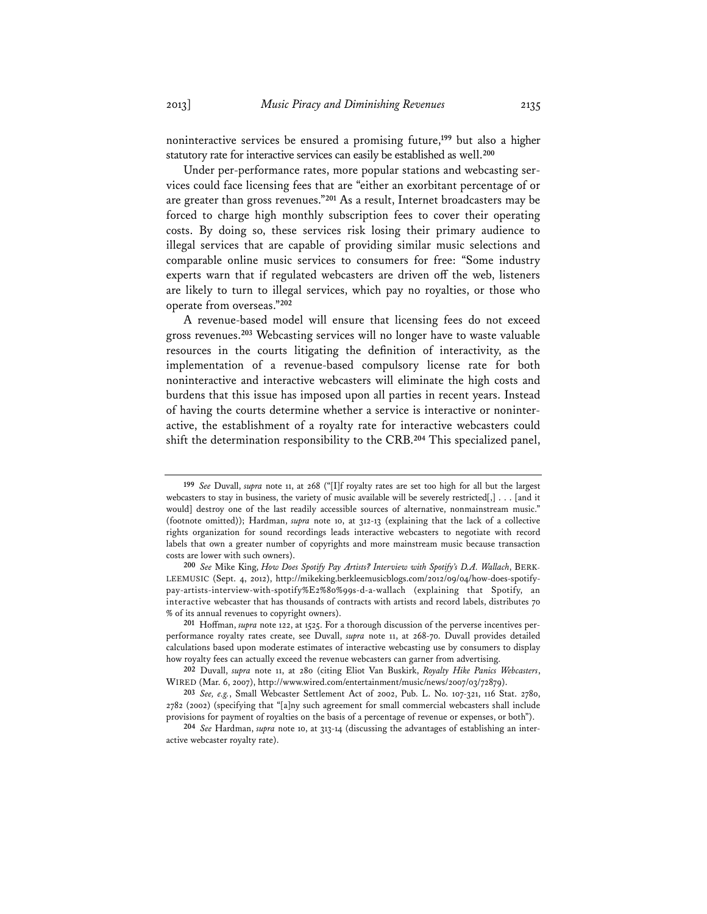noninteractive services be ensured a promising future,[199] but also a higher statutory rate for interactive services can easily be established as well.[200]

Under per-performance rates, more popular stations and webcasting services could face licensing fees that are "either an exorbitant percentage of or are greater than gross revenues."[201] As a result, Internet broadcasters may be forced to charge high monthly subscription fees to cover their operating costs. By doing so, these services risk losing their primary audience to illegal services that are capable of providing similar music selections and comparable online music services to consumers for free: "Some industry experts warn that if regulated webcasters are driven off the web, listeners are likely to turn to illegal services, which pay no royalties, or those who operate from overseas."[202]

A revenue-based model will ensure that licensing fees do not exceed gross revenues.[203] Webcasting services will no longer have to waste valuable resources in the courts litigating the definition of interactivity, as the implementation of a revenue-based compulsory license rate for both noninteractive and interactive webcasters will eliminate the high costs and burdens that this issue has imposed upon all parties in recent years. Instead of having the courts determine whether a service is interactive or noninteractive, the establishment of a royalty rate for interactive webcasters could shift the determination responsibility to the CRB.[204] This specialized panel,

---

[199] *See* Duvall, *supra* note 11, at 268 ("[I]f royalty rates are set too high for all but the largest webcasters to stay in business, the variety of music available will be severely restricted[,] . . . [and it would] destroy one of the last readily accessible sources of alternative, nonmainstream music." (footnote omitted)); Hardman, *supra* note 10, at 312-13 (explaining that the lack of a collective rights organization for sound recordings leads interactive webcasters to negotiate with record labels that own a greater number of copyrights and more mainstream music because transaction costs are lower with such owners).

[200] *See* Mike King, *How Does Spotify Pay Artists? Interview with Spotify's D.A. Wallach*, BERKLEEMUSIC (Sept. 4, 2012), http://mikeking.berkleemusicblogs.com/2012/09/04/how-does-spotify-pay-artists-interview-with-spotify%E2%80%99s-d-a-wallach (explaining that Spotify, an interactive webcaster that has thousands of contracts with artists and record labels, distributes 70 % of its annual revenues to copyright owners).

[201] Hoffman, *supra* note 122, at 1525. For a thorough discussion of the perverse incentives per-performance royalty rates create, see Duvall, *supra* note 11, at 268-70. Duvall provides detailed calculations based upon moderate estimates of interactive webcasting use by consumers to display how royalty fees can actually exceed the revenue webcasters can garner from advertising.

[202] Duvall, *supra* note 11, at 280 (citing Eliot Van Buskirk, *Royalty Hike Panics Webcasters*, WIRED (Mar. 6, 2007), http://www.wired.com/entertainment/music/news/2007/03/72879).

[203] *See, e.g.*, Small Webcaster Settlement Act of 2002, Pub. L. No. 107-321, 116 Stat. 2780, 2782 (2002) (specifying that "[a]ny such agreement for small commercial webcasters shall include provisions for payment of royalties on the basis of a percentage of revenue or expenses, or both").

[204] *See* Hardman, *supra* note 10, at 313-14 (discussing the advantages of establishing an interactive webcaster royalty rate).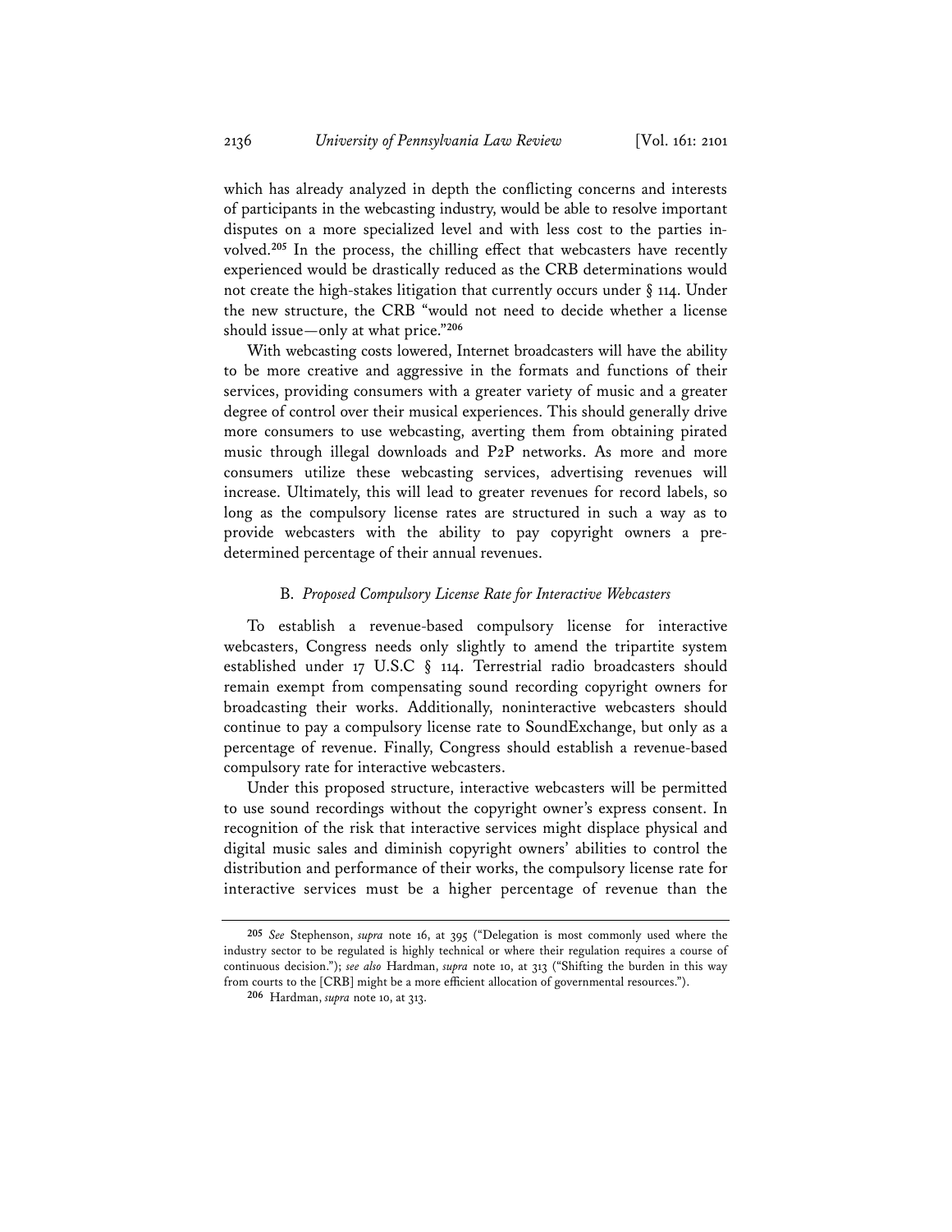which has already analyzed in depth the conflicting concerns and interests of participants in the webcasting industry, would be able to resolve important disputes on a more specialized level and with less cost to the parties involved.[205] In the process, the chilling effect that webcasters have recently experienced would be drastically reduced as the CRB determinations would not create the high-stakes litigation that currently occurs under § 114. Under the new structure, the CRB "would not need to decide whether a license should issue—only at what price."[206]

With webcasting costs lowered, Internet broadcasters will have the ability to be more creative and aggressive in the formats and functions of their services, providing consumers with a greater variety of music and a greater degree of control over their musical experiences. This should generally drive more consumers to use webcasting, averting them from obtaining pirated music through illegal downloads and P2P networks. As more and more consumers utilize these webcasting services, advertising revenues will increase. Ultimately, this will lead to greater revenues for record labels, so long as the compulsory license rates are structured in such a way as to provide webcasters with the ability to pay copyright owners a predetermined percentage of their annual revenues.

### B. *Proposed Compulsory License Rate for Interactive Webcasters*

To establish a revenue-based compulsory license for interactive webcasters, Congress needs only slightly to amend the tripartite system established under 17 U.S.C § 114. Terrestrial radio broadcasters should remain exempt from compensating sound recording copyright owners for broadcasting their works. Additionally, noninteractive webcasters should continue to pay a compulsory license rate to SoundExchange, but only as a percentage of revenue. Finally, Congress should establish a revenue-based compulsory rate for interactive webcasters.

Under this proposed structure, interactive webcasters will be permitted to use sound recordings without the copyright owner's express consent. In recognition of the risk that interactive services might displace physical and digital music sales and diminish copyright owners' abilities to control the distribution and performance of their works, the compulsory license rate for interactive services must be a higher percentage of revenue than the

---

[205] *See* Stephenson, *supra* note 16, at 395 ("Delegation is most commonly used where the industry sector to be regulated is highly technical or where their regulation requires a course of continuous decision."); *see also* Hardman, *supra* note 10, at 313 ("Shifting the burden in this way from courts to the [CRB] might be a more efficient allocation of governmental resources.").

[206] Hardman, *supra* note 10, at 313.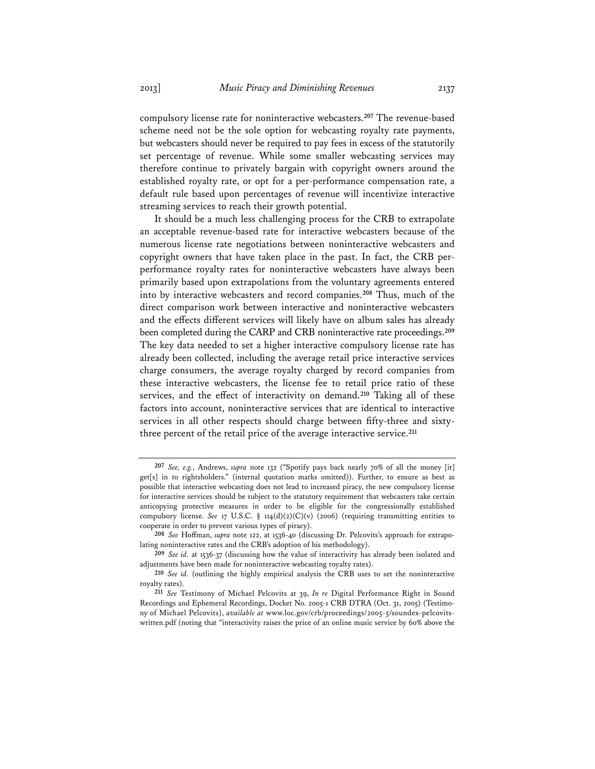compulsory license rate for noninteractive webcasters.[207] The revenue-based scheme need not be the sole option for webcasting royalty rate payments, but webcasters should never be required to pay fees in excess of the statutorily set percentage of revenue. While some smaller webcasting services may therefore continue to privately bargain with copyright owners around the established royalty rate, or opt for a per-performance compensation rate, a default rule based upon percentages of revenue will incentivize interactive streaming services to reach their growth potential.

It should be a much less challenging process for the CRB to extrapolate an acceptable revenue-based rate for interactive webcasters because of the numerous license rate negotiations between noninteractive webcasters and copyright owners that have taken place in the past. In fact, the CRB per-performance royalty rates for noninteractive webcasters have always been primarily based upon extrapolations from the voluntary agreements entered into by interactive webcasters and record companies.[208] Thus, much of the direct comparison work between interactive and noninteractive webcasters and the effects different services will likely have on album sales has already been completed during the CARP and CRB noninteractive rate proceedings.[209] The key data needed to set a higher interactive compulsory license rate has already been collected, including the average retail price interactive services charge consumers, the average royalty charged by record companies from these interactive webcasters, the license fee to retail price ratio of these services, and the effect of interactivity on demand.[210] Taking all of these factors into account, noninteractive services that are identical to interactive services in all other respects should charge between fifty-three and sixty-three percent of the retail price of the average interactive service.[211]

---

[207] *See, e.g.*, Andrews, *supra* note 132 ("Spotify pays back nearly 70% of all the money [it] get[s] in to rightsholders." (internal quotation marks omitted)). Further, to ensure as best as possible that interactive webcasting does not lead to increased piracy, the new compulsory license for interactive services should be subject to the statutory requirement that webcasters take certain anticopying protective measures in order to be eligible for the congressionally established compulsory license. *See* 17 U.S.C. § 114(d)(2)(C)(v) (2006) (requiring transmitting entities to cooperate in order to prevent various types of piracy).

[208] *See* Hoffman, *supra* note 122, at 1536-40 (discussing Dr. Pelcovits's approach for extrapolating noninteractive rates and the CRB's adoption of his methodology).

[209] *See id.* at 1536-37 (discussing how the value of interactivity has already been isolated and adjustments have been made for noninteractive webcasting royalty rates).

[210] *See id.* (outlining the highly empirical analysis the CRB uses to set the noninteractive royalty rates).

[211] *See* Testimony of Michael Pelcovits at 39, *In re* Digital Performance Right in Sound Recordings and Ephemeral Recordings, Docket No. 2005-1 CRB DTRA (Oct. 31, 2005) (Testimony of Michael Pelcovits), *available at* www.loc.gov/crb/proceedings/2005-5/soundex-pelcovits-written.pdf (noting that "interactivity raises the price of an online music service by 60% above the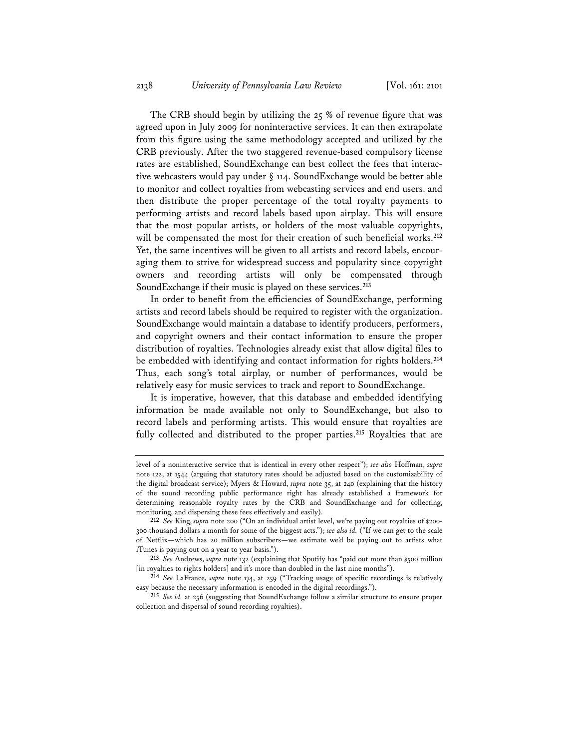The CRB should begin by utilizing the 25 % of revenue figure that was agreed upon in July 2009 for noninteractive services. It can then extrapolate from this figure using the same methodology accepted and utilized by the CRB previously. After the two staggered revenue-based compulsory license rates are established, SoundExchange can best collect the fees that interactive webcasters would pay under § 114. SoundExchange would be better able to monitor and collect royalties from webcasting services and end users, and then distribute the proper percentage of the total royalty payments to performing artists and record labels based upon airplay. This will ensure that the most popular artists, or holders of the most valuable copyrights, will be compensated the most for their creation of such beneficial works.[212] Yet, the same incentives will be given to all artists and record labels, encouraging them to strive for widespread success and popularity since copyright owners and recording artists will only be compensated through SoundExchange if their music is played on these services.[213]

In order to benefit from the efficiencies of SoundExchange, performing artists and record labels should be required to register with the organization. SoundExchange would maintain a database to identify producers, performers, and copyright owners and their contact information to ensure the proper distribution of royalties. Technologies already exist that allow digital files to be embedded with identifying and contact information for rights holders.[214] Thus, each song's total airplay, or number of performances, would be relatively easy for music services to track and report to SoundExchange.

It is imperative, however, that this database and embedded identifying information be made available not only to SoundExchange, but also to record labels and performing artists. This would ensure that royalties are fully collected and distributed to the proper parties.[215] Royalties that are

---

level of a noninteractive service that is identical in every other respect"); *see also* Hoffman, *supra* note 122, at 1544 (arguing that statutory rates should be adjusted based on the customizability of the digital broadcast service); Myers & Howard, *supra* note 35, at 240 (explaining that the history of the sound recording public performance right has already established a framework for determining reasonable royalty rates by the CRB and SoundExchange and for collecting, monitoring, and dispersing these fees effectively and easily).

[212] *See* King, *supra* note 200 ("On an individual artist level, we're paying out royalties of $200-300 thousand dollars a month for some of the biggest acts."); *see also id.* ("If we can get to the scale of Netflix—which has 20 million subscribers—we estimate we'd be paying out to artists what iTunes is paying out on a year to year basis.").

[213] *See* Andrews, *supra* note 132 (explaining that Spotify has "paid out more than $500 million [in royalties to rights holders] and it's more than doubled in the last nine months").

[214] *See* LaFrance, *supra* note 174, at 259 ("Tracking usage of specific recordings is relatively easy because the necessary information is encoded in the digital recordings.").

[215] *See id.* at 256 (suggesting that SoundExchange follow a similar structure to ensure proper collection and dispersal of sound recording royalties).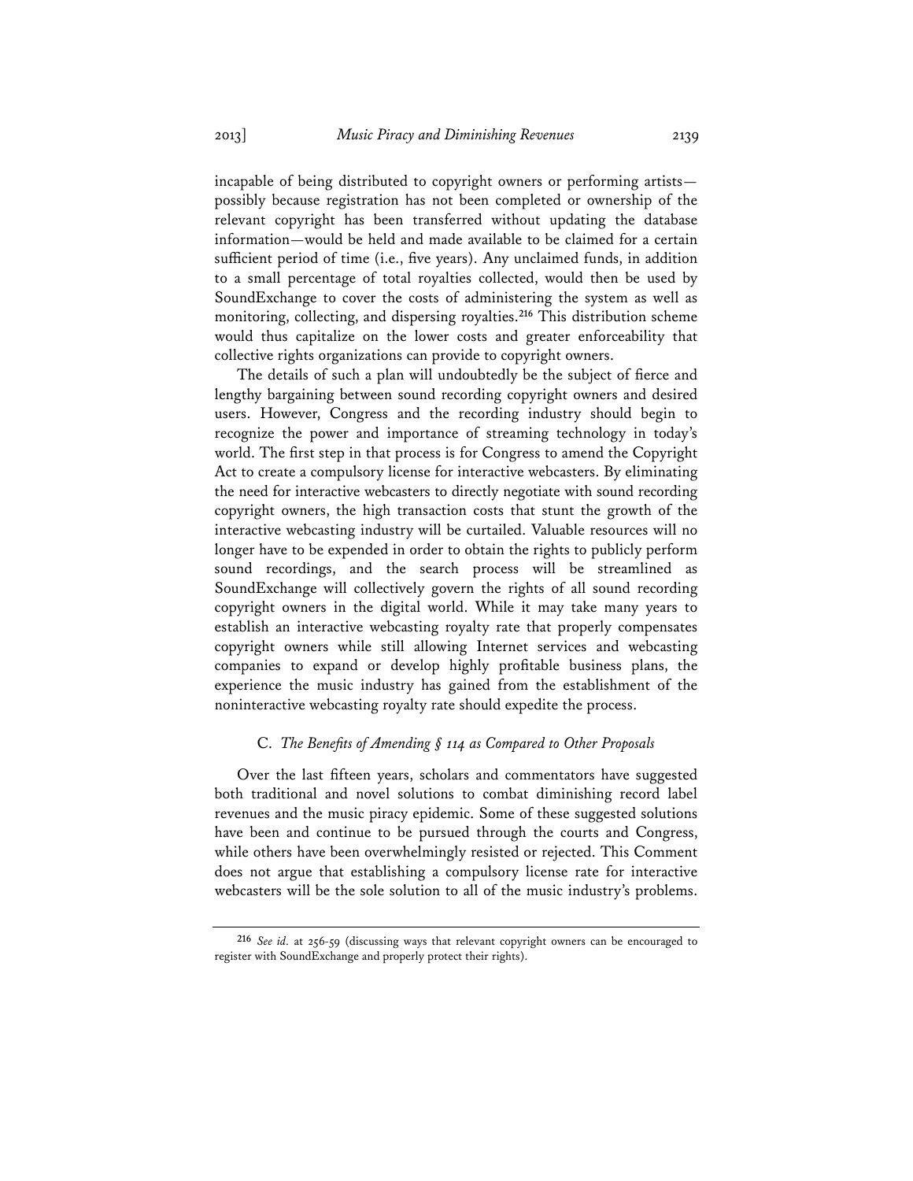incapable of being distributed to copyright owners or performing artists—possibly because registration has not been completed or ownership of the relevant copyright has been transferred without updating the database information—would be held and made available to be claimed for a certain sufficient period of time (i.e., five years). Any unclaimed funds, in addition to a small percentage of total royalties collected, would then be used by SoundExchange to cover the costs of administering the system as well as monitoring, collecting, and dispersing royalties.[216] This distribution scheme would thus capitalize on the lower costs and greater enforceability that collective rights organizations can provide to copyright owners.

The details of such a plan will undoubtedly be the subject of fierce and lengthy bargaining between sound recording copyright owners and desired users. However, Congress and the recording industry should begin to recognize the power and importance of streaming technology in today's world. The first step in that process is for Congress to amend the Copyright Act to create a compulsory license for interactive webcasters. By eliminating the need for interactive webcasters to directly negotiate with sound recording copyright owners, the high transaction costs that stunt the growth of the interactive webcasting industry will be curtailed. Valuable resources will no longer have to be expended in order to obtain the rights to publicly perform sound recordings, and the search process will be streamlined as SoundExchange will collectively govern the rights of all sound recording copyright owners in the digital world. While it may take many years to establish an interactive webcasting royalty rate that properly compensates copyright owners while still allowing Internet services and webcasting companies to expand or develop highly profitable business plans, the experience the music industry has gained from the establishment of the noninteractive webcasting royalty rate should expedite the process.

### C. *The Benefits of Amending § 114 as Compared to Other Proposals*

Over the last fifteen years, scholars and commentators have suggested both traditional and novel solutions to combat diminishing record label revenues and the music piracy epidemic. Some of these suggested solutions have been and continue to be pursued through the courts and Congress, while others have been overwhelmingly resisted or rejected. This Comment does not argue that establishing a compulsory license rate for interactive webcasters will be the sole solution to all of the music industry's problems.

---

[216] *See id.* at 256-59 (discussing ways that relevant copyright owners can be encouraged to register with SoundExchange and properly protect their rights).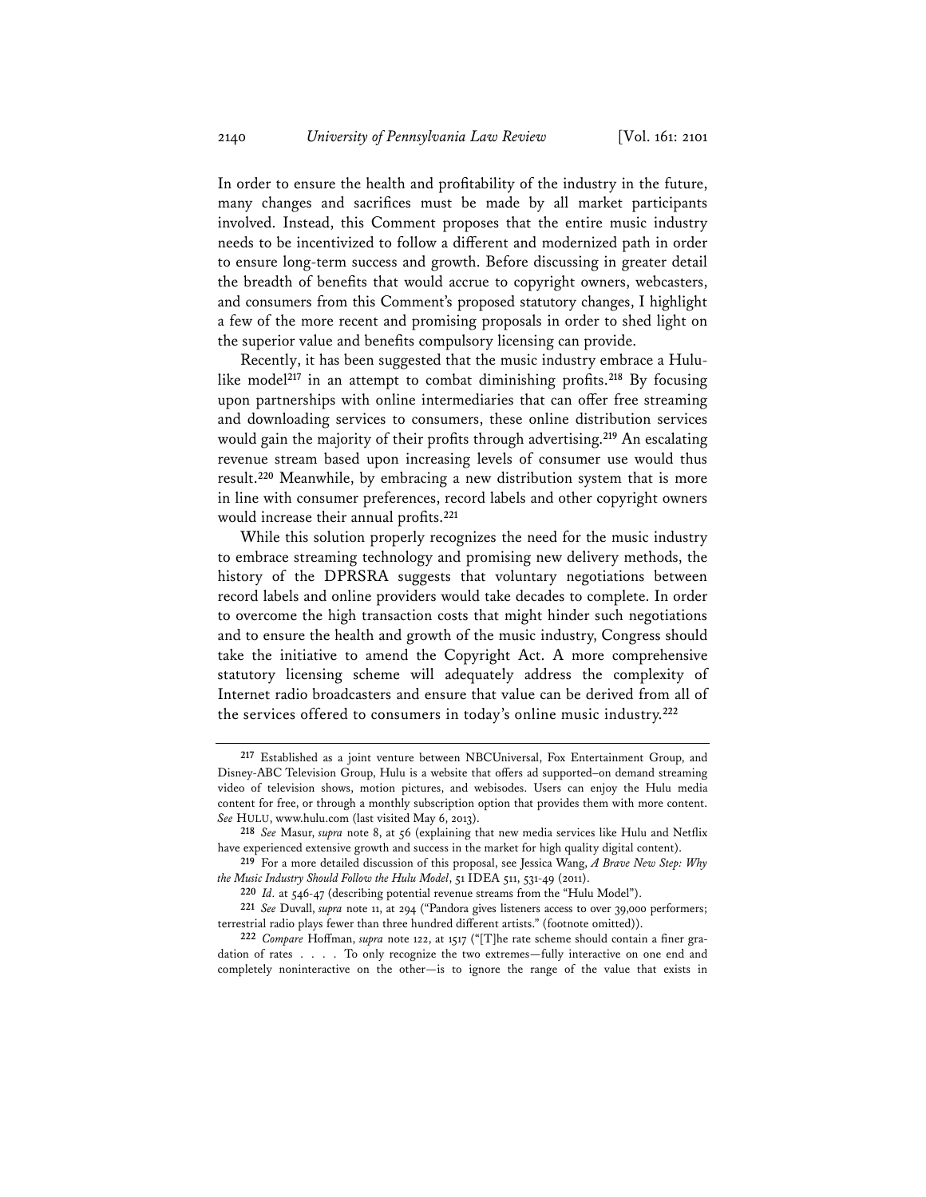In order to ensure the health and profitability of the industry in the future, many changes and sacrifices must be made by all market participants involved. Instead, this Comment proposes that the entire music industry needs to be incentivized to follow a different and modernized path in order to ensure long-term success and growth. Before discussing in greater detail the breadth of benefits that would accrue to copyright owners, webcasters, and consumers from this Comment's proposed statutory changes, I highlight a few of the more recent and promising proposals in order to shed light on the superior value and benefits compulsory licensing can provide.

Recently, it has been suggested that the music industry embrace a Hulu-like model[217] in an attempt to combat diminishing profits.[218] By focusing upon partnerships with online intermediaries that can offer free streaming and downloading services to consumers, these online distribution services would gain the majority of their profits through advertising.[219] An escalating revenue stream based upon increasing levels of consumer use would thus result.[220] Meanwhile, by embracing a new distribution system that is more in line with consumer preferences, record labels and other copyright owners would increase their annual profits.[221]

While this solution properly recognizes the need for the music industry to embrace streaming technology and promising new delivery methods, the history of the DPRSRA suggests that voluntary negotiations between record labels and online providers would take decades to complete. In order to overcome the high transaction costs that might hinder such negotiations and to ensure the health and growth of the music industry, Congress should take the initiative to amend the Copyright Act. A more comprehensive statutory licensing scheme will adequately address the complexity of Internet radio broadcasters and ensure that value can be derived from all of the services offered to consumers in today's online music industry.[222]

---

[217] Established as a joint venture between NBCUniversal, Fox Entertainment Group, and Disney-ABC Television Group, Hulu is a website that offers ad supported–on demand streaming video of television shows, motion pictures, and webisodes. Users can enjoy the Hulu media content for free, or through a monthly subscription option that provides them with more content. *See* HULU, www.hulu.com (last visited May 6, 2013).

[218] *See* Masur, *supra* note 8, at 56 (explaining that new media services like Hulu and Netflix have experienced extensive growth and success in the market for high quality digital content).

[219] For a more detailed discussion of this proposal, see Jessica Wang, *A Brave New Step: Why the Music Industry Should Follow the Hulu Model*, 51 IDEA 511, 531-49 (2011).

[220] *Id.* at 546-47 (describing potential revenue streams from the "Hulu Model").

[221] *See* Duvall, *supra* note 11, at 294 ("Pandora gives listeners access to over 39,000 performers; terrestrial radio plays fewer than three hundred different artists." (footnote omitted)).

[222] *Compare* Hoffman, *supra* note 122, at 1517 ("[T]he rate scheme should contain a finer gradation of rates . . . . To only recognize the two extremes—fully interactive on one end and completely noninteractive on the other—is to ignore the range of the value that exists in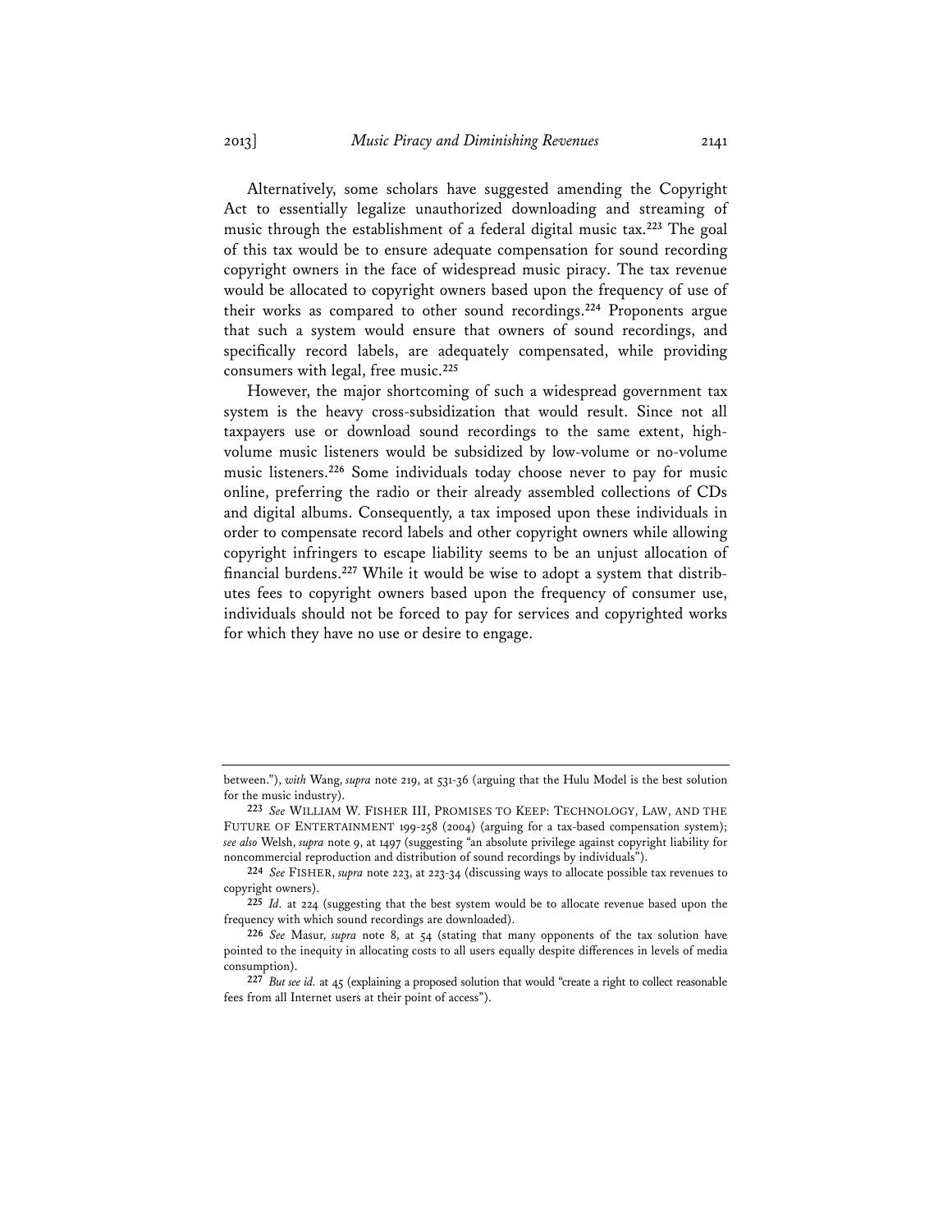Alternatively, some scholars have suggested amending the Copyright Act to essentially legalize unauthorized downloading and streaming of music through the establishment of a federal digital music tax.[223] The goal of this tax would be to ensure adequate compensation for sound recording copyright owners in the face of widespread music piracy. The tax revenue would be allocated to copyright owners based upon the frequency of use of their works as compared to other sound recordings.[224] Proponents argue that such a system would ensure that owners of sound recordings, and specifically record labels, are adequately compensated, while providing consumers with legal, free music.[225]

However, the major shortcoming of such a widespread government tax system is the heavy cross-subsidization that would result. Since not all taxpayers use or download sound recordings to the same extent, high-volume music listeners would be subsidized by low-volume or no-volume music listeners.[226] Some individuals today choose never to pay for music online, preferring the radio or their already assembled collections of CDs and digital albums. Consequently, a tax imposed upon these individuals in order to compensate record labels and other copyright owners while allowing copyright infringers to escape liability seems to be an unjust allocation of financial burdens.[227] While it would be wise to adopt a system that distributes fees to copyright owners based upon the frequency of consumer use, individuals should not be forced to pay for services and copyrighted works for which they have no use or desire to engage.

---

between."), *with* Wang, *supra* note 219, at 531-36 (arguing that the Hulu Model is the best solution for the music industry).

223 *See* WILLIAM W. FISHER III, PROMISES TO KEEP: TECHNOLOGY, LAW, AND THE FUTURE OF ENTERTAINMENT 199-258 (2004) (arguing for a tax-based compensation system); *see also* Welsh, *supra* note 9, at 1497 (suggesting "an absolute privilege against copyright liability for noncommercial reproduction and distribution of sound recordings by individuals").

224 *See* FISHER, *supra* note 223, at 223-34 (discussing ways to allocate possible tax revenues to copyright owners).

225 *Id.* at 224 (suggesting that the best system would be to allocate revenue based upon the frequency with which sound recordings are downloaded).

226 *See* Masur, *supra* note 8, at 54 (stating that many opponents of the tax solution have pointed to the inequity in allocating costs to all users equally despite differences in levels of media consumption).

227 *But see id.* at 45 (explaining a proposed solution that would "create a right to collect reasonable fees from all Internet users at their point of access").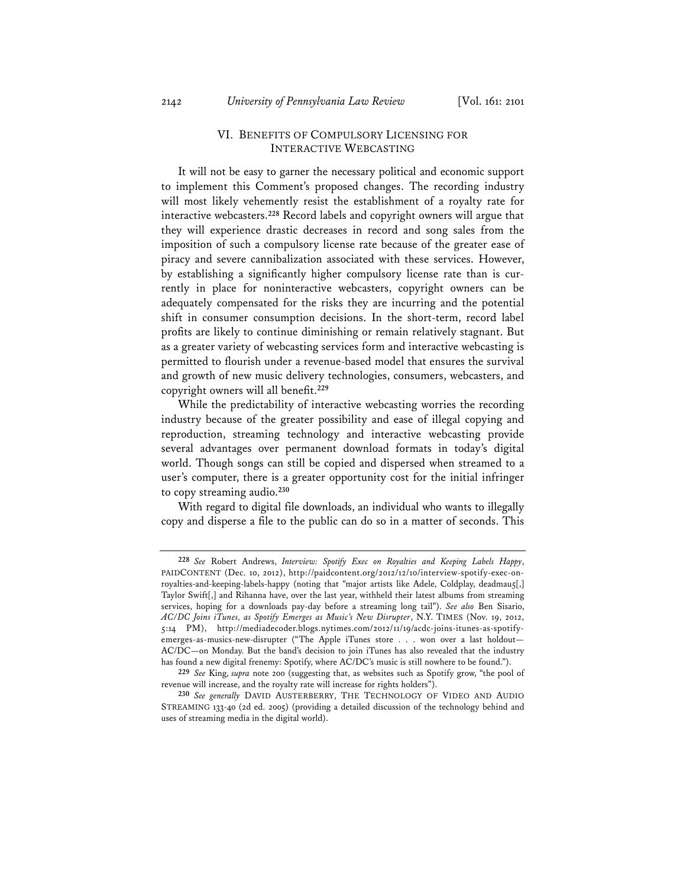## VI. Benefits of Compulsory Licensing for Interactive Webcasting

It will not be easy to garner the necessary political and economic support to implement this Comment's proposed changes. The recording industry will most likely vehemently resist the establishment of a royalty rate for interactive webcasters.[228] Record labels and copyright owners will argue that they will experience drastic decreases in record and song sales from the imposition of such a compulsory license rate because of the greater ease of piracy and severe cannibalization associated with these services. However, by establishing a significantly higher compulsory license rate than is currently in place for noninteractive webcasters, copyright owners can be adequately compensated for the risks they are incurring and the potential shift in consumer consumption decisions. In the short-term, record label profits are likely to continue diminishing or remain relatively stagnant. But as a greater variety of webcasting services form and interactive webcasting is permitted to flourish under a revenue-based model that ensures the survival and growth of new music delivery technologies, consumers, webcasters, and copyright owners will all benefit.[229]

While the predictability of interactive webcasting worries the recording industry because of the greater possibility and ease of illegal copying and reproduction, streaming technology and interactive webcasting provide several advantages over permanent download formats in today's digital world. Though songs can still be copied and dispersed when streamed to a user's computer, there is a greater opportunity cost for the initial infringer to copy streaming audio.[230]

With regard to digital file downloads, an individual who wants to illegally copy and disperse a file to the public can do so in a matter of seconds. This

---

[228] *See* Robert Andrews, *Interview: Spotify Exec on Royalties and Keeping Labels Happy*, PAIDCONTENT (Dec. 10, 2012), http://paidcontent.org/2012/12/10/interview-spotify-exec-on-royalties-and-keeping-labels-happy (noting that "major artists like Adele, Coldplay, deadmau5[,] Taylor Swift[,] and Rihanna have, over the last year, withheld their latest albums from streaming services, hoping for a downloads pay-day before a streaming long tail"). *See also* Ben Sisario, *AC/DC Joins iTunes, as Spotify Emerges as Music's New Disrupter*, N.Y. TIMES (Nov. 19, 2012, 5:14 PM), http://mediadecoder.blogs.nytimes.com/2012/11/19/acdc-joins-itunes-as-spotify-emerges-as-musics-new-disrupter ("The Apple iTunes store . . . won over a last holdout—AC/DC—on Monday. But the band's decision to join iTunes has also revealed that the industry has found a new digital frenemy: Spotify, where AC/DC's music is still nowhere to be found.").

[229] *See* King, *supra* note 200 (suggesting that, as websites such as Spotify grow, "the pool of revenue will increase, and the royalty rate will increase for rights holders").

[230] *See generally* DAVID AUSTERBERRY, THE TECHNOLOGY OF VIDEO AND AUDIO STREAMING 133-40 (2d ed. 2005) (providing a detailed discussion of the technology behind and uses of streaming media in the digital world).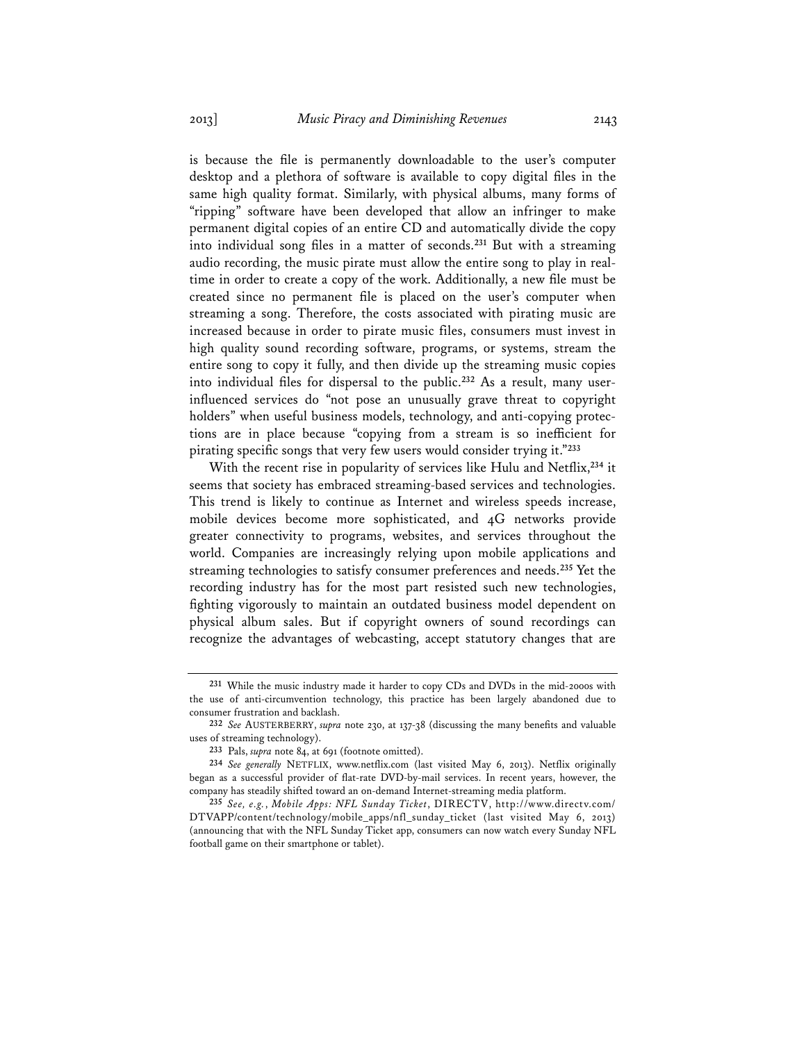is because the file is permanently downloadable to the user's computer desktop and a plethora of software is available to copy digital files in the same high quality format. Similarly, with physical albums, many forms of "ripping" software have been developed that allow an infringer to make permanent digital copies of an entire CD and automatically divide the copy into individual song files in a matter of seconds.[231] But with a streaming audio recording, the music pirate must allow the entire song to play in real-time in order to create a copy of the work. Additionally, a new file must be created since no permanent file is placed on the user's computer when streaming a song. Therefore, the costs associated with pirating music are increased because in order to pirate music files, consumers must invest in high quality sound recording software, programs, or systems, stream the entire song to copy it fully, and then divide up the streaming music copies into individual files for dispersal to the public.[232] As a result, many user-influenced services do "not pose an unusually grave threat to copyright holders" when useful business models, technology, and anti-copying protections are in place because "copying from a stream is so inefficient for pirating specific songs that very few users would consider trying it."[233]

With the recent rise in popularity of services like Hulu and Netflix,[234] it seems that society has embraced streaming-based services and technologies. This trend is likely to continue as Internet and wireless speeds increase, mobile devices become more sophisticated, and 4G networks provide greater connectivity to programs, websites, and services throughout the world. Companies are increasingly relying upon mobile applications and streaming technologies to satisfy consumer preferences and needs.[235] Yet the recording industry has for the most part resisted such new technologies, fighting vigorously to maintain an outdated business model dependent on physical album sales. But if copyright owners of sound recordings can recognize the advantages of webcasting, accept statutory changes that are

---

[231] While the music industry made it harder to copy CDs and DVDs in the mid-2000s with the use of anti-circumvention technology, this practice has been largely abandoned due to consumer frustration and backlash.

[232] *See* AUSTERBERRY, *supra* note 230, at 137-38 (discussing the many benefits and valuable uses of streaming technology).

[233] Pals, *supra* note 84, at 691 (footnote omitted).

[234] *See generally* NETFLIX, www.netflix.com (last visited May 6, 2013). Netflix originally began as a successful provider of flat-rate DVD-by-mail services. In recent years, however, the company has steadily shifted toward an on-demand Internet-streaming media platform.

[235] *See, e.g.*, *Mobile Apps: NFL Sunday Ticket*, DIRECTV, http://www.directv.com/DTVAPP/content/technology/mobile_apps/nfl_sunday_ticket (last visited May 6, 2013) (announcing that with the NFL Sunday Ticket app, consumers can now watch every Sunday NFL football game on their smartphone or tablet).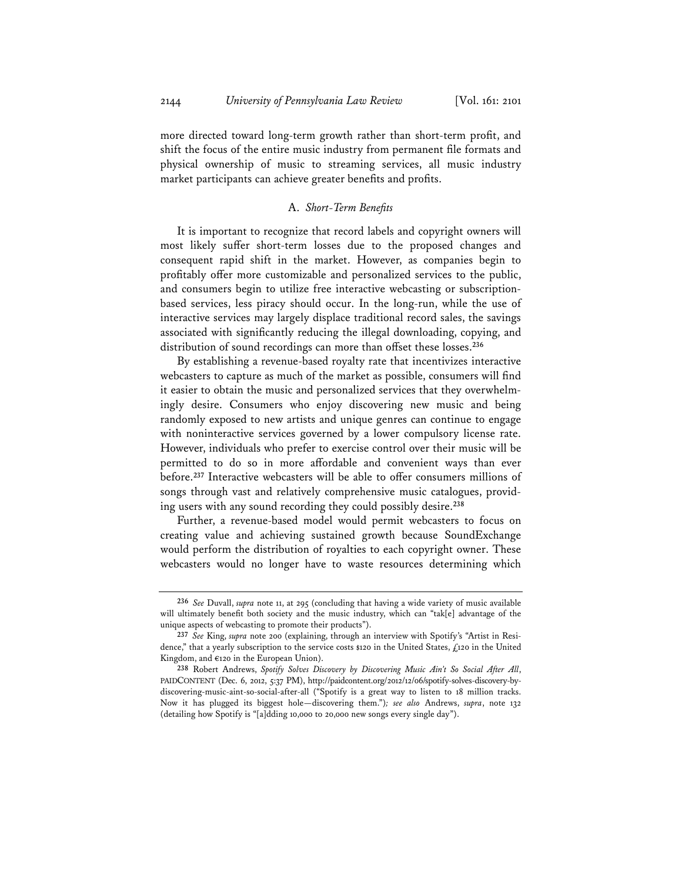more directed toward long-term growth rather than short-term profit, and shift the focus of the entire music industry from permanent file formats and physical ownership of music to streaming services, all music industry market participants can achieve greater benefits and profits.

### A. *Short-Term Benefits*

It is important to recognize that record labels and copyright owners will most likely suffer short-term losses due to the proposed changes and consequent rapid shift in the market. However, as companies begin to profitably offer more customizable and personalized services to the public, and consumers begin to utilize free interactive webcasting or subscription-based services, less piracy should occur. In the long-run, while the use of interactive services may largely displace traditional record sales, the savings associated with significantly reducing the illegal downloading, copying, and distribution of sound recordings can more than offset these losses.[236]

By establishing a revenue-based royalty rate that incentivizes interactive webcasters to capture as much of the market as possible, consumers will find it easier to obtain the music and personalized services that they overwhelmingly desire. Consumers who enjoy discovering new music and being randomly exposed to new artists and unique genres can continue to engage with noninteractive services governed by a lower compulsory license rate. However, individuals who prefer to exercise control over their music will be permitted to do so in more affordable and convenient ways than ever before.[237] Interactive webcasters will be able to offer consumers millions of songs through vast and relatively comprehensive music catalogues, providing users with any sound recording they could possibly desire.[238]

Further, a revenue-based model would permit webcasters to focus on creating value and achieving sustained growth because SoundExchange would perform the distribution of royalties to each copyright owner. These webcasters would no longer have to waste resources determining which

---

[236] *See* Duvall, *supra* note 11, at 295 (concluding that having a wide variety of music available will ultimately benefit both society and the music industry, which can "tak[e] advantage of the unique aspects of webcasting to promote their products").

[237] *See* King, *supra* note 200 (explaining, through an interview with Spotify's "Artist in Residence," that a yearly subscription to the service costs $120 in the United States, £120 in the United Kingdom, and €120 in the European Union).

[238] Robert Andrews, *Spotify Solves Discovery by Discovering Music Ain't So Social After All*, PAIDCONTENT (Dec. 6, 2012, 5:37 PM), http://paidcontent.org/2012/12/06/spotify-solves-discovery-by-discovering-music-aint-so-social-after-all ("Spotify is a great way to listen to 18 million tracks. Now it has plugged its biggest hole—discovering them."); *see also* Andrews, *supra*, note 132 (detailing how Spotify is "[a]dding 10,000 to 20,000 new songs every single day").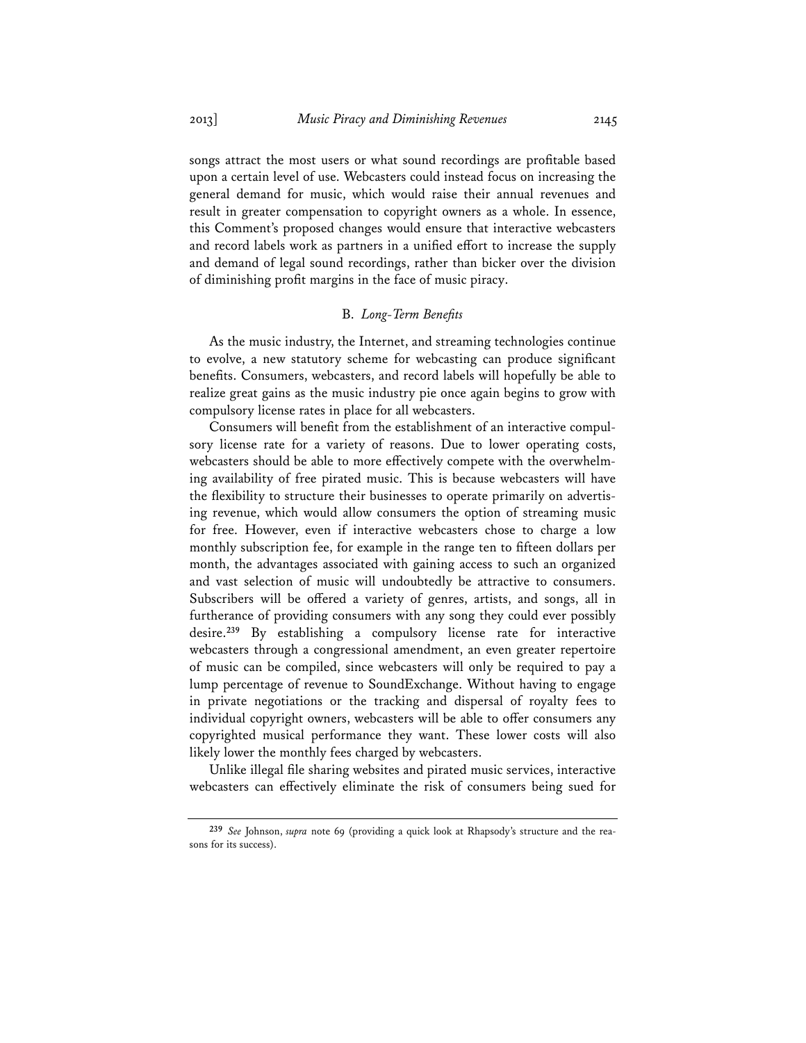songs attract the most users or what sound recordings are profitable based upon a certain level of use. Webcasters could instead focus on increasing the general demand for music, which would raise their annual revenues and result in greater compensation to copyright owners as a whole. In essence, this Comment's proposed changes would ensure that interactive webcasters and record labels work as partners in a unified effort to increase the supply and demand of legal sound recordings, rather than bicker over the division of diminishing profit margins in the face of music piracy.

### B. *Long-Term Benefits*

As the music industry, the Internet, and streaming technologies continue to evolve, a new statutory scheme for webcasting can produce significant benefits. Consumers, webcasters, and record labels will hopefully be able to realize great gains as the music industry pie once again begins to grow with compulsory license rates in place for all webcasters.

Consumers will benefit from the establishment of an interactive compulsory license rate for a variety of reasons. Due to lower operating costs, webcasters should be able to more effectively compete with the overwhelming availability of free pirated music. This is because webcasters will have the flexibility to structure their businesses to operate primarily on advertising revenue, which would allow consumers the option of streaming music for free. However, even if interactive webcasters chose to charge a low monthly subscription fee, for example in the range ten to fifteen dollars per month, the advantages associated with gaining access to such an organized and vast selection of music will undoubtedly be attractive to consumers. Subscribers will be offered a variety of genres, artists, and songs, all in furtherance of providing consumers with any song they could ever possibly desire.[239] By establishing a compulsory license rate for interactive webcasters through a congressional amendment, an even greater repertoire of music can be compiled, since webcasters will only be required to pay a lump percentage of revenue to SoundExchange. Without having to engage in private negotiations or the tracking and dispersal of royalty fees to individual copyright owners, webcasters will be able to offer consumers any copyrighted musical performance they want. These lower costs will also likely lower the monthly fees charged by webcasters.

Unlike illegal file sharing websites and pirated music services, interactive webcasters can effectively eliminate the risk of consumers being sued for

---

[239] *See* Johnson, *supra* note 69 (providing a quick look at Rhapsody's structure and the reasons for its success).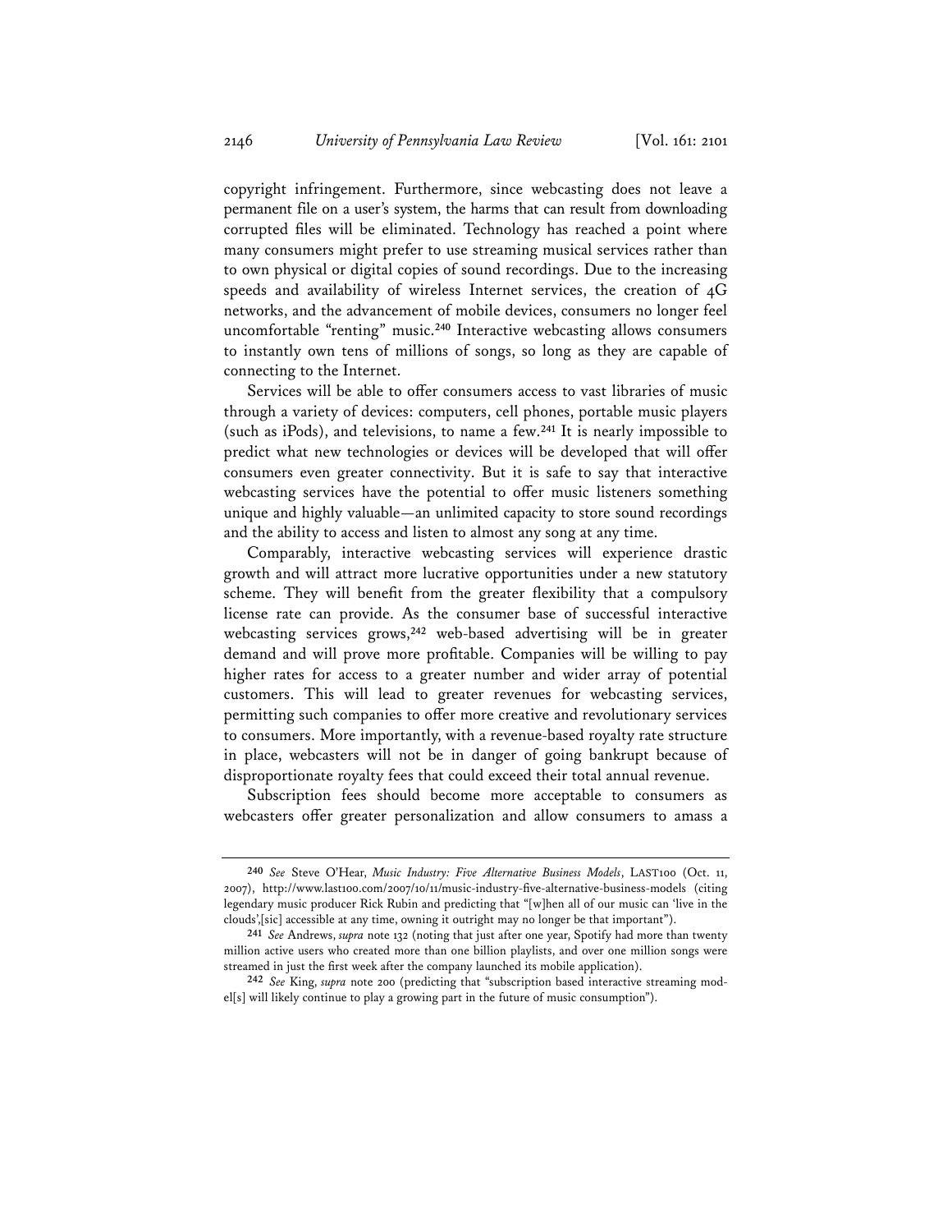copyright infringement. Furthermore, since webcasting does not leave a permanent file on a user's system, the harms that can result from downloading corrupted files will be eliminated. Technology has reached a point where many consumers might prefer to use streaming musical services rather than to own physical or digital copies of sound recordings. Due to the increasing speeds and availability of wireless Internet services, the creation of 4G networks, and the advancement of mobile devices, consumers no longer feel uncomfortable "renting" music.[240] Interactive webcasting allows consumers to instantly own tens of millions of songs, so long as they are capable of connecting to the Internet.

Services will be able to offer consumers access to vast libraries of music through a variety of devices: computers, cell phones, portable music players (such as iPods), and televisions, to name a few.[241] It is nearly impossible to predict what new technologies or devices will be developed that will offer consumers even greater connectivity. But it is safe to say that interactive webcasting services have the potential to offer music listeners something unique and highly valuable—an unlimited capacity to store sound recordings and the ability to access and listen to almost any song at any time.

Comparably, interactive webcasting services will experience drastic growth and will attract more lucrative opportunities under a new statutory scheme. They will benefit from the greater flexibility that a compulsory license rate can provide. As the consumer base of successful interactive webcasting services grows,[242] web-based advertising will be in greater demand and will prove more profitable. Companies will be willing to pay higher rates for access to a greater number and wider array of potential customers. This will lead to greater revenues for webcasting services, permitting such companies to offer more creative and revolutionary services to consumers. More importantly, with a revenue-based royalty rate structure in place, webcasters will not be in danger of going bankrupt because of disproportionate royalty fees that could exceed their total annual revenue.

Subscription fees should become more acceptable to consumers as webcasters offer greater personalization and allow consumers to amass a

---

[240] *See* Steve O'Hear, *Music Industry: Five Alternative Business Models*, LAST100 (Oct. 11, 2007), http://www.last100.com/2007/10/11/music-industry-five-alternative-business-models (citing legendary music producer Rick Rubin and predicting that "[w]hen all of our music can 'live in the clouds',[sic] accessible at any time, owning it outright may no longer be that important").

[241] *See* Andrews, *supra* note 132 (noting that just after one year, Spotify had more than twenty million active users who created more than one billion playlists, and over one million songs were streamed in just the first week after the company launched its mobile application).

[242] *See* King, *supra* note 200 (predicting that "subscription based interactive streaming model[s] will likely continue to play a growing part in the future of music consumption").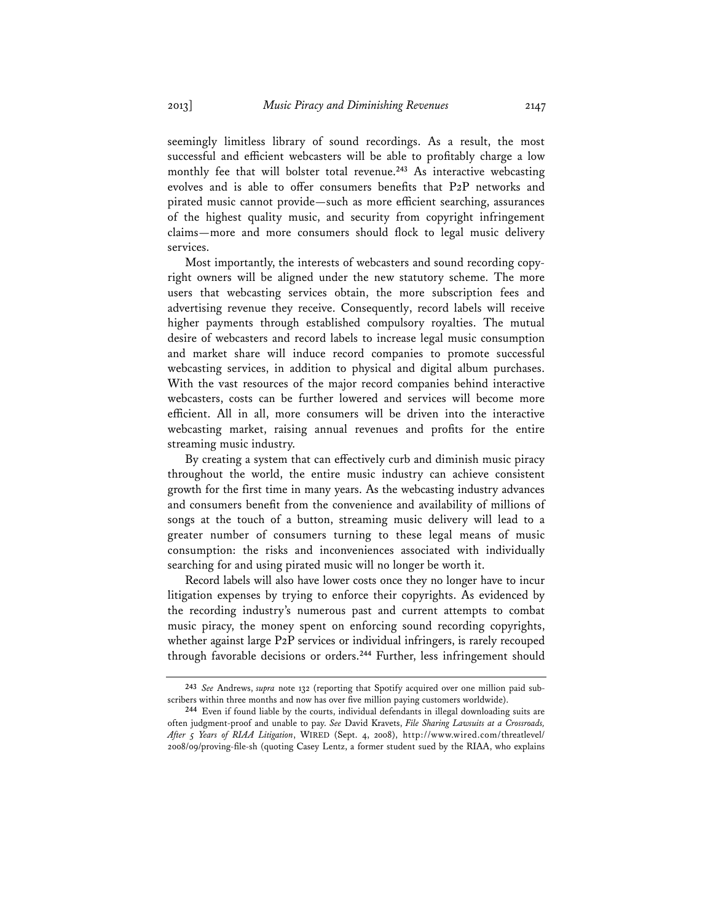seemingly limitless library of sound recordings. As a result, the most successful and efficient webcasters will be able to profitably charge a low monthly fee that will bolster total revenue.[243] As interactive webcasting evolves and is able to offer consumers benefits that P2P networks and pirated music cannot provide—such as more efficient searching, assurances of the highest quality music, and security from copyright infringement claims—more and more consumers should flock to legal music delivery services.

Most importantly, the interests of webcasters and sound recording copyright owners will be aligned under the new statutory scheme. The more users that webcasting services obtain, the more subscription fees and advertising revenue they receive. Consequently, record labels will receive higher payments through established compulsory royalties. The mutual desire of webcasters and record labels to increase legal music consumption and market share will induce record companies to promote successful webcasting services, in addition to physical and digital album purchases. With the vast resources of the major record companies behind interactive webcasters, costs can be further lowered and services will become more efficient. All in all, more consumers will be driven into the interactive webcasting market, raising annual revenues and profits for the entire streaming music industry.

By creating a system that can effectively curb and diminish music piracy throughout the world, the entire music industry can achieve consistent growth for the first time in many years. As the webcasting industry advances and consumers benefit from the convenience and availability of millions of songs at the touch of a button, streaming music delivery will lead to a greater number of consumers turning to these legal means of music consumption: the risks and inconveniences associated with individually searching for and using pirated music will no longer be worth it.

Record labels will also have lower costs once they no longer have to incur litigation expenses by trying to enforce their copyrights. As evidenced by the recording industry's numerous past and current attempts to combat music piracy, the money spent on enforcing sound recording copyrights, whether against large P2P services or individual infringers, is rarely recouped through favorable decisions or orders.[244] Further, less infringement should

---

[243] *See* Andrews, *supra* note 132 (reporting that Spotify acquired over one million paid subscribers within three months and now has over five million paying customers worldwide).

[244] Even if found liable by the courts, individual defendants in illegal downloading suits are often judgment-proof and unable to pay. *See* David Kravets, *File Sharing Lawsuits at a Crossroads, After 5 Years of RIAA Litigation*, WIRED (Sept. 4, 2008), http://www.wired.com/threatlevel/2008/09/proving-file-sh (quoting Casey Lentz, a former student sued by the RIAA, who explains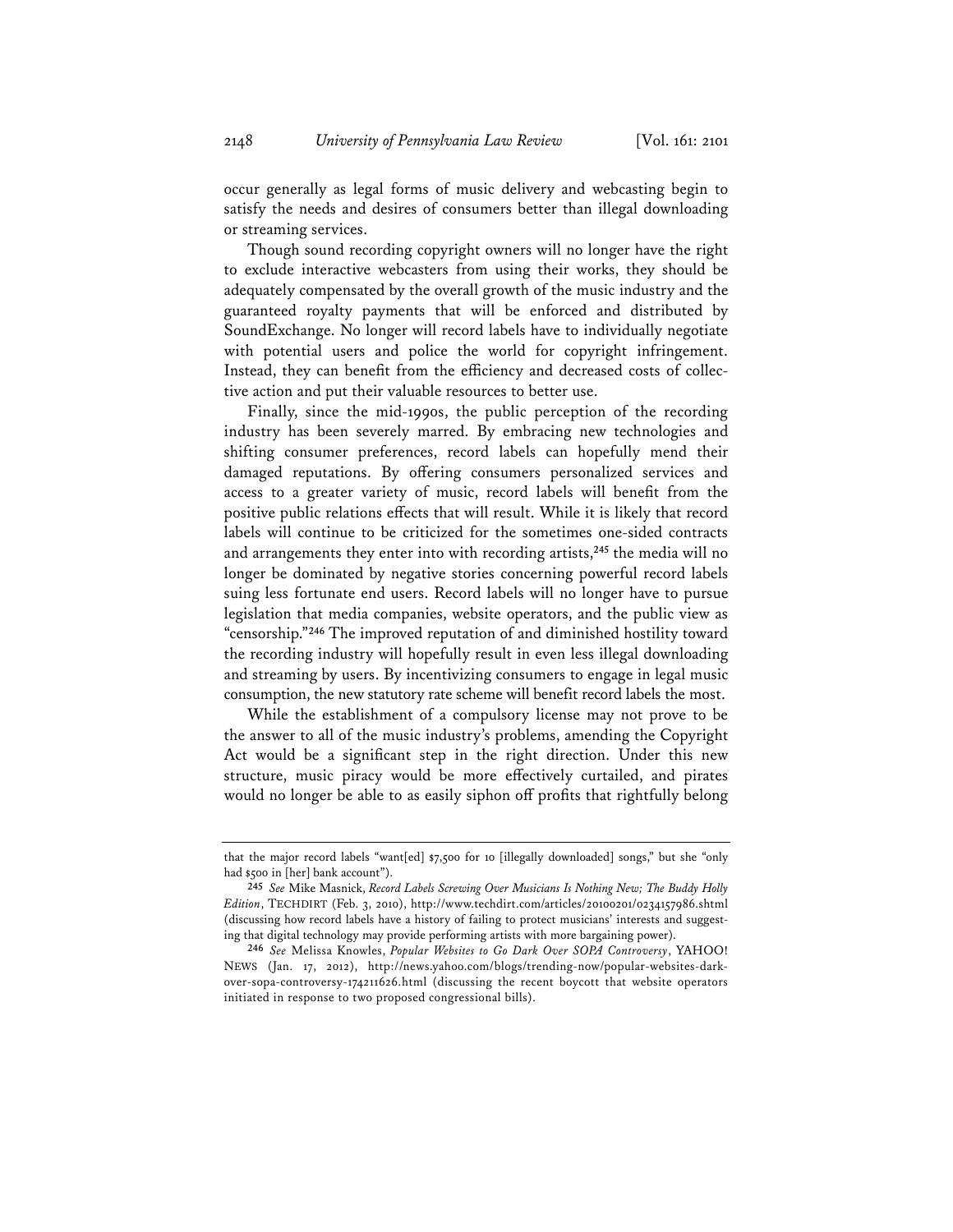occur generally as legal forms of music delivery and webcasting begin to satisfy the needs and desires of consumers better than illegal downloading or streaming services.

Though sound recording copyright owners will no longer have the right to exclude interactive webcasters from using their works, they should be adequately compensated by the overall growth of the music industry and the guaranteed royalty payments that will be enforced and distributed by SoundExchange. No longer will record labels have to individually negotiate with potential users and police the world for copyright infringement. Instead, they can benefit from the efficiency and decreased costs of collective action and put their valuable resources to better use.

Finally, since the mid-1990s, the public perception of the recording industry has been severely marred. By embracing new technologies and shifting consumer preferences, record labels can hopefully mend their damaged reputations. By offering consumers personalized services and access to a greater variety of music, record labels will benefit from the positive public relations effects that will result. While it is likely that record labels will continue to be criticized for the sometimes one-sided contracts and arrangements they enter into with recording artists,[245] the media will no longer be dominated by negative stories concerning powerful record labels suing less fortunate end users. Record labels will no longer have to pursue legislation that media companies, website operators, and the public view as "censorship."[246] The improved reputation of and diminished hostility toward the recording industry will hopefully result in even less illegal downloading and streaming by users. By incentivizing consumers to engage in legal music consumption, the new statutory rate scheme will benefit record labels the most.

While the establishment of a compulsory license may not prove to be the answer to all of the music industry's problems, amending the Copyright Act would be a significant step in the right direction. Under this new structure, music piracy would be more effectively curtailed, and pirates would no longer be able to as easily siphon off profits that rightfully belong

---

that the major record labels "want[ed] $7,500 for 10 [illegally downloaded] songs," but she "only had $500 in [her] bank account").

[245] *See* Mike Masnick, *Record Labels Screwing Over Musicians Is Nothing New; The Buddy Holly Edition*, TECHDIRT (Feb. 3, 2010), http://www.techdirt.com/articles/20100201/0234157986.shtml (discussing how record labels have a history of failing to protect musicians' interests and suggesting that digital technology may provide performing artists with more bargaining power).

[246] *See* Melissa Knowles, *Popular Websites to Go Dark Over SOPA Controversy*, YAHOO! NEWS (Jan. 17, 2012), http://news.yahoo.com/blogs/trending-now/popular-websites-dark-over-sopa-controversy-174211626.html (discussing the recent boycott that website operators initiated in response to two proposed congressional bills).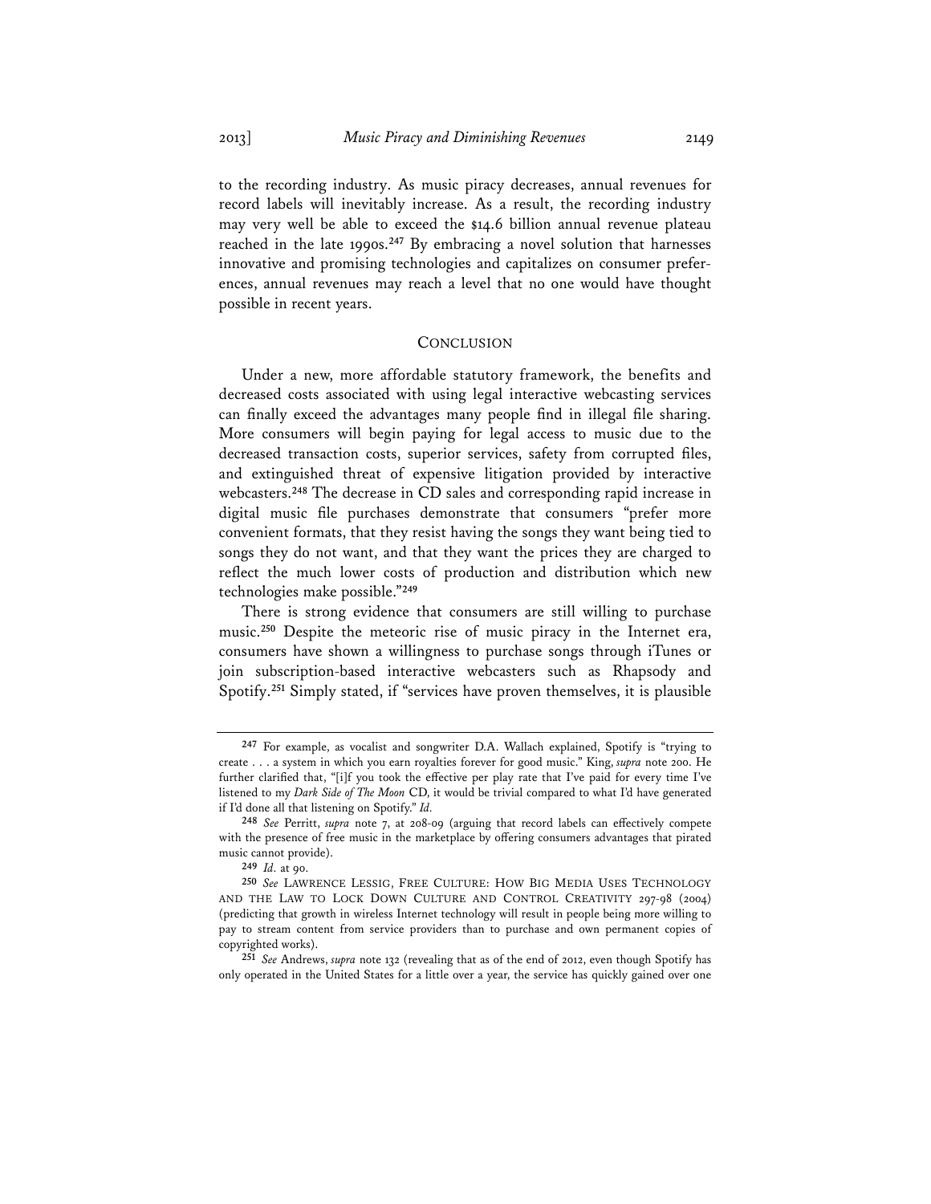to the recording industry. As music piracy decreases, annual revenues for record labels will inevitably increase. As a result, the recording industry may very well be able to exceed the $14.6 billion annual revenue plateau reached in the late 1990s.[247] By embracing a novel solution that harnesses innovative and promising technologies and capitalizes on consumer preferences, annual revenues may reach a level that no one would have thought possible in recent years.

## CONCLUSION

Under a new, more affordable statutory framework, the benefits and decreased costs associated with using legal interactive webcasting services can finally exceed the advantages many people find in illegal file sharing. More consumers will begin paying for legal access to music due to the decreased transaction costs, superior services, safety from corrupted files, and extinguished threat of expensive litigation provided by interactive webcasters.[248] The decrease in CD sales and corresponding rapid increase in digital music file purchases demonstrate that consumers "prefer more convenient formats, that they resist having the songs they want being tied to songs they do not want, and that they want the prices they are charged to reflect the much lower costs of production and distribution which new technologies make possible."[249]

There is strong evidence that consumers are still willing to purchase music.[250] Despite the meteoric rise of music piracy in the Internet era, consumers have shown a willingness to purchase songs through iTunes or join subscription-based interactive webcasters such as Rhapsody and Spotify.[251] Simply stated, if "services have proven themselves, it is plausible

---

[247] For example, as vocalist and songwriter D.A. Wallach explained, Spotify is "trying to create . . . a system in which you earn royalties forever for good music." King, *supra* note 200. He further clarified that, "[i]f you took the effective per play rate that I've paid for every time I've listened to my *Dark Side of The Moon* CD, it would be trivial compared to what I'd have generated if I'd done all that listening on Spotify." *Id.*

[248] *See* Perritt, *supra* note 7, at 208-09 (arguing that record labels can effectively compete with the presence of free music in the marketplace by offering consumers advantages that pirated music cannot provide).

[249] *Id.* at 90.

[250] *See* LAWRENCE LESSIG, FREE CULTURE: HOW BIG MEDIA USES TECHNOLOGY AND THE LAW TO LOCK DOWN CULTURE AND CONTROL CREATIVITY 297-98 (2004) (predicting that growth in wireless Internet technology will result in people being more willing to pay to stream content from service providers than to purchase and own permanent copies of copyrighted works).

[251] *See* Andrews, *supra* note 132 (revealing that as of the end of 2012, even though Spotify has only operated in the United States for a little over a year, the service has quickly gained over one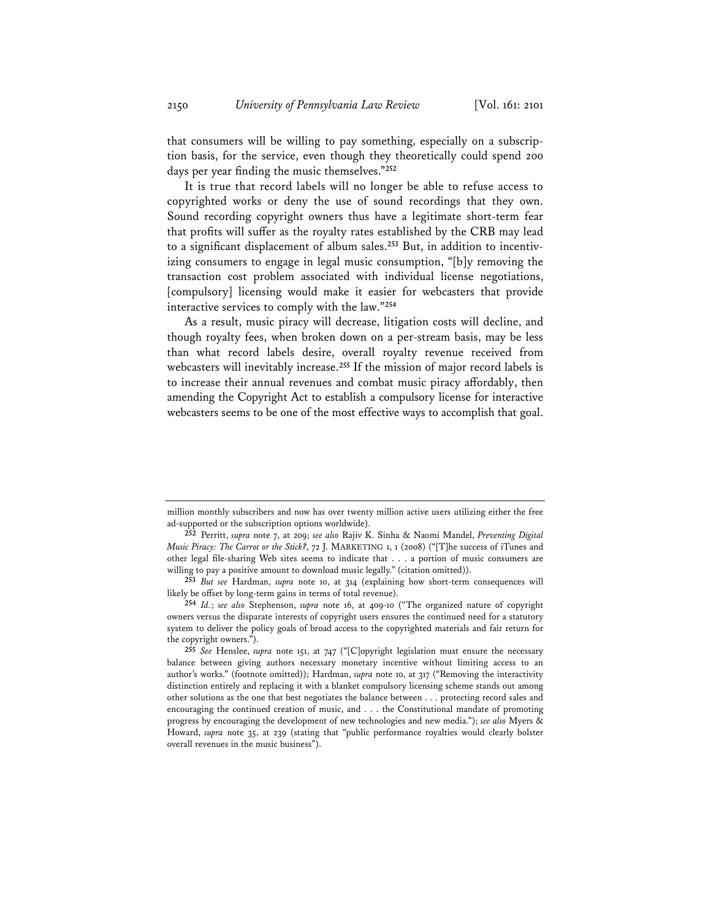that consumers will be willing to pay something, especially on a subscription basis, for the service, even though they theoretically could spend 200 days per year finding the music themselves."[252]

It is true that record labels will no longer be able to refuse access to copyrighted works or deny the use of sound recordings that they own. Sound recording copyright owners thus have a legitimate short-term fear that profits will suffer as the royalty rates established by the CRB may lead to a significant displacement of album sales.[253] But, in addition to incentivizing consumers to engage in legal music consumption, "[b]y removing the transaction cost problem associated with individual license negotiations, [compulsory] licensing would make it easier for webcasters that provide interactive services to comply with the law."[254]

As a result, music piracy will decrease, litigation costs will decline, and though royalty fees, when broken down on a per-stream basis, may be less than what record labels desire, overall royalty revenue received from webcasters will inevitably increase.[255] If the mission of major record labels is to increase their annual revenues and combat music piracy affordably, then amending the Copyright Act to establish a compulsory license for interactive webcasters seems to be one of the most effective ways to accomplish that goal.

---

million monthly subscribers and now has over twenty million active users utilizing either the free ad-supported or the subscription options worldwide).

[252] Perritt, *supra* note 7, at 209; *see also* Rajiv K. Sinha & Naomi Mandel, *Preventing Digital Music Piracy: The Carrot or the Stick?*, 72 J. MARKETING 1, 1 (2008) ("[T]he success of iTunes and other legal file-sharing Web sites seems to indicate that . . . a portion of music consumers are willing to pay a positive amount to download music legally." (citation omitted)).

[253] *But see* Hardman, *supra* note 10, at 314 (explaining how short-term consequences will likely be offset by long-term gains in terms of total revenue).

[254] *Id.*; *see also* Stephenson, *supra* note 16, at 409-10 ("The organized nature of copyright owners versus the disparate interests of copyright users ensures the continued need for a statutory system to deliver the policy goals of broad access to the copyrighted materials and fair return for the copyright owners.").

[255] *See* Henslee, *supra* note 151, at 747 ("[C]opyright legislation must ensure the necessary balance between giving authors necessary monetary incentive without limiting access to an author's works." (footnote omitted)); Hardman, *supra* note 10, at 317 ("Removing the interactivity distinction entirely and replacing it with a blanket compulsory licensing scheme stands out among other solutions as the one that best negotiates the balance between . . . protecting record sales and encouraging the continued creation of music, and . . . the Constitutional mandate of promoting progress by encouraging the development of new technologies and new media."); *see also* Myers & Howard, *supra* note 35, at 239 (stating that "public performance royalties would clearly bolster overall revenues in the music business").